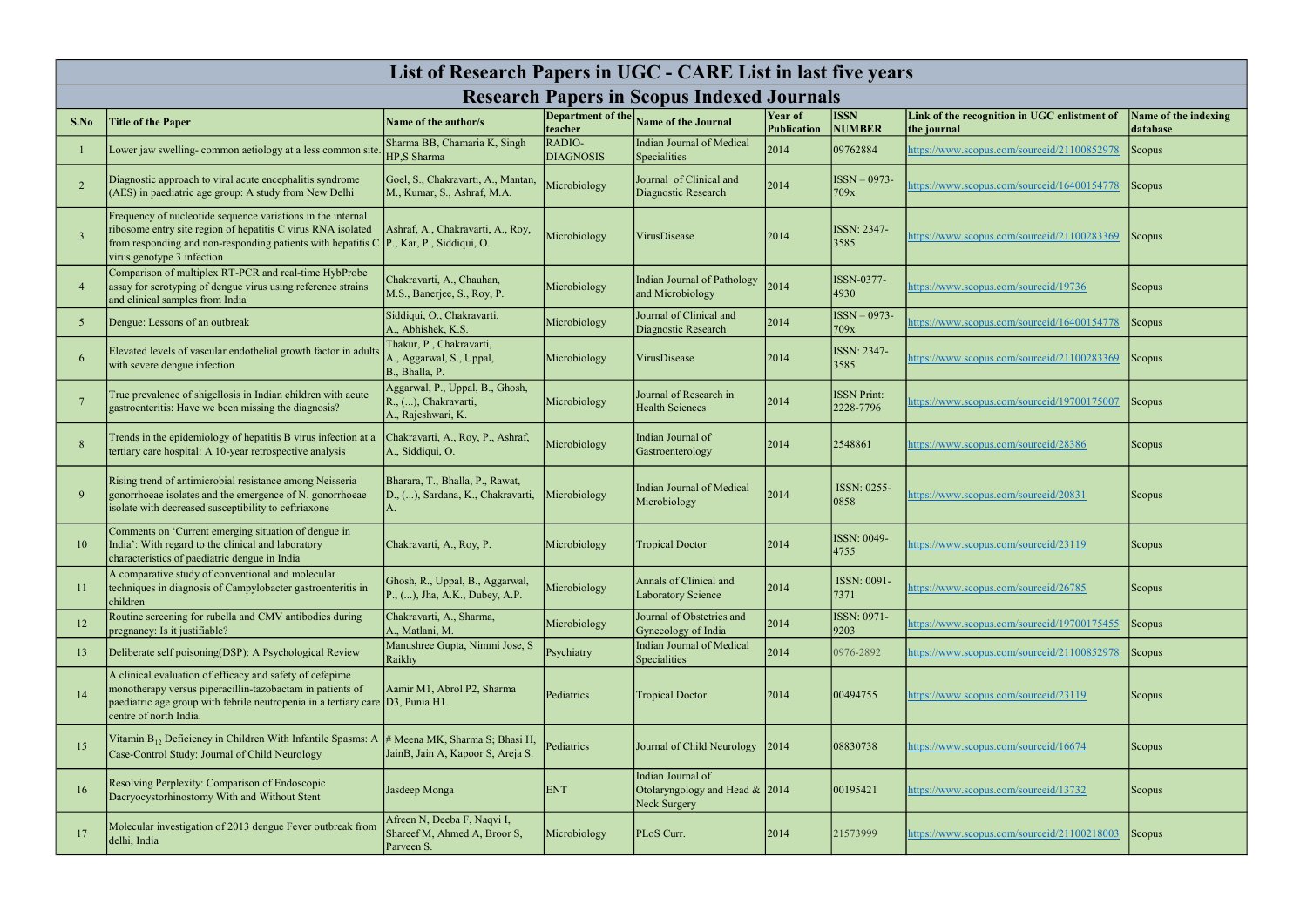# List of Research Papers in UGC - CARE List in last five years

## Research Papers in Scopus Indexed Journals

| S.No | Title of the Paper | Name of the author/s | Department of the teacher | Name of the Journal | Year of Publication | ISSN NUMBER | Link of the recognition in UGC enlistment of the journal | Name of the indexing database |
|---|---|---|---|---|---|---|---|---|
| 1 | Lower jaw swelling- common aetiology at a less common site. | Sharma BB, Chamaria K, Singh HP,S Sharma | RADIO-DIAGNOSIS | Indian Journal of Medical Specialities | 2014 | 09762884 | https://www.scopus.com/sourceid/21100852978 | Scopus |
| 2 | Diagnostic approach to viral acute encephalitis syndrome (AES) in paediatric age group: A study from New Delhi | Goel, S., Chakravarti, A., Mantan, M., Kumar, S., Ashraf, M.A. | Microbiology | Journal of Clinical and Diagnostic Research | 2014 | ISSN – 0973-709x | https://www.scopus.com/sourceid/16400154778 | Scopus |
| 3 | Frequency of nucleotide sequence variations in the internal ribosome entry site region of hepatitis C virus RNA isolated from responding and non-responding patients with hepatitis C virus genotype 3 infection | Ashraf, A., Chakravarti, A., Roy, P., Kar, P., Siddiqui, O. | Microbiology | VirusDisease | 2014 | ISSN: 2347-3585 | https://www.scopus.com/sourceid/21100283369 | Scopus |
| 4 | Comparison of multiplex RT-PCR and real-time HybProbe assay for serotyping of dengue virus using reference strains and clinical samples from India | Chakravarti, A., Chauhan, M.S., Banerjee, S., Roy, P. | Microbiology | Indian Journal of Pathology and Microbiology | 2014 | ISSN-0377-4930 | https://www.scopus.com/sourceid/19736 | Scopus |
| 5 | Dengue: Lessons of an outbreak | Siddiqui, O., Chakravarti, A., Abhishek, K.S. | Microbiology | Journal of Clinical and Diagnostic Research | 2014 | ISSN – 0973-709x | https://www.scopus.com/sourceid/16400154778 | Scopus |
| 6 | Elevated levels of vascular endothelial growth factor in adults with severe dengue infection | Thakur, P., Chakravarti, A., Aggarwal, S., Uppal, B., Bhalla, P. | Microbiology | VirusDisease | 2014 | ISSN: 2347-3585 | https://www.scopus.com/sourceid/21100283369 | Scopus |
| 7 | True prevalence of shigellosis in Indian children with acute gastroenteritis: Have we been missing the diagnosis? | Aggarwal, P., Uppal, B., Ghosh, R., (...), Chakravarti, A., Rajeshwari, K. | Microbiology | Journal of Research in Health Sciences | 2014 | ISSN Print: 2228-7796 | https://www.scopus.com/sourceid/19700175007 | Scopus |
| 8 | Trends in the epidemiology of hepatitis B virus infection at a tertiary care hospital: A 10-year retrospective analysis | Chakravarti, A., Roy, P., Ashraf, A., Siddiqui, O. | Microbiology | Indian Journal of Gastroenterology | 2014 | 2548861 | https://www.scopus.com/sourceid/28386 | Scopus |
| 9 | Rising trend of antimicrobial resistance among Neisseria gonorrhoeae isolates and the emergence of N. gonorrhoeae isolate with decreased susceptibility to ceftriaxone | Bharara, T., Bhalla, P., Rawat, D., (...), Sardana, K., Chakravarti, A. | Microbiology | Indian Journal of Medical Microbiology | 2014 | ISSN: 0255-0858 | https://www.scopus.com/sourceid/20831 | Scopus |
| 10 | Comments on 'Current emerging situation of dengue in India': With regard to the clinical and laboratory characteristics of paediatric dengue in India | Chakravarti, A., Roy, P. | Microbiology | Tropical Doctor | 2014 | ISSN: 0049-4755 | https://www.scopus.com/sourceid/23119 | Scopus |
| 11 | A comparative study of conventional and molecular techniques in diagnosis of Campylobacter gastroenteritis in children | Ghosh, R., Uppal, B., Aggarwal, P., (...), Jha, A.K., Dubey, A.P. | Microbiology | Annals of Clinical and Laboratory Science | 2014 | ISSN: 0091-7371 | https://www.scopus.com/sourceid/26785 | Scopus |
| 12 | Routine screening for rubella and CMV antibodies during pregnancy: Is it justifiable? | Chakravarti, A., Sharma, A., Matlani, M. | Microbiology | Journal of Obstetrics and Gynecology of India | 2014 | ISSN: 0971-9203 | https://www.scopus.com/sourceid/19700175455 | Scopus |
| 13 | Deliberate self poisoning(DSP): A Psychological Review | Manushree Gupta, Nimmi Jose, S Raikhy | Psychiatry | Indian Journal of Medical Specialities | 2014 | 0976-2892 | https://www.scopus.com/sourceid/21100852978 | Scopus |
| 14 | A clinical evaluation of efficacy and safety of cefepime monotherapy versus piperacillin-tazobactam in patients of paediatric age group with febrile neutropenia in a tertiary care centre of north India. | Aamir M1, Abrol P2, Sharma D3, Punia H1. | Pediatrics | Tropical Doctor | 2014 | 00494755 | https://www.scopus.com/sourceid/23119 | Scopus |
| 15 | Vitamin $B_{12}$ Deficiency in Children With Infantile Spasms: A Case-Control Study: Journal of Child Neurology | # Meena MK, Sharma S; Bhasi H, JainB, Jain A, Kapoor S, Areja S. | Pediatrics | Journal of Child Neurology | 2014 | 08830738 | https://www.scopus.com/sourceid/16674 | Scopus |
| 16 | Resolving Perplexity: Comparison of Endoscopic Dacryocystorhinostomy With and Without Stent | Jasdeep Monga | ENT | Indian Journal of Otolaryngology and Head & Neck Surgery | 2014 | 00195421 | https://www.scopus.com/sourceid/13732 | Scopus |
| 17 | Molecular investigation of 2013 dengue Fever outbreak from delhi, India | Afreen N, Deeba F, Naqvi I, Shareef M, Ahmed A, Broor S, Parveen S. | Microbiology | PLoS Curr. | 2014 | 21573999 | https://www.scopus.com/sourceid/21100218003 | Scopus |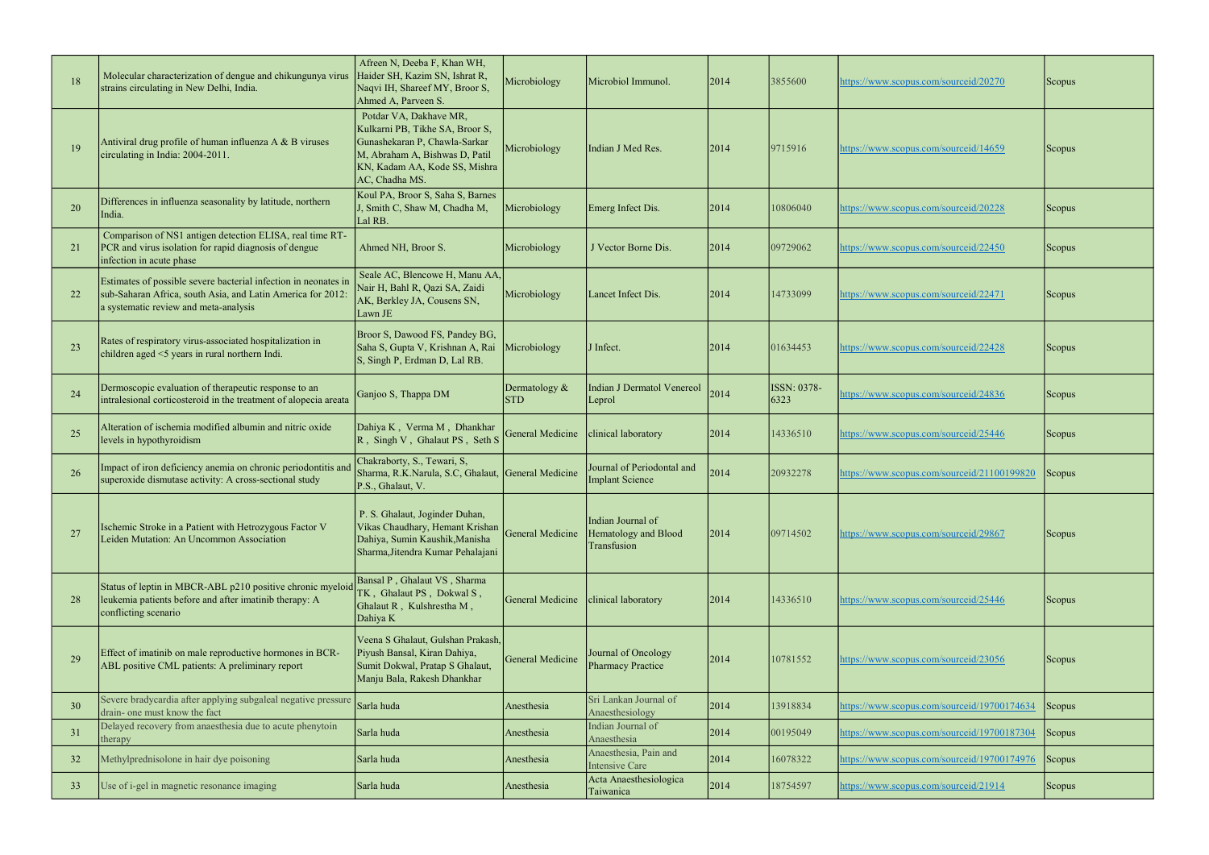| 18 | Molecular characterization of dengue and chikungunya virus strains circulating in New Delhi, India. | Afreen N, Deeba F, Khan WH, Haider SH, Kazim SN, Ishrat R, Naqvi IH, Shareef MY, Broor S, Ahmed A, Parveen S. | Microbiology | Microbiol Immunol. | 2014 | 3855600 | https://www.scopus.com/sourceid/20270 | Scopus |
|---|---|---|---|---|---|---|---|---|
| 19 | Antiviral drug profile of human influenza A & B viruses circulating in India: 2004-2011. | Potdar VA, Dakhave MR, Kulkarni PB, Tikhe SA, Broor S, Gunashekaran P, Chawla-Sarkar M, Abraham A, Bishwas D, Patil KN, Kadam AA, Kode SS, Mishra AC, Chadha MS. | Microbiology | Indian J Med Res. | 2014 | 9715916 | https://www.scopus.com/sourceid/14659 | Scopus |
| 20 | Differences in influenza seasonality by latitude, northern India. | Koul PA, Broor S, Saha S, Barnes J, Smith C, Shaw M, Chadha M, Lal RB. | Microbiology | Emerg Infect Dis. | 2014 | 10806040 | https://www.scopus.com/sourceid/20228 | Scopus |
| 21 | Comparison of NS1 antigen detection ELISA, real time RT-PCR and virus isolation for rapid diagnosis of dengue infection in acute phase | Ahmed NH, Broor S. | Microbiology | J Vector Borne Dis. | 2014 | 09729062 | https://www.scopus.com/sourceid/22450 | Scopus |
| 22 | Estimates of possible severe bacterial infection in neonates in sub-Saharan Africa, south Asia, and Latin America for 2012: a systematic review and meta-analysis | Seale AC, Blencowe H, Manu AA, Nair H, Bahl R, Qazi SA, Zaidi AK, Berkley JA, Cousens SN, Lawn JE | Microbiology | Lancet Infect Dis. | 2014 | 14733099 | https://www.scopus.com/sourceid/22471 | Scopus |
| 23 | Rates of respiratory virus-associated hospitalization in children aged <5 years in rural northern Indi. | Broor S, Dawood FS, Pandey BG, Saha S, Gupta V, Krishnan A, Rai S, Singh P, Erdman D, Lal RB. | Microbiology | J Infect. | 2014 | 01634453 | https://www.scopus.com/sourceid/22428 | Scopus |
| 24 | Dermoscopic evaluation of therapeutic response to an intralesional corticosteroid in the treatment of alopecia areata | Ganjoo S, Thappa DM | Dermatology & STD | Indian J Dermatol Venereol Leprol | 2014 | ISSN: 0378-6323 | https://www.scopus.com/sourceid/24836 | Scopus |
| 25 | Alteration of ischemia modified albumin and nitric oxide levels in hypothyroidism | Dahiya K , Verma M , Dhankhar R , Singh V , Ghalaut PS , Seth S | General Medicine | clinical laboratory | 2014 | 14336510 | https://www.scopus.com/sourceid/25446 | Scopus |
| 26 | Impact of iron deficiency anemia on chronic periodontitis and superoxide dismutase activity: A cross-sectional study | Chakraborty, S., Tewari, S, Sharma, R.K.Narula, S.C, Ghalaut, P.S., Ghalaut, V. | General Medicine | Journal of Periodontal and Implant Science | 2014 | 20932278 | https://www.scopus.com/sourceid/21100199820 | Scopus |
| 27 | Ischemic Stroke in a Patient with Hetrozygous Factor V Leiden Mutation: An Uncommon Association | P. S. Ghalaut, Joginder Duhan, Vikas Chaudhary, Hemant Krishan Dahiya, Sumin Kaushik,Manisha Sharma,Jitendra Kumar Pehalajani | General Medicine | Indian Journal of Hematology and Blood Transfusion | 2014 | 09714502 | https://www.scopus.com/sourceid/29867 | Scopus |
| 28 | Status of leptin in MBCR-ABL p210 positive chronic myeloid leukemia patients before and after imatinib therapy: A conflicting scenario | Bansal P , Ghalaut VS , Sharma TK , Ghalaut PS , Dokwal S , Ghalaut R , Kulshrestha M , Dahiya K | General Medicine | clinical laboratory | 2014 | 14336510 | https://www.scopus.com/sourceid/25446 | Scopus |
| 29 | Effect of imatinib on male reproductive hormones in BCR-ABL positive CML patients: A preliminary report | Veena S Ghalaut, Gulshan Prakash, Piyush Bansal, Kiran Dahiya, Sumit Dokwal, Pratap S Ghalaut, Manju Bala, Rakesh Dhankhar | General Medicine | Journal of Oncology Pharmacy Practice | 2014 | 10781552 | https://www.scopus.com/sourceid/23056 | Scopus |
| 30 | Severe bradycardia after applying subgaleal negative pressure drain- one must know the fact | Sarla huda | Anesthesia | Sri Lankan Journal of Anaesthesiology | 2014 | 13918834 | https://www.scopus.com/sourceid/19700174634 | Scopus |
| 31 | Delayed recovery from anaesthesia due to acute phenytoin therapy | Sarla huda | Anesthesia | Indian Journal of Anaesthesia | 2014 | 00195049 | https://www.scopus.com/sourceid/19700187304 | Scopus |
| 32 | Methylprednisolone in hair dye poisoning | Sarla huda | Anesthesia | Anaesthesia, Pain and Intensive Care | 2014 | 16078322 | https://www.scopus.com/sourceid/19700174976 | Scopus |
| 33 | Use of i-gel in magnetic resonance imaging | Sarla huda | Anesthesia | Acta Anaesthesiologica Taiwanica | 2014 | 18754597 | https://www.scopus.com/sourceid/21914 | Scopus |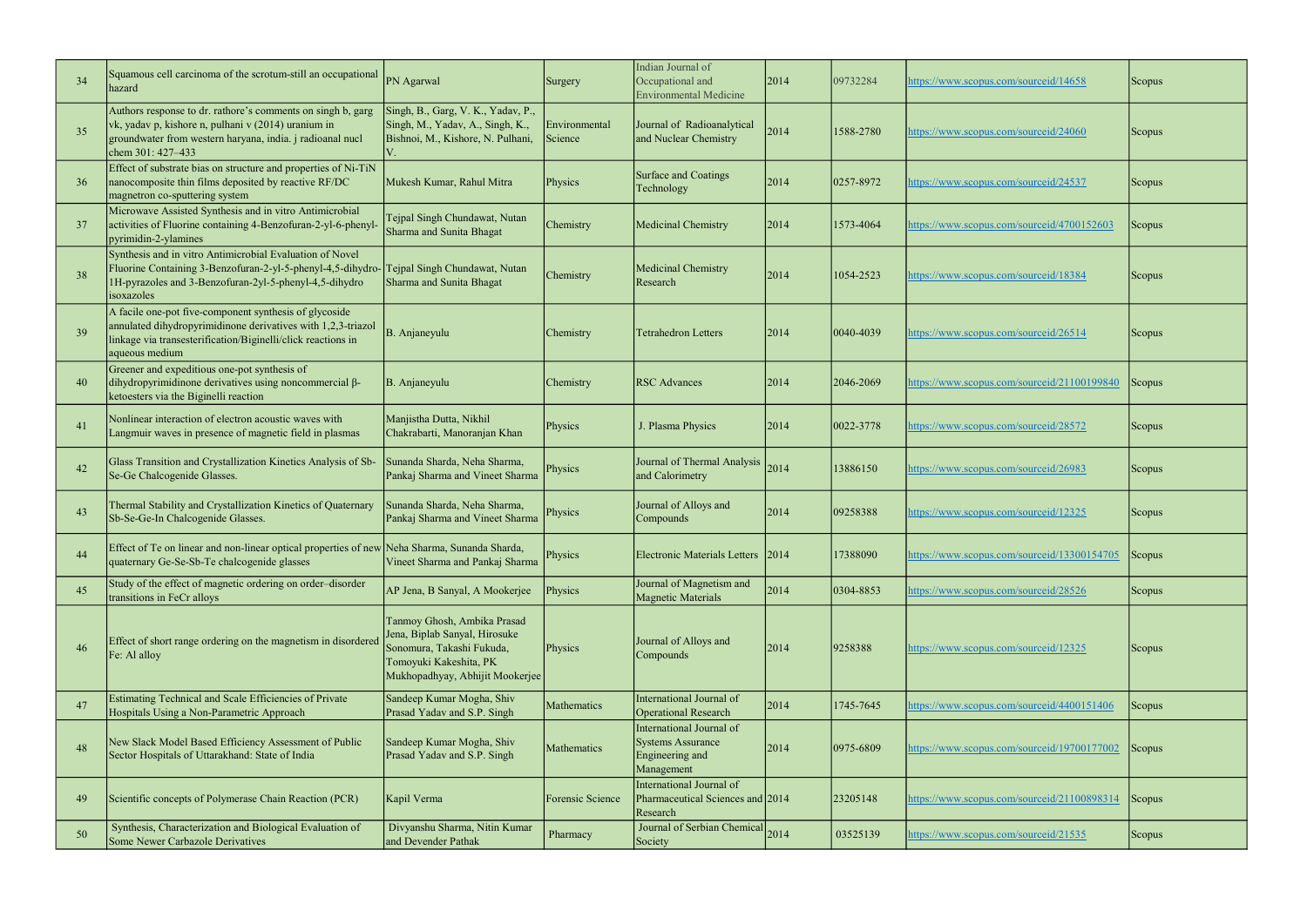| 34 | Squamous cell carcinoma of the scrotum-still an occupational hazard | PN Agarwal | Surgery | Indian Journal of Occupational and Environmental Medicine | 2014 | 09732284 | https://www.scopus.com/sourceid/14658 | Scopus |
|---|---|---|---|---|---|---|---|---|
| 35 | Authors response to dr. rathore's comments on singh b, garg vk, yadav p, kishore n, pulhani v (2014) uranium in groundwater from western haryana, india. j radioanal nucl chem 301: 427–433 | Singh, B., Garg, V. K., Yadav, P., Singh, M., Yadav, A., Singh, K., Bishnoi, M., Kishore, N. Pulhani, V. | Environmental Science | Journal of Radioanalytical and Nuclear Chemistry | 2014 | 1588-2780 | https://www.scopus.com/sourceid/24060 | Scopus |
| 36 | Effect of substrate bias on structure and properties of Ni-TiN nanocomposite thin films deposited by reactive RF/DC magnetron co-sputtering system | Mukesh Kumar, Rahul Mitra | Physics | Surface and Coatings Technology | 2014 | 0257-8972 | https://www.scopus.com/sourceid/24537 | Scopus |
| 37 | Microwave Assisted Synthesis and in vitro Antimicrobial activities of Fluorine containing 4-Benzofuran-2-yl-6-phenyl-pyrimidin-2-ylamines | Tejpal Singh Chundawat, Nutan Sharma and Sunita Bhagat | Chemistry | Medicinal Chemistry | 2014 | 1573-4064 | https://www.scopus.com/sourceid/4700152603 | Scopus |
| 38 | Synthesis and in vitro Antimicrobial Evaluation of Novel Fluorine Containing 3-Benzofuran-2-yl-5-phenyl-4,5-dihydro-1H-pyrazoles and 3-Benzofuran-2yl-5-phenyl-4,5-dihydro isoxazoles | Tejpal Singh Chundawat, Nutan Sharma and Sunita Bhagat | Chemistry | Medicinal Chemistry Research | 2014 | 1054-2523 | https://www.scopus.com/sourceid/18384 | Scopus |
| 39 | A facile one-pot five-component synthesis of glycoside annulated dihydropyrimidinone derivatives with 1,2,3-triazol linkage via transesterification/Biginelli/click reactions in aqueous medium | B. Anjaneyulu | Chemistry | Tetrahedron Letters | 2014 | 0040-4039 | https://www.scopus.com/sourceid/26514 | Scopus |
| 40 | Greener and expeditious one-pot synthesis of dihydropyrimidinone derivatives using noncommercial β-ketoesters via the Biginelli reaction | B. Anjaneyulu | Chemistry | RSC Advances | 2014 | 2046-2069 | https://www.scopus.com/sourceid/21100199840 | Scopus |
| 41 | Nonlinear interaction of electron acoustic waves with Langmuir waves in presence of magnetic field in plasmas | Manjistha Dutta, Nikhil Chakrabarti, Manoranjan Khan | Physics | J. Plasma Physics | 2014 | 0022-3778 | https://www.scopus.com/sourceid/28572 | Scopus |
| 42 | Glass Transition and Crystallization Kinetics Analysis of Sb-Se-Ge Chalcogenide Glasses. | Sunanda Sharda, Neha Sharma, Pankaj Sharma and Vineet Sharma | Physics | Journal of Thermal Analysis and Calorimetry | 2014 | 13886150 | https://www.scopus.com/sourceid/26983 | Scopus |
| 43 | Thermal Stability and Crystallization Kinetics of Quaternary Sb-Se-Ge-In Chalcogenide Glasses. | Sunanda Sharda, Neha Sharma, Pankaj Sharma and Vineet Sharma | Physics | Journal of Alloys and Compounds | 2014 | 09258388 | https://www.scopus.com/sourceid/12325 | Scopus |
| 44 | Effect of Te on linear and non-linear optical properties of new quaternary Ge-Se-Sb-Te chalcogenide glasses | Neha Sharma, Sunanda Sharda, Vineet Sharma and Pankaj Sharma | Physics | Electronic Materials Letters | 2014 | 17388090 | https://www.scopus.com/sourceid/13300154705 | Scopus |
| 45 | Study of the effect of magnetic ordering on order–disorder transitions in FeCr alloys | AP Jena, B Sanyal, A Mookerjee | Physics | Journal of Magnetism and Magnetic Materials | 2014 | 0304-8853 | https://www.scopus.com/sourceid/28526 | Scopus |
| 46 | Effect of short range ordering on the magnetism in disordered Fe: Al alloy | Tanmoy Ghosh, Ambika Prasad Jena, Biplab Sanyal, Hirosuke Sonomura, Takashi Fukuda, Tomoyuki Kakeshita, PK Mukhopadhyay, Abhijit Mookerjee | Physics | Journal of Alloys and Compounds | 2014 | 9258388 | https://www.scopus.com/sourceid/12325 | Scopus |
| 47 | Estimating Technical and Scale Efficiencies of Private Hospitals Using a Non-Parametric Approach | Sandeep Kumar Mogha, Shiv Prasad Yadav and S.P. Singh | Mathematics | International Journal of Operational Research | 2014 | 1745-7645 | https://www.scopus.com/sourceid/4400151406 | Scopus |
| 48 | New Slack Model Based Efficiency Assessment of Public Sector Hospitals of Uttarakhand: State of India | Sandeep Kumar Mogha, Shiv Prasad Yadav and S.P. Singh | Mathematics | International Journal of Systems Assurance Engineering and Management | 2014 | 0975-6809 | https://www.scopus.com/sourceid/19700177002 | Scopus |
| 49 | Scientific concepts of Polymerase Chain Reaction (PCR) | Kapil Verma | Forensic Science | International Journal of Pharmaceutical Sciences and Research | 2014 | 23205148 | https://www.scopus.com/sourceid/21100898314 | Scopus |
| 50 | Synthesis, Characterization and Biological Evaluation of Some Newer Carbazole Derivatives | Divyanshu Sharma, Nitin Kumar and Devender Pathak | Pharmacy | Journal of Serbian Chemical Society | 2014 | 03525139 | https://www.scopus.com/sourceid/21535 | Scopus |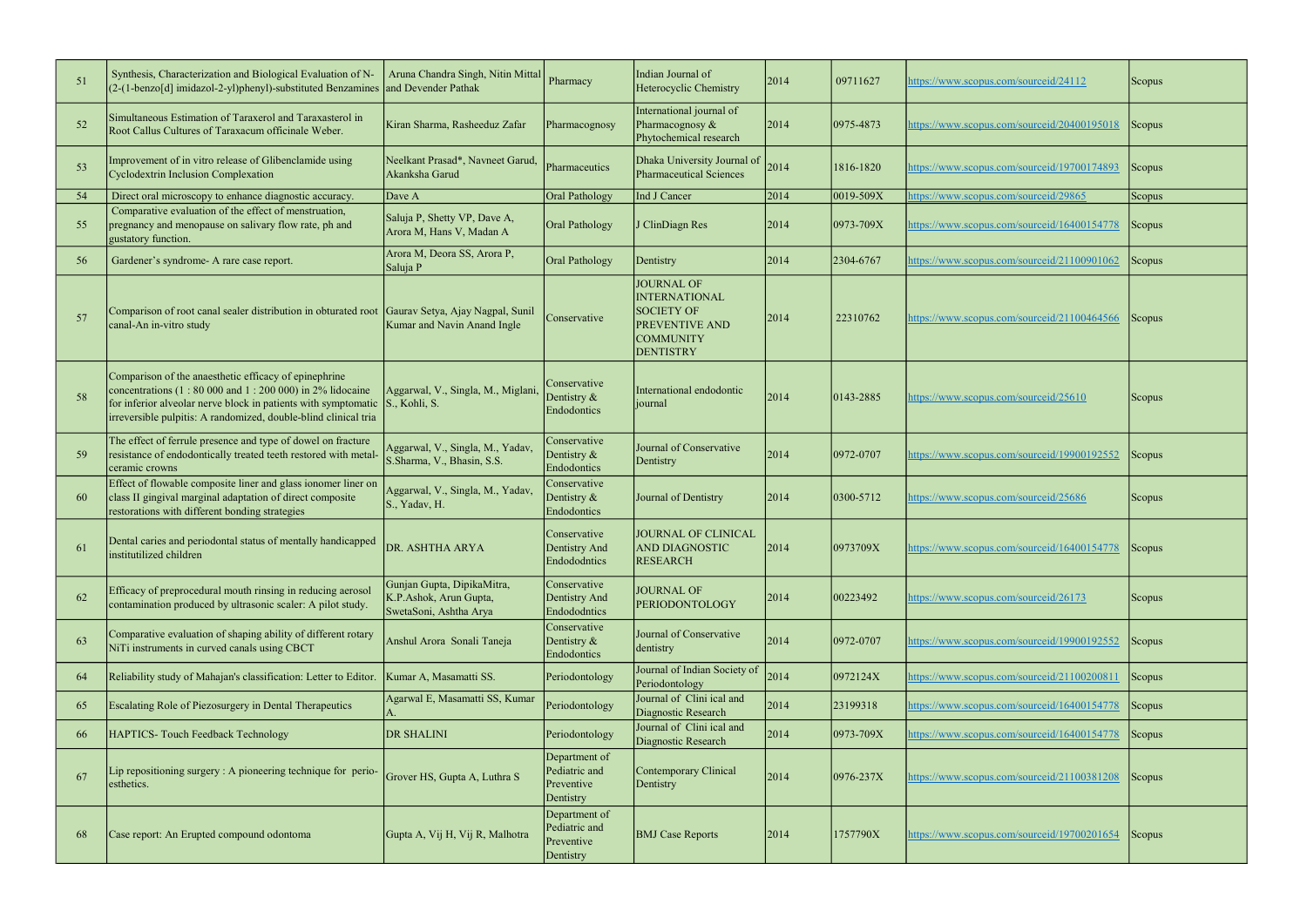| | | | | | | | | |
|---|---|---|---|---|---|---|---|---|
| 51 | Synthesis, Characterization and Biological Evaluation of N-(2-(1-benzo[d] imidazol-2-yl)phenyl)-substituted Benzamines | Aruna Chandra Singh, Nitin Mittal and Devender Pathak | Pharmacy | Indian Journal of Heterocyclic Chemistry | 2014 | 09711627 | https://www.scopus.com/sourceid/24112 | Scopus |
| 52 | Simultaneous Estimation of Taraxerol and Taraxasterol in Root Callus Cultures of Taraxacum officinale Weber. | Kiran Sharma, Rasheeduz Zafar | Pharmacognosy | International journal of Pharmacognosy & Phytochemical research | 2014 | 0975-4873 | https://www.scopus.com/sourceid/20400195018 | Scopus |
| 53 | Improvement of in vitro release of Glibenclamide using Cyclodextrin Inclusion Complexation | Neelkant Prasad*, Navneet Garud, Akanksha Garud | Pharmaceutics | Dhaka University Journal of Pharmaceutical Sciences | 2014 | 1816-1820 | https://www.scopus.com/sourceid/19700174893 | Scopus |
| 54 | Direct oral microscopy to enhance diagnostic accuracy. | Dave A | Oral Pathology | Ind J Cancer | 2014 | 0019-509X | https://www.scopus.com/sourceid/29865 | Scopus |
| 55 | Comparative evaluation of the effect of menstruation, pregnancy and menopause on salivary flow rate, ph and gustatory function. | Saluja P, Shetty VP, Dave A, Arora M, Hans V, Madan A | Oral Pathology | J ClinDiagn Res | 2014 | 0973-709X | https://www.scopus.com/sourceid/16400154778 | Scopus |
| 56 | Gardener's syndrome- A rare case report. | Arora M, Deora SS, Arora P, Saluja P | Oral Pathology | Dentistry | 2014 | 2304-6767 | https://www.scopus.com/sourceid/21100901062 | Scopus |
| 57 | Comparison of root canal sealer distribution in obturated root canal-An in-vitro study | Gaurav Setya, Ajay Nagpal, Sunil Kumar and Navin Anand Ingle | Conservative | JOURNAL OF INTERNATIONAL SOCIETY OF PREVENTIVE AND COMMUNITY DENTISTRY | 2014 | 22310762 | https://www.scopus.com/sourceid/21100464566 | Scopus |
| 58 | Comparison of the anaesthetic efficacy of epinephrine concentrations (1 : 80 000 and 1 : 200 000) in 2% lidocaine for inferior alveolar nerve block in patients with symptomatic irreversible pulpitis: A randomized, double-blind clinical tria | Aggarwal, V., Singla, M., Miglani, S., Kohli, S. | Conservative Dentistry & Endodontics | International endodontic journal | 2014 | 0143-2885 | https://www.scopus.com/sourceid/25610 | Scopus |
| 59 | The effect of ferrule presence and type of dowel on fracture resistance of endodontically treated teeth restored with metal-ceramic crowns | Aggarwal, V., Singla, M., Yadav, S.Sharma, V., Bhasin, S.S. | Conservative Dentistry & Endodontics | Journal of Conservative Dentistry | 2014 | 0972-0707 | https://www.scopus.com/sourceid/19900192552 | Scopus |
| 60 | Effect of flowable composite liner and glass ionomer liner on class II gingival marginal adaptation of direct composite restorations with different bonding strategies | Aggarwal, V., Singla, M., Yadav, S., Yadav, H. | Conservative Dentistry & Endodontics | Journal of Dentistry | 2014 | 0300-5712 | https://www.scopus.com/sourceid/25686 | Scopus |
| 61 | Dental caries and periodontal status of mentally handicapped institutilized children | DR. ASHTHA ARYA | Conservative Dentistry And Endododntics | JOURNAL OF CLINICAL AND DIAGNOSTIC RESEARCH | 2014 | 0973709X | https://www.scopus.com/sourceid/16400154778 | Scopus |
| 62 | Efficacy of preprocedural mouth rinsing in reducing aerosol contamination produced by ultrasonic scaler: A pilot study. | Gunjan Gupta, DipikaMitra, K.P.Ashok, Arun Gupta, SwetaSoni, Ashtha Arya | Conservative Dentistry And Endododntics | JOURNAL OF PERIODONTOLOGY | 2014 | 00223492 | https://www.scopus.com/sourceid/26173 | Scopus |
| 63 | Comparative evaluation of shaping ability of different rotary NiTi instruments in curved canals using CBCT | Anshul Arora Sonali Taneja | Conservative Dentistry & Endodontics | Journal of Conservative dentistry | 2014 | 0972-0707 | https://www.scopus.com/sourceid/19900192552 | Scopus |
| 64 | Reliability study of Mahajan's classification: Letter to Editor. | Kumar A, Masamatti SS. | Periodontology | Journal of Indian Society of Periodontology | 2014 | 0972124X | https://www.scopus.com/sourceid/21100200811 | Scopus |
| 65 | Escalating Role of Piezosurgery in Dental Therapeutics | Agarwal E, Masamatti SS, Kumar A. | Periodontology | Journal of Clini ical and Diagnostic Research | 2014 | 23199318 | https://www.scopus.com/sourceid/16400154778 | Scopus |
| 66 | HAPTICS- Touch Feedback Technology | DR SHALINI | Periodontology | Journal of Clini ical and Diagnostic Research | 2014 | 0973-709X | https://www.scopus.com/sourceid/16400154778 | Scopus |
| 67 | Lip repositioning surgery : A pioneering technique for perio-esthetics. | Grover HS, Gupta A, Luthra S | Department of Pediatric and Preventive Dentistry | Contemporary Clinical Dentistry | 2014 | 0976-237X | https://www.scopus.com/sourceid/21100381208 | Scopus |
| 68 | Case report: An Erupted compound odontoma | Gupta A, Vij H, Vij R, Malhotra | Department of Pediatric and Preventive Dentistry | BMJ Case Reports | 2014 | 1757790X | https://www.scopus.com/sourceid/19700201654 | Scopus |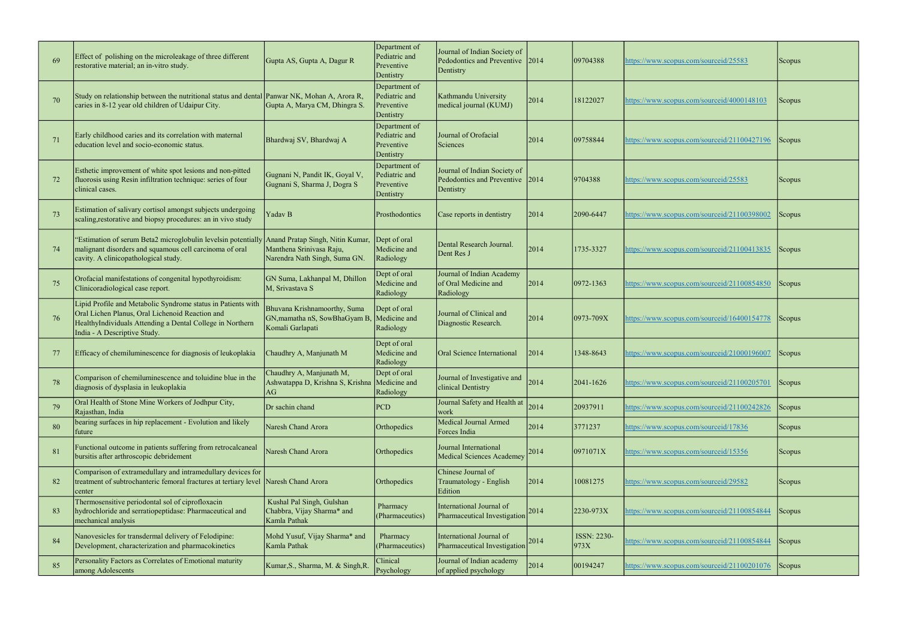| 69 | Effect of polishing on the microleakage of three different restorative material; an in-vitro study. | Gupta AS, Gupta A, Dagur R | Department of Pediatric and Preventive Dentistry | Journal of Indian Society of Pedodontics and Preventive Dentistry | 2014 | 09704388 | https://www.scopus.com/sourceid/25583 | Scopus |
|---|---|---|---|---|---|---|---|---|
| 70 | Study on relationship between the nutritional status and dental caries in 8-12 year old children of Udaipur City. | Panwar NK, Mohan A, Arora R, Gupta A, Marya CM, Dhingra S. | Department of Pediatric and Preventive Dentistry | Kathmandu University medical journal (KUMJ) | 2014 | 18122027 | https://www.scopus.com/sourceid/4000148103 | Scopus |
| 71 | Early childhood caries and its correlation with maternal education level and socio-economic status. | Bhardwaj SV, Bhardwaj A | Department of Pediatric and Preventive Dentistry | Journal of Orofacial Sciences | 2014 | 09758844 | https://www.scopus.com/sourceid/21100427196 | Scopus |
| 72 | Esthetic improvement of white spot lesions and non-pitted fluorosis using Resin infiltration technique: series of four clinical cases. | Gugnani N, Pandit IK, Goyal V, Gugnani S, Sharma J, Dogra S | Department of Pediatric and Preventive Dentistry | Journal of Indian Society of Pedodontics and Preventive Dentistry | 2014 | 9704388 | https://www.scopus.com/sourceid/25583 | Scopus |
| 73 | Estimation of salivary cortisol amongst subjects undergoing scaling,restorative and biopsy procedures: an in vivo study | Yadav B | Prosthodontics | Case reports in dentistry | 2014 | 2090-6447 | https://www.scopus.com/sourceid/21100398002 | Scopus |
| 74 | "Estimation of serum Beta2 microglobulin levelsin potentially malignant disorders and squamous cell carcinoma of oral cavity. A clinicopathological study. | Anand Pratap Singh, Nitin Kumar, Manthena Srinivasa Raju, Narendra Nath Singh, Suma GN. | Dept of oral Medicine and Radiology | Dental Research Journal. Dent Res J | 2014 | 1735-3327 | https://www.scopus.com/sourceid/21100413835 | Scopus |
| 75 | Orofacial manifestations of congenital hypothyroidism: Clinicoradiological case report. | GN Suma, Lakhanpal M, Dhillon M, Srivastava S | Dept of oral Medicine and Radiology | Journal of Indian Academy of Oral Medicine and Radiology | 2014 | 0972-1363 | https://www.scopus.com/sourceid/21100854850 | Scopus |
| 76 | Lipid Profile and Metabolic Syndrome status in Patients with Oral Lichen Planus, Oral Lichenoid Reaction and HealthyIndividuals Attending a Dental College in Northern India - A Descriptive Study. | Bhuvana Krishnamoorthy, Suma GN,mamatha nS, SowBhaGyam B, Komali Garlapati | Dept of oral Medicine and Radiology | Journal of Clinical and Diagnostic Research. | 2014 | 0973-709X | https://www.scopus.com/sourceid/16400154778 | Scopus |
| 77 | Efficacy of chemiluminescence for diagnosis of leukoplakia | Chaudhry A, Manjunath M | Dept of oral Medicine and Radiology | Oral Science International | 2014 | 1348-8643 | https://www.scopus.com/sourceid/21000196007 | Scopus |
| 78 | Comparison of chemiluminescence and toluidine blue in the diagnosis of dysplasia in leukoplakia | Chaudhry A, Manjunath M, Ashwatappa D, Krishna S, Krishna AG | Dept of oral Medicine and Radiology | Journal of Investigative and clinical Dentistry | 2014 | 2041-1626 | https://www.scopus.com/sourceid/21100205701 | Scopus |
| 79 | Oral Health of Stone Mine Workers of Jodhpur City, Rajasthan, India | Dr sachin chand | PCD | Journal Safety and Health at work | 2014 | 20937911 | https://www.scopus.com/sourceid/21100242826 | Scopus |
| 80 | bearing surfaces in hip replacement - Evolution and likely future | Naresh Chand Arora | Orthopedics | Medical Journal Armed Forces India | 2014 | 3771237 | https://www.scopus.com/sourceid/17836 | Scopus |
| 81 | Functional outcome in patients suffering from retrocalcaneal bursitis after arthroscopic debridement | Naresh Chand Arora | Orthopedics | Journal International Medical Sciences Academey | 2014 | 0971071X | https://www.scopus.com/sourceid/15356 | Scopus |
| 82 | Comparison of extramedullary and intramedullary devices for treatment of subtrochanteric femoral fractures at tertiary level center | Naresh Chand Arora | Orthopedics | Chinese Journal of Traumatology - English Edition | 2014 | 10081275 | https://www.scopus.com/sourceid/29582 | Scopus |
| 83 | Thermosensitive periodontal sol of ciprofloxacin hydrochloride and serratiopeptidase: Pharmaceutical and mechanical analysis | Kushal Pal Singh, Gulshan Chabbra, Vijay Sharma* and Kamla Pathak | Pharmacy (Pharmaceutics) | International Journal of Pharmaceutical Investigation | 2014 | 2230-973X | https://www.scopus.com/sourceid/21100854844 | Scopus |
| 84 | Nanovesicles for transdermal delivery of Felodipine: Development, characterization and pharmacokinetics | Mohd Yusuf, Vijay Sharma* and Kamla Pathak | Pharmacy (Pharmaceutics) | International Journal of Pharmaceutical Investigation | 2014 | ISSN: 2230-973X | https://www.scopus.com/sourceid/21100854844 | Scopus |
| 85 | Personality Factors as Correlates of Emotional maturity among Adolescents | Kumar,S., Sharma, M. & Singh,R. | Clinical Psychology | Journal of Indian academy of applied psychology | 2014 | 00194247 | https://www.scopus.com/sourceid/21100201076 | Scopus |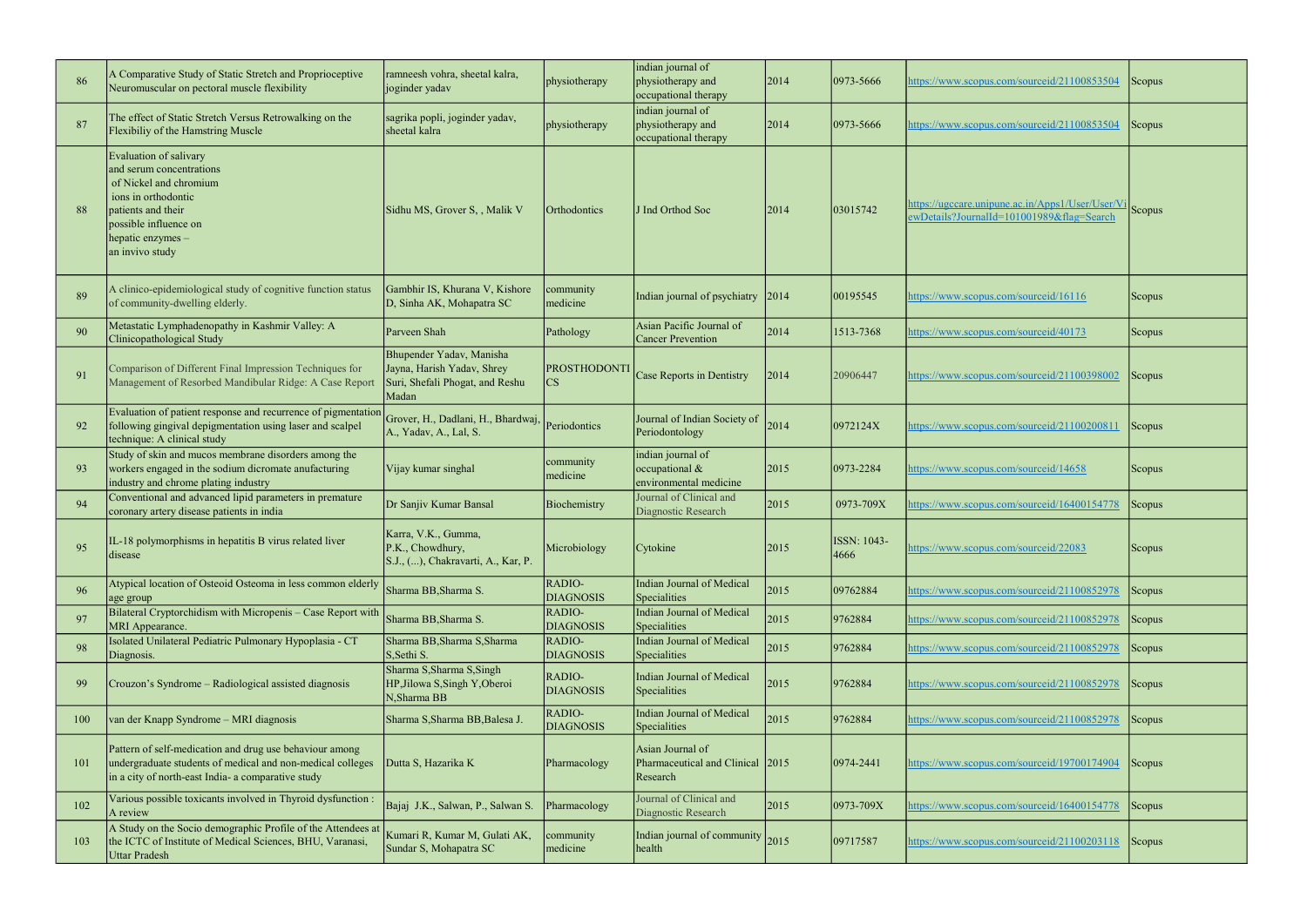| 86 | A Comparative Study of Static Stretch and Proprioceptive Neuromuscular on pectoral muscle flexibility | ramneesh vohra, sheetal kalra, joginder yadav | physiotherapy | indian journal of physiotherapy and occupational therapy | 2014 | 0973-5666 | https://www.scopus.com/sourceid/21100853504 | Scopus |
|---|---|---|---|---|---|---|---|---|
| 87 | The effect of Static Stretch Versus Retrowalking on the Flexibiliy of the Hamstring Muscle | sagrika popli, joginder yadav, sheetal kalra | physiotherapy | indian journal of physiotherapy and occupational therapy | 2014 | 0973-5666 | https://www.scopus.com/sourceid/21100853504 | Scopus |
| 88 | Evaluation of salivary and serum concentrations of Nickel and chromium ions in orthodontic patients and their possible influence on hepatic enzymes – an invivo study | Sidhu MS, Grover S, , Malik V | Orthodontics | J Ind Orthod Soc | 2014 | 03015742 | https://ugccare.unipune.ac.in/Apps1/User/User/ViewDetails?JournalId=101001989&flag=Search | Scopus |
| 89 | A clinico-epidemiological study of cognitive function status of community-dwelling elderly. | Gambhir IS, Khurana V, Kishore D, Sinha AK, Mohapatra SC | community medicine | Indian journal of psychiatry | 2014 | 00195545 | https://www.scopus.com/sourceid/16116 | Scopus |
| 90 | Metastatic Lymphadenopathy in Kashmir Valley: A Clinicopathological Study | Parveen Shah | Pathology | Asian Pacific Journal of Cancer Prevention | 2014 | 1513-7368 | https://www.scopus.com/sourceid/40173 | Scopus |
| 91 | Comparison of Different Final Impression Techniques for Management of Resorbed Mandibular Ridge: A Case Report | Bhupender Yadav, Manisha Jayna, Harish Yadav, Shrey Suri, Shefali Phogat, and Reshu Madan | PROSTHODONTICS | Case Reports in Dentistry | 2014 | 20906447 | https://www.scopus.com/sourceid/21100398002 | Scopus |
| 92 | Evaluation of patient response and recurrence of pigmentation following gingival depigmentation using laser and scalpel technique: A clinical study | Grover, H., Dadlani, H., Bhardwaj, A., Yadav, A., Lal, S. | Periodontics | Journal of Indian Society of Periodontology | 2014 | 0972124X | https://www.scopus.com/sourceid/21100200811 | Scopus |
| 93 | Study of skin and mucos membrane disorders among the workers engaged in the sodium dicromate anufacturing industry and chrome plating industry | Vijay kumar singhal | community medicine | indian journal of occupational & environmental medicine | 2015 | 0973-2284 | https://www.scopus.com/sourceid/14658 | Scopus |
| 94 | Conventional and advanced lipid parameters in premature coronary artery disease patients in india | Dr Sanjiv Kumar Bansal | Biochemistry | Journal of Clinical and Diagnostic Research | 2015 | 0973-709X | https://www.scopus.com/sourceid/16400154778 | Scopus |
| 95 | IL-18 polymorphisms in hepatitis B virus related liver disease | Karra, V.K., Gumma, P.K., Chowdhury, S.J., (...), Chakravarti, A., Kar, P. | Microbiology | Cytokine | 2015 | ISSN: 1043-4666 | https://www.scopus.com/sourceid/22083 | Scopus |
| 96 | Atypical location of Osteoid Osteoma in less common elderly age group | Sharma BB,Sharma S. | RADIO-DIAGNOSIS | Indian Journal of Medical Specialities | 2015 | 09762884 | https://www.scopus.com/sourceid/21100852978 | Scopus |
| 97 | Bilateral Cryptorchidism with Micropenis – Case Report with MRI Appearance. | Sharma BB,Sharma S. | RADIO-DIAGNOSIS | Indian Journal of Medical Specialities | 2015 | 9762884 | https://www.scopus.com/sourceid/21100852978 | Scopus |
| 98 | Isolated Unilateral Pediatric Pulmonary Hypoplasia - CT Diagnosis. | Sharma BB,Sharma S,Sharma S,Sethi S. | RADIO-DIAGNOSIS | Indian Journal of Medical Specialities | 2015 | 9762884 | https://www.scopus.com/sourceid/21100852978 | Scopus |
| 99 | Crouzon's Syndrome – Radiological assisted diagnosis | Sharma S,Sharma S,Singh HP,Jilowa S,Singh Y,Oberoi N,Sharma BB | RADIO-DIAGNOSIS | Indian Journal of Medical Specialities | 2015 | 9762884 | https://www.scopus.com/sourceid/21100852978 | Scopus |
| 100 | van der Knapp Syndrome – MRI diagnosis | Sharma S,Sharma BB,Balesa J. | RADIO-DIAGNOSIS | Indian Journal of Medical Specialities | 2015 | 9762884 | https://www.scopus.com/sourceid/21100852978 | Scopus |
| 101 | Pattern of self-medication and drug use behaviour among undergraduate students of medical and non-medical colleges in a city of north-east India- a comparative study | Dutta S, Hazarika K | Pharmacology | Asian Journal of Pharmaceutical and Clinical Research | 2015 | 0974-2441 | https://www.scopus.com/sourceid/19700174904 | Scopus |
| 102 | Various possible toxicants involved in Thyroid dysfunction : A review | Bajaj J.K., Salwan, P., Salwan S. | Pharmacology | Journal of Clinical and Diagnostic Research | 2015 | 0973-709X | https://www.scopus.com/sourceid/16400154778 | Scopus |
| 103 | A Study on the Socio demographic Profile of the Attendees at the ICTC of Institute of Medical Sciences, BHU, Varanasi, Uttar Pradesh | Kumari R, Kumar M, Gulati AK, Sundar S, Mohapatra SC | community medicine | Indian journal of community health | 2015 | 09717587 | https://www.scopus.com/sourceid/21100203118 | Scopus |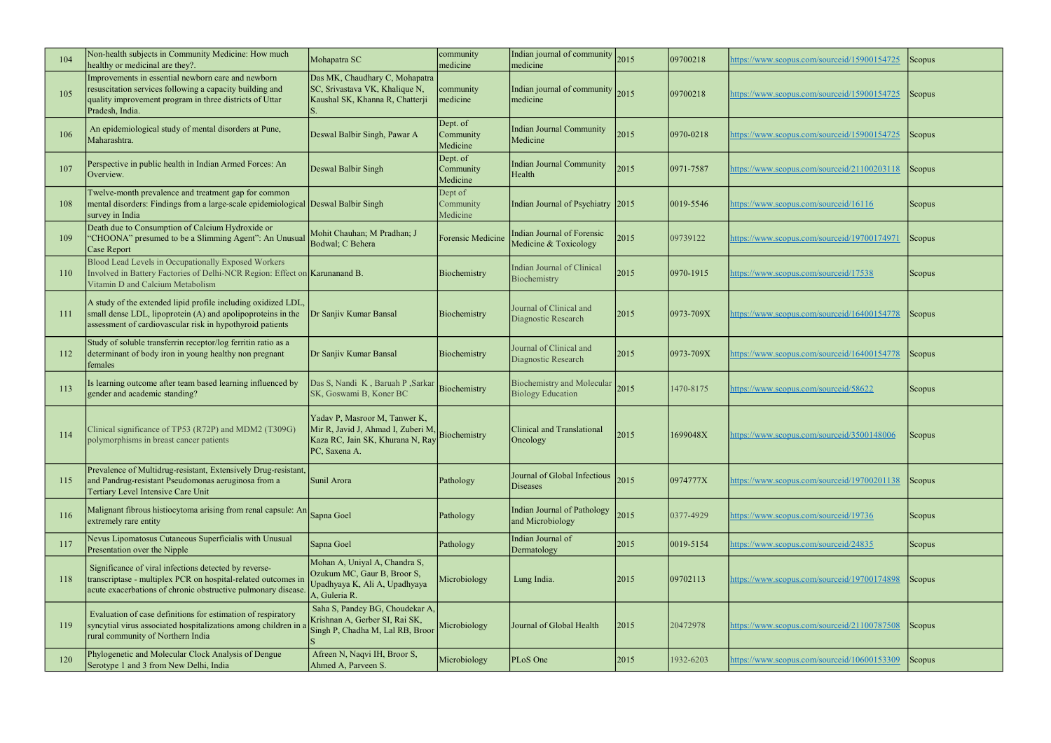| 104 | Non-health subjects in Community Medicine: How much healthy or medicinal are they?. | Mohapatra SC | community medicine | Indian journal of community medicine | 2015 | 09700218 | https://www.scopus.com/sourceid/15900154725 | Scopus |
|---|---|---|---|---|---|---|---|---|
| 105 | Improvements in essential newborn care and newborn resuscitation services following a capacity building and quality improvement program in three districts of Uttar Pradesh, India. | Das MK, Chaudhary C, Mohapatra SC, Srivastava VK, Khalique N, Kaushal SK, Khanna R, Chatterji S. | community medicine | Indian journal of community medicine | 2015 | 09700218 | https://www.scopus.com/sourceid/15900154725 | Scopus |
| 106 | An epidemiological study of mental disorders at Pune, Maharashtra. | Deswal Balbir Singh, Pawar A | Dept. of Community Medicine | Indian Journal Community Medicine | 2015 | 0970-0218 | https://www.scopus.com/sourceid/15900154725 | Scopus |
| 107 | Perspective in public health in Indian Armed Forces: An Overview. | Deswal Balbir Singh | Dept. of Community Medicine | Indian Journal Community Health | 2015 | 0971-7587 | https://www.scopus.com/sourceid/21100203118 | Scopus |
| 108 | Twelve-month prevalence and treatment gap for common mental disorders: Findings from a large-scale epidemiological survey in India | Deswal Balbir Singh | Dept of Community Medicine | Indian Journal of Psychiatry | 2015 | 0019-5546 | https://www.scopus.com/sourceid/16116 | Scopus |
| 109 | Death due to Consumption of Calcium Hydroxide or "CHOONA" presumed to be a Slimming Agent": An Unusual Case Report | Mohit Chauhan; M Pradhan; J Bodwal; C Behera | Forensic Medicine | Indian Journal of Forensic Medicine & Toxicology | 2015 | 09739122 | https://www.scopus.com/sourceid/19700174971 | Scopus |
| 110 | Blood Lead Levels in Occupationally Exposed Workers Involved in Battery Factories of Delhi-NCR Region: Effect on Vitamin D and Calcium Metabolism | Karunanand B. | Biochemistry | Indian Journal of Clinical Biochemistry | 2015 | 0970-1915 | https://www.scopus.com/sourceid/17538 | Scopus |
| 111 | A study of the extended lipid profile including oxidized LDL, small dense LDL, lipoprotein (A) and apolipoproteins in the assessment of cardiovascular risk in hypothyroid patients | Dr Sanjiv Kumar Bansal | Biochemistry | Journal of Clinical and Diagnostic Research | 2015 | 0973-709X | https://www.scopus.com/sourceid/16400154778 | Scopus |
| 112 | Study of soluble transferrin receptor/log ferritin ratio as a determinant of body iron in young healthy non pregnant females | Dr Sanjiv Kumar Bansal | Biochemistry | Journal of Clinical and Diagnostic Research | 2015 | 0973-709X | https://www.scopus.com/sourceid/16400154778 | Scopus |
| 113 | Is learning outcome after team based learning influenced by gender and academic standing? | Das S, Nandi K , Baruah P ,Sarkar SK, Goswami B, Koner BC | Biochemistry | Biochemistry and Molecular Biology Education | 2015 | 1470-8175 | https://www.scopus.com/sourceid/58622 | Scopus |
| 114 | Clinical significance of TP53 (R72P) and MDM2 (T309G) polymorphisms in breast cancer patients | Yadav P, Masroor M, Tanwer K, Mir R, Javid J, Ahmad I, Zuberi M, Kaza RC, Jain SK, Khurana N, Ray PC, Saxena A. | Biochemistry | Clinical and Translational Oncology | 2015 | 1699048X | https://www.scopus.com/sourceid/3500148006 | Scopus |
| 115 | Prevalence of Multidrug-resistant, Extensively Drug-resistant, and Pandrug-resistant Pseudomonas aeruginosa from a Tertiary Level Intensive Care Unit | Sunil Arora | Pathology | Journal of Global Infectious Diseases | 2015 | 0974777X | https://www.scopus.com/sourceid/19700201138 | Scopus |
| 116 | Malignant fibrous histiocytoma arising from renal capsule: An extremely rare entity | Sapna Goel | Pathology | Indian Journal of Pathology and Microbiology | 2015 | 0377-4929 | https://www.scopus.com/sourceid/19736 | Scopus |
| 117 | Nevus Lipomatosus Cutaneous Superficialis with Unusual Presentation over the Nipple | Sapna Goel | Pathology | Indian Journal of Dermatology | 2015 | 0019-5154 | https://www.scopus.com/sourceid/24835 | Scopus |
| 118 | Significance of viral infections detected by reverse-transcriptase - multiplex PCR on hospital-related outcomes in acute exacerbations of chronic obstructive pulmonary disease. | Mohan A, Uniyal A, Chandra S, Ozukum MC, Gaur B, Broor S, Upadhyaya K, Ali A, Upadhyaya A, Guleria R. | Microbiology | Lung India. | 2015 | 09702113 | https://www.scopus.com/sourceid/19700174898 | Scopus |
| 119 | Evaluation of case definitions for estimation of respiratory syncytial virus associated hospitalizations among children in a rural community of Northern India | Saha S, Pandey BG, Choudekar A, Krishnan A, Gerber SI, Rai SK, Singh P, Chadha M, Lal RB, Broor S | Microbiology | Journal of Global Health | 2015 | 20472978 | https://www.scopus.com/sourceid/21100787508 | Scopus |
| 120 | Phylogenetic and Molecular Clock Analysis of Dengue Serotype 1 and 3 from New Delhi, India | Afreen N, Naqvi IH, Broor S, Ahmed A, Parveen S. | Microbiology | PLoS One | 2015 | 1932-6203 | https://www.scopus.com/sourceid/10600153309 | Scopus |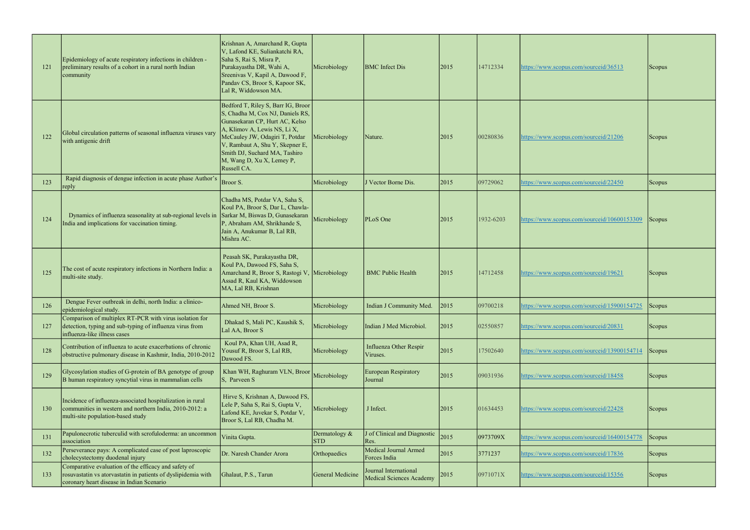| 121 | Epidemiology of acute respiratory infections in children - preliminary results of a cohort in a rural north Indian community | Krishnan A, Amarchand R, Gupta V, Lafond KE, Suliankatchi RA, Saha S, Rai S, Misra P, Purakayastha DR, Wahi A, Sreenivas V, Kapil A, Dawood F, Pandav CS, Broor S, Kapoor SK, Lal R, Widdowson MA. | Microbiology | BMC Infect Dis | 2015 | 14712334 | https://www.scopus.com/sourceid/36513 | Scopus |
|---|---|---|---|---|---|---|---|---|
| 122 | Global circulation patterns of seasonal influenza viruses vary with antigenic drift | Bedford T, Riley S, Barr IG, Broor S, Chadha M, Cox NJ, Daniels RS, Gunasekaran CP, Hurt AC, Kelso A, Klimov A, Lewis NS, Li X, McCauley JW, Odagiri T, Potdar V, Rambaut A, Shu Y, Skepner E, Smith DJ, Suchard MA, Tashiro M, Wang D, Xu X, Lemey P, Russell CA. | Microbiology | Nature. | 2015 | 00280836 | https://www.scopus.com/sourceid/21206 | Scopus |
| 123 | Rapid diagnosis of dengue infection in acute phase Author's reply | Broor S. | Microbiology | J Vector Borne Dis. | 2015 | 09729062 | https://www.scopus.com/sourceid/22450 | Scopus |
| 124 | Dynamics of influenza seasonality at sub-regional levels in India and implications for vaccination timing. | Chadha MS, Potdar VA, Saha S, Koul PA, Broor S, Dar L, Chawla-Sarkar M, Biswas D, Gunasekaran P, Abraham AM, Shrikhande S, Jain A, Anukumar B, Lal RB, Mishra AC. | Microbiology | PLoS One | 2015 | 1932-6203 | https://www.scopus.com/sourceid/10600153309 | Scopus |
| 125 | The cost of acute respiratory infections in Northern India: a multi-site study. | Peasah SK, Purakayastha DR, Koul PA, Dawood FS, Saha S, Amarchand R, Broor S, Rastogi V, Assad R, Kaul KA, Widdowson MA, Lal RB, Krishnan | Microbiology | BMC Public Health | 2015 | 14712458 | https://www.scopus.com/sourceid/19621 | Scopus |
| 126 | Dengue Fever outbreak in delhi, north India: a clinico-epidemiological study. | Ahmed NH, Broor S. | Microbiology | Indian J Community Med. | 2015 | 09700218 | https://www.scopus.com/sourceid/15900154725 | Scopus |
| 127 | Comparison of multiplex RT-PCR with virus isolation for detection, typing and sub-typing of influenza virus from influenza-like illness cases | Dhakad S, Mali PC, Kaushik S, Lal AA, Broor S | Microbiology | Indian J Med Microbiol. | 2015 | 02550857 | https://www.scopus.com/sourceid/20831 | Scopus |
| 128 | Contribution of influenza to acute exacerbations of chronic obstructive pulmonary disease in Kashmir, India, 2010-2012 | Koul PA, Khan UH, Asad R, Yousuf R, Broor S, Lal RB, Dawood FS. | Microbiology | Influenza Other Respir Viruses. | 2015 | 17502640 | https://www.scopus.com/sourceid/13900154714 | Scopus |
| 129 | Glycosylation studies of G-protein of BA genotype of group B human respiratory syncytial virus in mammalian cells | Khan WH, Raghuram VLN, Broor S, Parveen S | Microbiology | European Respiratory Journal | 2015 | 09031936 | https://www.scopus.com/sourceid/18458 | Scopus |
| 130 | Incidence of influenza-associated hospitalization in rural communities in western and northern India, 2010-2012: a multi-site population-based study | Hirve S, Krishnan A, Dawood FS, Lele P, Saha S, Rai S, Gupta V, Lafond KE, Juvekar S, Potdar V, Broor S, Lal RB, Chadha M. | Microbiology | J Infect. | 2015 | 01634453 | https://www.scopus.com/sourceid/22428 | Scopus |
| 131 | Papulonecrotic tuberculid with scrofuloderma: an uncommon association | Vinita Gupta. | Dermatology & STD | J of Clinical and Diagnostic Res. | 2015 | 0973709X | https://www.scopus.com/sourceid/16400154778 | Scopus |
| 132 | Perseverance pays: A complicated case of post laproscopic cholecystectomy duodenal injury | Dr. Naresh Chander Arora | Orthopaedics | Medical Journal Armed Forces India | 2015 | 3771237 | https://www.scopus.com/sourceid/17836 | Scopus |
| 133 | Comparative evaluation of the efficacy and safety of rosuvastatin vs atorvastatin in patients of dyslipidemia with coronary heart disease in Indian Scenario | Ghalaut, P.S., Tarun | General Medicine | Journal International Medical Sciences Academy | 2015 | 0971071X | https://www.scopus.com/sourceid/15356 | Scopus |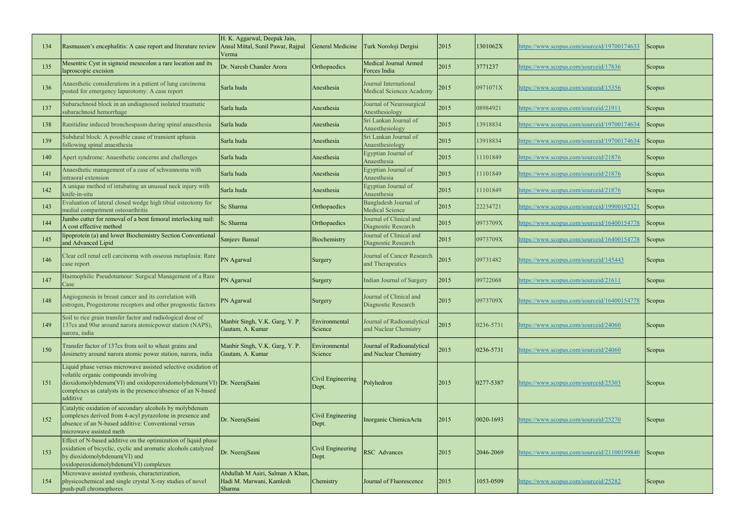| 134 | Rasmussen's encephalitis: A case report and literature review | H. K. Aggarwal, Deepak Jain, Ansul Mittal, Sunil Pawar, Rajpal Verma | General Medicine | Turk Noroloji Dergisi | 2015 | 1301062X | https://www.scopus.com/sourceid/19700174633 | Scopus |
|---|---|---|---|---|---|---|---|---|
| 135 | Mesentric Cyst in sigmoid mesocolon a rare location and its laproscopic excision | Dr. Naresh Chander Arora | Orthopaedics | Medical Journal Armed Forces India | 2015 | 3771237 | https://www.scopus.com/sourceid/17836 | Scopus |
| 136 | Anaesthetic considerations in a patient of lung carcinoma posted for emergency laparotomy: A case report | Sarla huda | Anesthesia | Journal International Medical Sciences Academy | 2015 | 0971071X | https://www.scopus.com/sourceid/15356 | Scopus |
| 137 | Subarachnoid block in an undiagnosed isolated traumatic subarachnoid hemorrhage | Sarla huda | Anesthesia | Journal of Neurosurgical Anesthesiology | 2015 | 08984921 | https://www.scopus.com/sourceid/21911 | Scopus |
| 138 | Ranitidine induced bronchospasm during spinal anaesthesia | Sarla huda | Anesthesia | Sri Lankan Journal of Anaesthesiology | 2015 | 13918834 | https://www.scopus.com/sourceid/19700174634 | Scopus |
| 139 | Subdural block: A possible cause of transient aphasia following spinal anaesthesia | Sarla huda | Anesthesia | Sri Lankan Journal of Anaesthesiology | 2015 | 13918834 | https://www.scopus.com/sourceid/19700174634 | Scopus |
| 140 | Apert syndrome: Anaesthetic concerns and challenges | Sarla huda | Anesthesia | Egyptian Journal of Anaesthesia | 2015 | 11101849 | https://www.scopus.com/sourceid/21876 | Scopus |
| 141 | Anaesthetic management of a case of schwannoma with intraoral extension | Sarla huda | Anesthesia | Egyptian Journal of Anaesthesia | 2015 | 11101849 | https://www.scopus.com/sourceid/21876 | Scopus |
| 142 | A unique method of intubating an unusual neck injury with knife-in-situ | Sarla huda | Anesthesia | Egyptian Journal of Anaesthesia | 2015 | 11101849 | https://www.scopus.com/sourceid/21876 | Scopus |
| 143 | Evaluation of lateral closed wedge high tibial osteotomy for medial compartment osteoarthritis | Sc Sharma | Orthopaedics | Bangladesh Journal of Medical Science | 2015 | 22234721 | https://www.scopus.com/sourceid/19900192321 | Scopus |
| 144 | Jumbo cutter for removal of a bent femoral interlocking nail: A cost effective method | Sc Sharma | Orthopaedics | Journal of Clinical and Diagnostic Research | 2015 | 0973709X | https://www.scopus.com/sourceid/16400154778 | Scopus |
| 145 | lipoprotein (a) and lower Biochemistry Section Conventional and Advanced Lipid | Sanjeev Bansal | Biochemistry | Journal of Clinical and Diagnostic Research | 2015 | 0973709X | https://www.scopus.com/sourceid/16400154778 | Scopus |
| 146 | Clear cell renal cell carcinoma with osseous metaplasia: Rare case report | PN Agarwal | Surgery | Journal of Cancer Research and Therapeutics | 2015 | 09731482 | https://www.scopus.com/sourceid/145443 | Scopus |
| 147 | Haemophilic Pseudotumour: Surgical Management of a Rare Case | PN Agarwal | Surgery | Indian Journal of Surgery | 2015 | 09722068 | https://www.scopus.com/sourceid/21611 | Scopus |
| 148 | Angiogenesis in breast cancer and its correlation with estrogen, Progesterone receptors and other prognostic factors | PN Agarwal | Surgery | Journal of Clinical and Diagnostic Research | 2015 | 0973709X | https://www.scopus.com/sourceid/16400154778 | Scopus |
| 149 | Soil to rice grain transfer factor and radiological dose of 137cs and 90sr around narora atomicpower station (NAPS), narora, india | Manbir Singh, V.K. Garg, Y. P. Gautam, A. Kumar | Environmental Science | Journal of Radioanalytical and Nuclear Chemistry | 2015 | 0236-5731 | https://www.scopus.com/sourceid/24060 | Scopus |
| 150 | Transfer factor of 137cs from soil to wheat grains and dosimetry around narora atomic power station, narora, india | Manbir Singh, V.K. Garg, Y. P. Gautam, A. Kumar | Environmental Science | Journal of Radioanalytical and Nuclear Chemistry | 2015 | 0236-5731 | https://www.scopus.com/sourceid/24060 | Scopus |
| 151 | Liquid phase versus microwave assisted selective oxidation of volatile organic compounds involving dioxidomolybdenum(VI) and oxidoperoxidomolybdenum(VI) complexes as catalysts in the presence/absence of an N-based additive | Dr. NeerajSaini | Civil Engineering Dept. | Polyhedron | 2015 | 0277-5387 | https://www.scopus.com/sourceid/25303 | Scopus |
| 152 | Catalytic oxidation of secondary alcohols by molybdenum complexes derived from 4-acyl pyrazolone in presence and absence of an N-based additive: Conventional versus microwave assisted meth | Dr. NeerajSaini | Civil Engineering Dept. | Inorganic ChimicaActa | 2015 | 0020-1693 | https://www.scopus.com/sourceid/25270 | Scopus |
| 153 | Effect of N-based additive on the optimization of liquid phase oxidation of bicyclic, cyclic and aromatic alcohols catalyzed by dioxidomolybdenum(VI) and oxidoperoxidomolybdenum(VI) complexes | Dr. NeerajSaini | Civil Engineering Dept. | RSC Advances | 2015 | 2046-2069 | https://www.scopus.com/sourceid/21100199840 | Scopus |
| 154 | Microwave assisted synthesis, characterization, physicochemical and single crystal X-ray studies of novel push-pull chromophores | Abdullah M Asiri, Salman A Khan, Hadi M. Marwani, Kamlesh Sharma | Chemistry | Journal of Fluorescence | 2015 | 1053-0509 | https://www.scopus.com/sourceid/25282 | Scopus |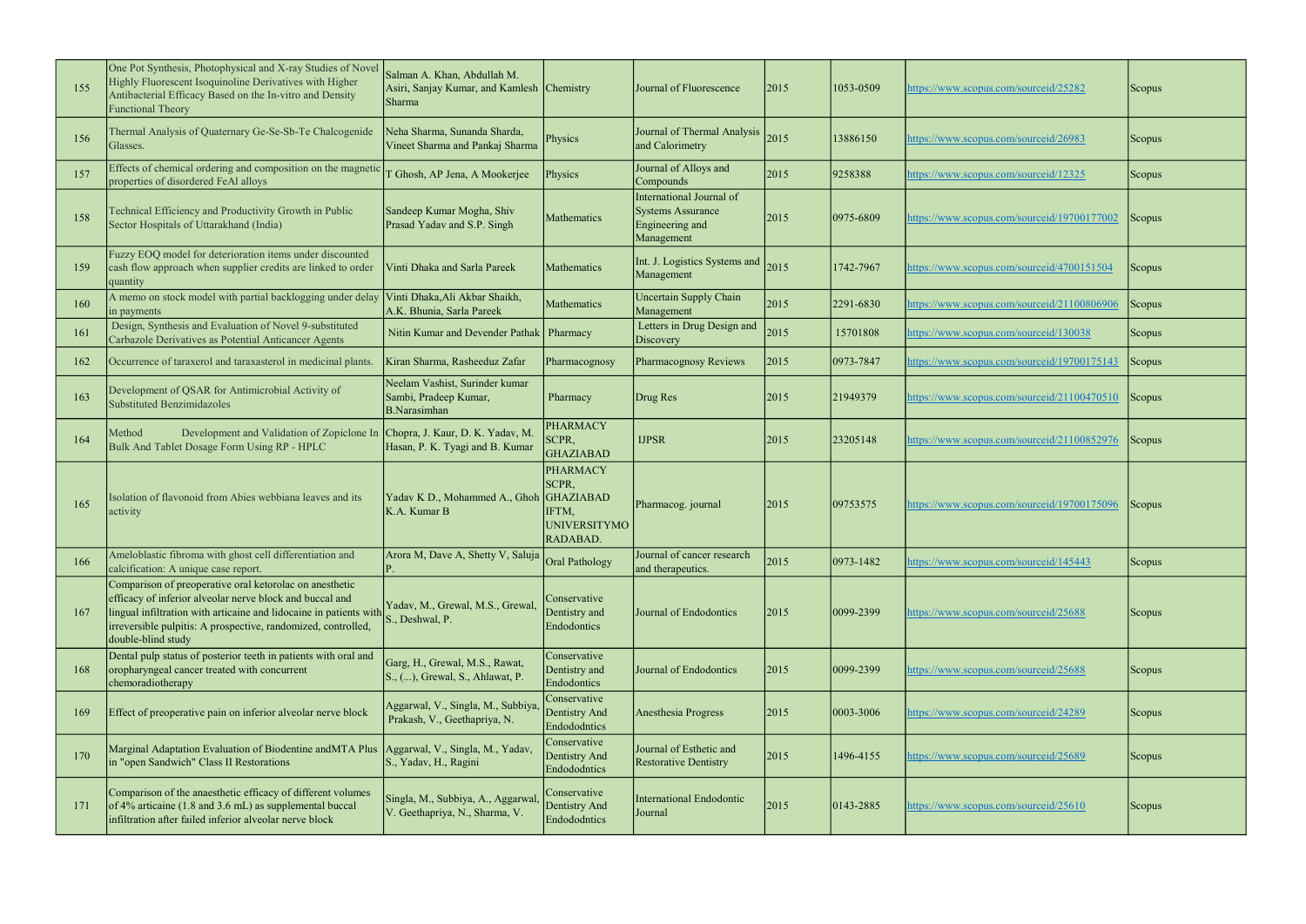| 155 | One Pot Synthesis, Photophysical and X-ray Studies of Novel Highly Fluorescent Isoquinoline Derivatives with Higher Antibacterial Efficacy Based on the In-vitro and Density Functional Theory | Salman A. Khan, Abdullah M. Asiri, Sanjay Kumar, and Kamlesh Sharma | Chemistry | Journal of Fluorescence | 2015 | 1053-0509 | https://www.scopus.com/sourceid/25282 | Scopus |
|---|---|---|---|---|---|---|---|---|
| 156 | Thermal Analysis of Quaternary Ge-Se-Sb-Te Chalcogenide Glasses. | Neha Sharma, Sunanda Sharda, Vineet Sharma and Pankaj Sharma | Physics | Journal of Thermal Analysis and Calorimetry | 2015 | 13886150 | https://www.scopus.com/sourceid/26983 | Scopus |
| 157 | Effects of chemical ordering and composition on the magnetic properties of disordered FeAl alloys | T Ghosh, AP Jena, A Mookerjee | Physics | Journal of Alloys and Compounds | 2015 | 9258388 | https://www.scopus.com/sourceid/12325 | Scopus |
| 158 | Technical Efficiency and Productivity Growth in Public Sector Hospitals of Uttarakhand (India) | Sandeep Kumar Mogha, Shiv Prasad Yadav and S.P. Singh | Mathematics | International Journal of Systems Assurance Engineering and Management | 2015 | 0975-6809 | https://www.scopus.com/sourceid/19700177002 | Scopus |
| 159 | Fuzzy EOQ model for deterioration items under discounted cash flow approach when supplier credits are linked to order quantity | Vinti Dhaka and Sarla Pareek | Mathematics | Int. J. Logistics Systems and Management | 2015 | 1742-7967 | https://www.scopus.com/sourceid/4700151504 | Scopus |
| 160 | A memo on stock model with partial backlogging under delay in payments | Vinti Dhaka,Ali Akbar Shaikh, A.K. Bhunia, Sarla Pareek | Mathematics | Uncertain Supply Chain Management | 2015 | 2291-6830 | https://www.scopus.com/sourceid/21100806906 | Scopus |
| 161 | Design, Synthesis and Evaluation of Novel 9-substituted Carbazole Derivatives as Potential Anticancer Agents | Nitin Kumar and Devender Pathak | Pharmacy | Letters in Drug Design and Discovery | 2015 | 15701808 | https://www.scopus.com/sourceid/130038 | Scopus |
| 162 | Occurrence of taraxerol and taraxasterol in medicinal plants. | Kiran Sharma, Rasheeduz Zafar | Pharmacognosy | Pharmacognosy Reviews | 2015 | 0973-7847 | https://www.scopus.com/sourceid/19700175143 | Scopus |
| 163 | Development of QSAR for Antimicrobial Activity of Substituted Benzimidazoles | Neelam Vashist, Surinder kumar Sambi, Pradeep Kumar, B.Narasimhan | Pharmacy | Drug Res | 2015 | 21949379 | https://www.scopus.com/sourceid/21100470510 | Scopus |
| 164 | Method Development and Validation of Zopiclone In Bulk And Tablet Dosage Form Using RP - HPLC | Chopra, J. Kaur, D. K. Yadav, M. Hasan, P. K. Tyagi and B. Kumar | PHARMACY SCPR, GHAZIABAD | IJPSR | 2015 | 23205148 | https://www.scopus.com/sourceid/21100852976 | Scopus |
| 165 | Isolation of flavonoid from Abies webbiana leaves and its activity | Yadav K D., Mohammed A., Ghoh K.A. Kumar B | PHARMACY SCPR, GHAZIABAD IFTM, UNIVERSITYMORADABAD. | Pharmacog. journal | 2015 | 09753575 | https://www.scopus.com/sourceid/19700175096 | Scopus |
| 166 | Ameloblastic fibroma with ghost cell differentiation and calcification: A unique case report. | Arora M, Dave A, Shetty V, Saluja P. | Oral Pathology | Journal of cancer research and therapeutics. | 2015 | 0973-1482 | https://www.scopus.com/sourceid/145443 | Scopus |
| 167 | Comparison of preoperative oral ketorolac on anesthetic efficacy of inferior alveolar nerve block and buccal and lingual infiltration with articaine and lidocaine in patients with irreversible pulpitis: A prospective, randomized, controlled, double-blind study | Yadav, M., Grewal, M.S., Grewal, S., Deshwal, P. | Conservative Dentistry and Endodontics | Journal of Endodontics | 2015 | 0099-2399 | https://www.scopus.com/sourceid/25688 | Scopus |
| 168 | Dental pulp status of posterior teeth in patients with oral and oropharyngeal cancer treated with concurrent chemoradiotherapy | Garg, H., Grewal, M.S., Rawat, S., (...), Grewal, S., Ahlawat, P. | Conservative Dentistry and Endodontics | Journal of Endodontics | 2015 | 0099-2399 | https://www.scopus.com/sourceid/25688 | Scopus |
| 169 | Effect of preoperative pain on inferior alveolar nerve block | Aggarwal, V., Singla, M., Subbiya, Prakash, V., Geethapriya, N. | Conservative Dentistry And Endododntics | Anesthesia Progress | 2015 | 0003-3006 | https://www.scopus.com/sourceid/24289 | Scopus |
| 170 | Marginal Adaptation Evaluation of Biodentine andMTA Plus in "open Sandwich" Class II Restorations | Aggarwal, V., Singla, M., Yadav, S., Yadav, H., Ragini | Conservative Dentistry And Endododntics | Journal of Esthetic and Restorative Dentistry | 2015 | 1496-4155 | https://www.scopus.com/sourceid/25689 | Scopus |
| 171 | Comparison of the anaesthetic efficacy of different volumes of 4% articaine (1.8 and 3.6 mL) as supplemental buccal infiltration after failed inferior alveolar nerve block | Singla, M., Subbiya, A., Aggarwal, V. Geethapriya, N., Sharma, V. | Conservative Dentistry And Endododntics | International Endodontic Journal | 2015 | 0143-2885 | https://www.scopus.com/sourceid/25610 | Scopus |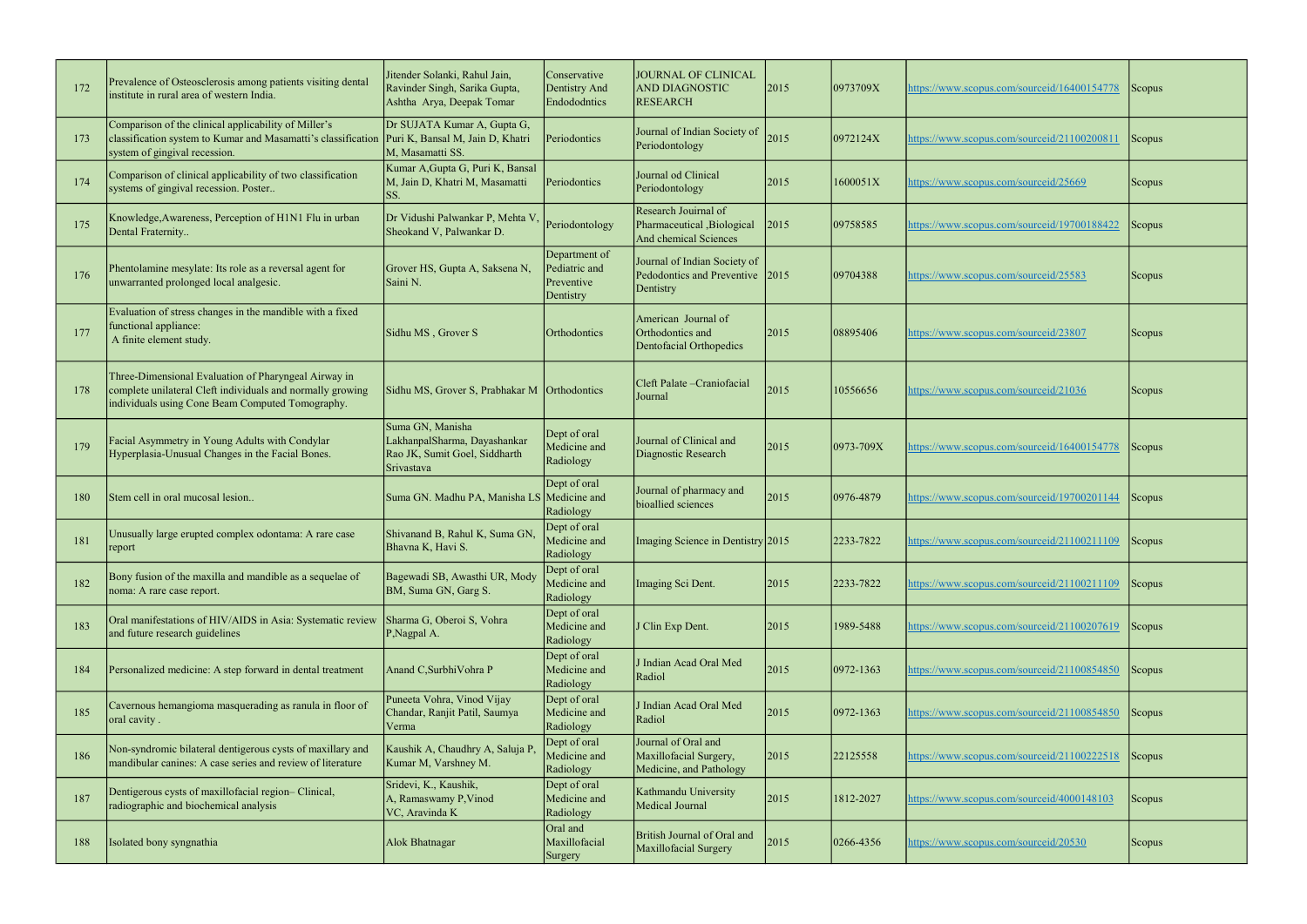| 172 | Prevalence of Osteosclerosis among patients visiting dental institute in rural area of western India. | Jitender Solanki, Rahul Jain, Ravinder Singh, Sarika Gupta, Ashtha Arya, Deepak Tomar | Conservative Dentistry And Endododntics | JOURNAL OF CLINICAL AND DIAGNOSTIC RESEARCH | 2015 | 0973709X | https://www.scopus.com/sourceid/16400154778 | Scopus |
|---|---|---|---|---|---|---|---|---|
| 173 | Comparison of the clinical applicability of Miller's classification system to Kumar and Masamatti's classification system of gingival recession. | Dr SUJATA Kumar A, Gupta G, Puri K, Bansal M, Jain D, Khatri M, Masamatti SS. | Periodontics | Journal of Indian Society of Periodontology | 2015 | 0972124X | https://www.scopus.com/sourceid/21100200811 | Scopus |
| 174 | Comparison of clinical applicability of two classification systems of gingival recession. Poster.. | Kumar A,Gupta G, Puri K, Bansal M, Jain D, Khatri M, Masamatti SS. | Periodontics | Journal od Clinical Periodontology | 2015 | 1600051X | https://www.scopus.com/sourceid/25669 | Scopus |
| 175 | Knowledge,Awareness, Perception of H1N1 Flu in urban Dental Fraternity.. | Dr Vidushi Palwankar P, Mehta V, Sheokand V, Palwankar D. | Periodontology | Research Jouirnal of Pharmaceutical ,Biological And chemical Sciences | 2015 | 09758585 | https://www.scopus.com/sourceid/19700188422 | Scopus |
| 176 | Phentolamine mesylate: Its role as a reversal agent for unwarranted prolonged local analgesic. | Grover HS, Gupta A, Saksena N, Saini N. | Department of Pediatric and Preventive Dentistry | Journal of Indian Society of Pedodontics and Preventive Dentistry | 2015 | 09704388 | https://www.scopus.com/sourceid/25583 | Scopus |
| 177 | Evaluation of stress changes in the mandible with a fixed functional appliance: A finite element study. | Sidhu MS , Grover S | Orthodontics | American Journal of Orthodontics and Dentofacial Orthopedics | 2015 | 08895406 | https://www.scopus.com/sourceid/23807 | Scopus |
| 178 | Three-Dimensional Evaluation of Pharyngeal Airway in complete unilateral Cleft individuals and normally growing individuals using Cone Beam Computed Tomography. | Sidhu MS, Grover S, Prabhakar M | Orthodontics | Cleft Palate –Craniofacial Journal | 2015 | 10556656 | https://www.scopus.com/sourceid/21036 | Scopus |
| 179 | Facial Asymmetry in Young Adults with Condylar Hyperplasia-Unusual Changes in the Facial Bones. | Suma GN, Manisha LakhanpalSharma, Dayashankar Rao JK, Sumit Goel, Siddharth Srivastava | Dept of oral Medicine and Radiology | Journal of Clinical and Diagnostic Research | 2015 | 0973-709X | https://www.scopus.com/sourceid/16400154778 | Scopus |
| 180 | Stem cell in oral mucosal lesion.. | Suma GN. Madhu PA, Manisha LS | Dept of oral Medicine and Radiology | Journal of pharmacy and bioallied sciences | 2015 | 0976-4879 | https://www.scopus.com/sourceid/19700201144 | Scopus |
| 181 | Unusually large erupted complex odontama: A rare case report | Shivanand B, Rahul K, Suma GN, Bhavna K, Havi S. | Dept of oral Medicine and Radiology | Imaging Science in Dentistry | 2015 | 2233-7822 | https://www.scopus.com/sourceid/21100211109 | Scopus |
| 182 | Bony fusion of the maxilla and mandible as a sequelae of noma: A rare case report. | Bagewadi SB, Awasthi UR, Mody BM, Suma GN, Garg S. | Dept of oral Medicine and Radiology | Imaging Sci Dent. | 2015 | 2233-7822 | https://www.scopus.com/sourceid/21100211109 | Scopus |
| 183 | Oral manifestations of HIV/AIDS in Asia: Systematic review and future research guidelines | Sharma G, Oberoi S, Vohra P,Nagpal A. | Dept of oral Medicine and Radiology | J Clin Exp Dent. | 2015 | 1989-5488 | https://www.scopus.com/sourceid/21100207619 | Scopus |
| 184 | Personalized medicine: A step forward in dental treatment | Anand C,SurbhiVohra P | Dept of oral Medicine and Radiology | J Indian Acad Oral Med Radiol | 2015 | 0972-1363 | https://www.scopus.com/sourceid/21100854850 | Scopus |
| 185 | Cavernous hemangioma masquerading as ranula in floor of oral cavity . | Puneeta Vohra, Vinod Vijay Chandar, Ranjit Patil, Saumya Verma | Dept of oral Medicine and Radiology | J Indian Acad Oral Med Radiol | 2015 | 0972-1363 | https://www.scopus.com/sourceid/21100854850 | Scopus |
| 186 | Non-syndromic bilateral dentigerous cysts of maxillary and mandibular canines: A case series and review of literature | Kaushik A, Chaudhry A, Saluja P, Kumar M, Varshney M. | Dept of oral Medicine and Radiology | Journal of Oral and Maxillofacial Surgery, Medicine, and Pathology | 2015 | 22125558 | https://www.scopus.com/sourceid/21100222518 | Scopus |
| 187 | Dentigerous cysts of maxillofacial region– Clinical, radiographic and biochemical analysis | Sridevi, K., Kaushik, A, Ramaswamy P,Vinod VC, Aravinda K | Dept of oral Medicine and Radiology | Kathmandu University Medical Journal | 2015 | 1812-2027 | https://www.scopus.com/sourceid/4000148103 | Scopus |
| 188 | Isolated bony syngnathia | Alok Bhatnagar | Oral and Maxillofacial Surgery | British Journal of Oral and Maxillofacial Surgery | 2015 | 0266-4356 | https://www.scopus.com/sourceid/20530 | Scopus |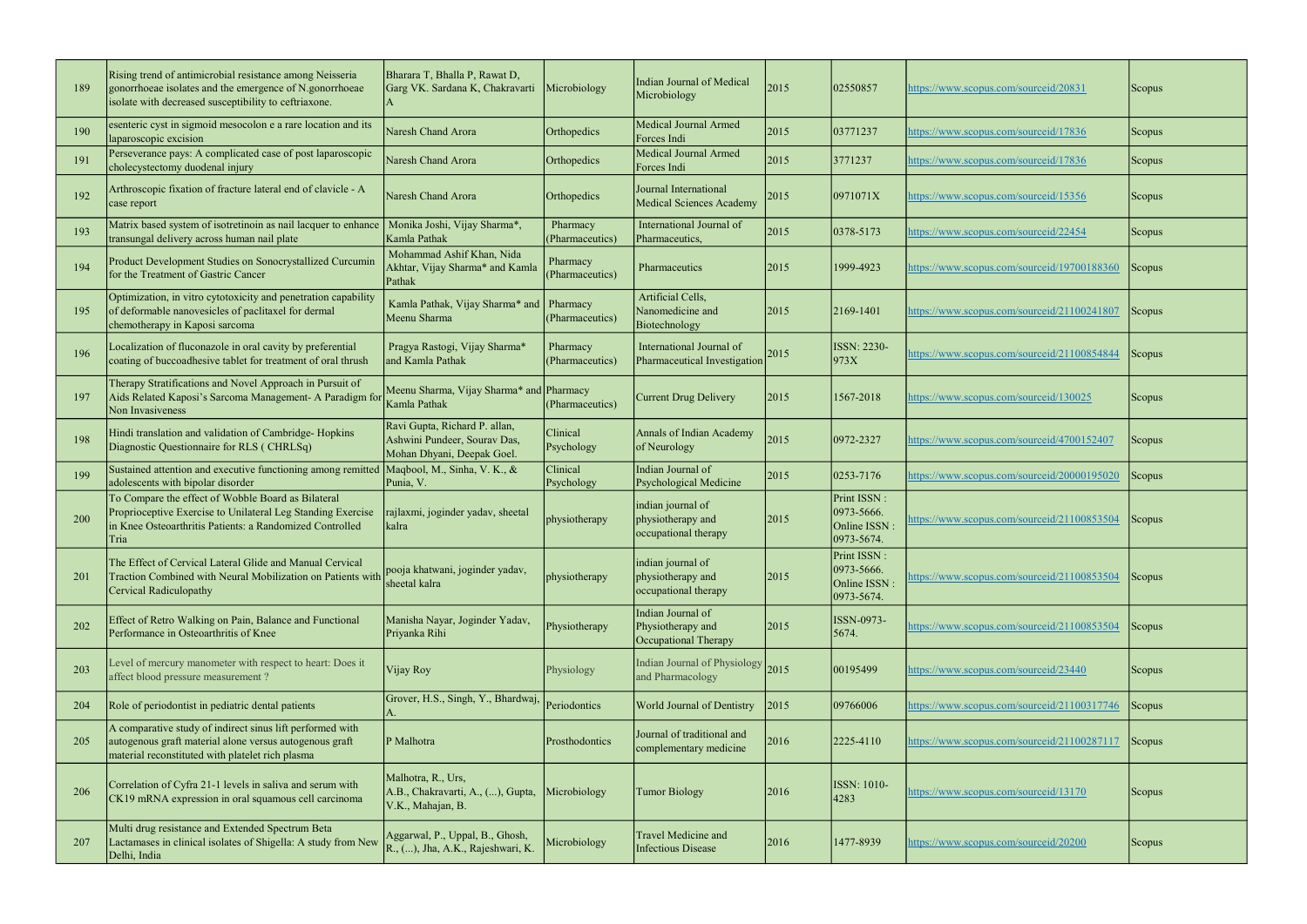| | | | | | | | | |
|---|---|---|---|---|---|---|---|---|
| 189 | Rising trend of antimicrobial resistance among Neisseria gonorrhoeae isolates and the emergence of N.gonorrhoeae isolate with decreased susceptibility to ceftriaxone. | Bharara T, Bhalla P, Rawat D, Garg VK. Sardana K, Chakravarti A | Microbiology | Indian Journal of Medical Microbiology | 2015 | 02550857 | https://www.scopus.com/sourceid/20831 | Scopus |
| 190 | esenteric cyst in sigmoid mesocolon e a rare location and its laparoscopic excision | Naresh Chand Arora | Orthopedics | Medical Journal Armed Forces Indi | 2015 | 03771237 | https://www.scopus.com/sourceid/17836 | Scopus |
| 191 | Perseverance pays: A complicated case of post laparoscopic cholecystectomy duodenal injury | Naresh Chand Arora | Orthopedics | Medical Journal Armed Forces Indi | 2015 | 3771237 | https://www.scopus.com/sourceid/17836 | Scopus |
| 192 | Arthroscopic fixation of fracture lateral end of clavicle - A case report | Naresh Chand Arora | Orthopedics | Journal International Medical Sciences Academy | 2015 | 0971071X | https://www.scopus.com/sourceid/15356 | Scopus |
| 193 | Matrix based system of isotretinoin as nail lacquer to enhance transungal delivery across human nail plate | Monika Joshi, Vijay Sharma*, Kamla Pathak | Pharmacy (Pharmaceutics) | International Journal of Pharmaceutics, | 2015 | 0378-5173 | https://www.scopus.com/sourceid/22454 | Scopus |
| 194 | Product Development Studies on Sonocrystallized Curcumin for the Treatment of Gastric Cancer | Mohammad Ashif Khan, Nida Akhtar, Vijay Sharma* and Kamla Pathak | Pharmacy (Pharmaceutics) | Pharmaceutics | 2015 | 1999-4923 | https://www.scopus.com/sourceid/19700188360 | Scopus |
| 195 | Optimization, in vitro cytotoxicity and penetration capability of deformable nanovesicles of paclitaxel for dermal chemotherapy in Kaposi sarcoma | Kamla Pathak, Vijay Sharma* and Meenu Sharma | Pharmacy (Pharmaceutics) | Artificial Cells, Nanomedicine and Biotechnology | 2015 | 2169-1401 | https://www.scopus.com/sourceid/21100241807 | Scopus |
| 196 | Localization of fluconazole in oral cavity by preferential coating of buccoadhesive tablet for treatment of oral thrush | Pragya Rastogi, Vijay Sharma* and Kamla Pathak | Pharmacy (Pharmaceutics) | International Journal of Pharmaceutical Investigation | 2015 | ISSN: 2230-973X | https://www.scopus.com/sourceid/21100854844 | Scopus |
| 197 | Therapy Stratifications and Novel Approach in Pursuit of Aids Related Kaposi's Sarcoma Management- A Paradigm for Non Invasiveness | Meenu Sharma, Vijay Sharma* and Kamla Pathak | Pharmacy (Pharmaceutics) | Current Drug Delivery | 2015 | 1567-2018 | https://www.scopus.com/sourceid/130025 | Scopus |
| 198 | Hindi translation and validation of Cambridge- Hopkins Diagnostic Questionnaire for RLS ( CHRLSq) | Ravi Gupta, Richard P. allan, Ashwini Pundeer, Sourav Das, Mohan Dhyani, Deepak Goel. | Clinical Psychology | Annals of Indian Academy of Neurology | 2015 | 0972-2327 | https://www.scopus.com/sourceid/4700152407 | Scopus |
| 199 | Sustained attention and executive functioning among remitted adolescents with bipolar disorder | Maqbool, M., Sinha, V. K., & Punia, V. | Clinical Psychology | Indian Journal of Psychological Medicine | 2015 | 0253-7176 | https://www.scopus.com/sourceid/20000195020 | Scopus |
| 200 | To Compare the effect of Wobble Board as Bilateral Proprioceptive Exercise to Unilateral Leg Standing Exercise in Knee Osteoarthritis Patients: a Randomized Controlled Tria | rajlaxmi, joginder yadav, sheetal kalra | physiotherapy | indian journal of physiotherapy and occupational therapy | 2015 | Print ISSN : 0973-5666. Online ISSN : 0973-5674. | https://www.scopus.com/sourceid/21100853504 | Scopus |
| 201 | The Effect of Cervical Lateral Glide and Manual Cervical Traction Combined with Neural Mobilization on Patients with Cervical Radiculopathy | pooja khatwani, joginder yadav, sheetal kalra | physiotherapy | indian journal of physiotherapy and occupational therapy | 2015 | Print ISSN : 0973-5666. Online ISSN : 0973-5674. | https://www.scopus.com/sourceid/21100853504 | Scopus |
| 202 | Effect of Retro Walking on Pain, Balance and Functional Performance in Osteoarthritis of Knee | Manisha Nayar, Joginder Yadav, Priyanka Rihi | Physiotherapy | Indian Journal of Physiotherapy and Occupational Therapy | 2015 | ISSN-0973-5674. | https://www.scopus.com/sourceid/21100853504 | Scopus |
| 203 | Level of mercury manometer with respect to heart: Does it affect blood pressure measurement ? | Vijay Roy | Physiology | Indian Journal of Physiology and Pharmacology | 2015 | 00195499 | https://www.scopus.com/sourceid/23440 | Scopus |
| 204 | Role of periodontist in pediatric dental patients | Grover, H.S., Singh, Y., Bhardwaj, A. | Periodontics | World Journal of Dentistry | 2015 | 09766006 | https://www.scopus.com/sourceid/21100317746 | Scopus |
| 205 | A comparative study of indirect sinus lift performed with autogenous graft material alone versus autogenous graft material reconstituted with platelet rich plasma | P Malhotra | Prosthodontics | Journal of traditional and complementary medicine | 2016 | 2225-4110 | https://www.scopus.com/sourceid/21100287117 | Scopus |
| 206 | Correlation of Cyfra 21-1 levels in saliva and serum with CK19 mRNA expression in oral squamous cell carcinoma | Malhotra, R., Urs, A.B., Chakravarti, A., (...), Gupta, V.K., Mahajan, B. | Microbiology | Tumor Biology | 2016 | ISSN: 1010-4283 | https://www.scopus.com/sourceid/13170 | Scopus |
| 207 | Multi drug resistance and Extended Spectrum Beta Lactamases in clinical isolates of Shigella: A study from New Delhi, India | Aggarwal, P., Uppal, B., Ghosh, R., (...), Jha, A.K., Rajeshwari, K. | Microbiology | Travel Medicine and Infectious Disease | 2016 | 1477-8939 | https://www.scopus.com/sourceid/20200 | Scopus |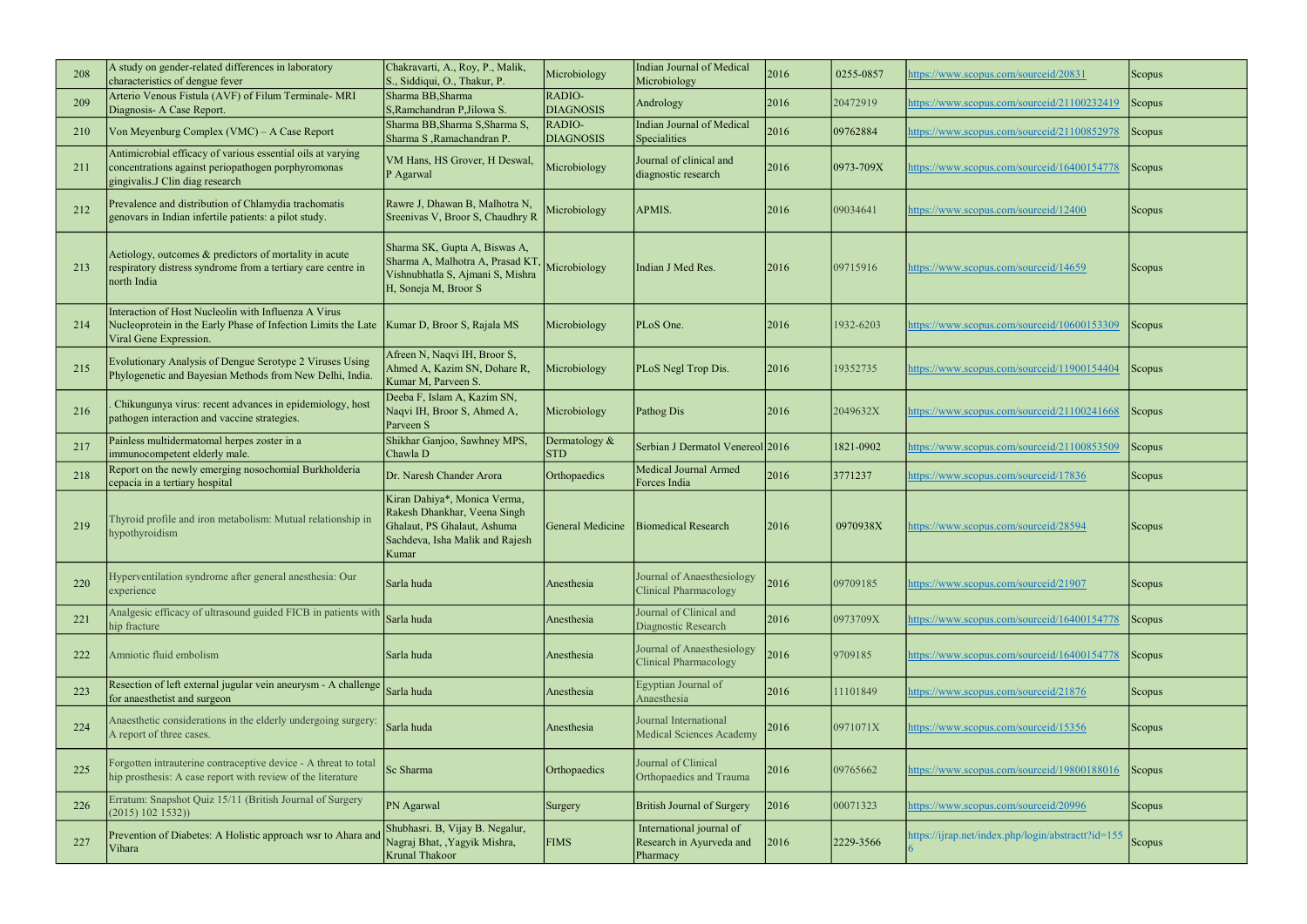| 208 | A study on gender-related differences in laboratory characteristics of dengue fever | Chakravarti, A., Roy, P., Malik, S., Siddiqui, O., Thakur, P. | Microbiology | Indian Journal of Medical Microbiology | 2016 | 0255-0857 | https://www.scopus.com/sourceid/20831 | Scopus |
|---|---|---|---|---|---|---|---|---|
| 209 | Arterio Venous Fistula (AVF) of Filum Terminale- MRI Diagnosis- A Case Report. | Sharma BB,Sharma S,Ramchandran P,Jilowa S. | RADIO-DIAGNOSIS | Andrology | 2016 | 20472919 | https://www.scopus.com/sourceid/21100232419 | Scopus |
| 210 | Von Meyenburg Complex (VMC) – A Case Report | Sharma BB,Sharma S,Sharma S, Sharma S ,Ramachandran P. | RADIO-DIAGNOSIS | Indian Journal of Medical Specialities | 2016 | 09762884 | https://www.scopus.com/sourceid/21100852978 | Scopus |
| 211 | Antimicrobial efficacy of various essential oils at varying concentrations against periopathogen porphyromonas gingivalis.J Clin diag research | VM Hans, HS Grover, H Deswal, P Agarwal | Microbiology | Journal of clinical and diagnostic research | 2016 | 0973-709X | https://www.scopus.com/sourceid/16400154778 | Scopus |
| 212 | Prevalence and distribution of Chlamydia trachomatis genovars in Indian infertile patients: a pilot study. | Rawre J, Dhawan B, Malhotra N, Sreenivas V, Broor S, Chaudhry R | Microbiology | APMIS. | 2016 | 09034641 | https://www.scopus.com/sourceid/12400 | Scopus |
| 213 | Aetiology, outcomes & predictors of mortality in acute respiratory distress syndrome from a tertiary care centre in north India | Sharma SK, Gupta A, Biswas A, Sharma A, Malhotra A, Prasad KT, Vishnubhatla S, Ajmani S, Mishra H, Soneja M, Broor S | Microbiology | Indian J Med Res. | 2016 | 09715916 | https://www.scopus.com/sourceid/14659 | Scopus |
| 214 | Interaction of Host Nucleolin with Influenza A Virus Nucleoprotein in the Early Phase of Infection Limits the Late Viral Gene Expression. | Kumar D, Broor S, Rajala MS | Microbiology | PLoS One. | 2016 | 1932-6203 | https://www.scopus.com/sourceid/10600153309 | Scopus |
| 215 | Evolutionary Analysis of Dengue Serotype 2 Viruses Using Phylogenetic and Bayesian Methods from New Delhi, India. | Afreen N, Naqvi IH, Broor S, Ahmed A, Kazim SN, Dohare R, Kumar M, Parveen S. | Microbiology | PLoS Negl Trop Dis. | 2016 | 19352735 | https://www.scopus.com/sourceid/11900154404 | Scopus |
| 216 | . Chikungunya virus: recent advances in epidemiology, host pathogen interaction and vaccine strategies. | Deeba F, Islam A, Kazim SN, Naqvi IH, Broor S, Ahmed A, Parveen S | Microbiology | Pathog Dis | 2016 | 2049632X | https://www.scopus.com/sourceid/21100241668 | Scopus |
| 217 | Painless multidermatomal herpes zoster in a immunocompetent elderly male. | Shikhar Ganjoo, Sawhney MPS, Chawla D | Dermatology & STD | Serbian J Dermatol Venereol | 2016 | 1821-0902 | https://www.scopus.com/sourceid/21100853509 | Scopus |
| 218 | Report on the newly emerging nosochomial Burkholderia cepacia in a tertiary hospital | Dr. Naresh Chander Arora | Orthopaedics | Medical Journal Armed Forces India | 2016 | 3771237 | https://www.scopus.com/sourceid/17836 | Scopus |
| 219 | Thyroid profile and iron metabolism: Mutual relationship in hypothyroidism | Kiran Dahiya*, Monica Verma, Rakesh Dhankhar, Veena Singh Ghalaut, PS Ghalaut, Ashuma Sachdeva, Isha Malik and Rajesh Kumar | General Medicine | Biomedical Research | 2016 | 0970938X | https://www.scopus.com/sourceid/28594 | Scopus |
| 220 | Hyperventilation syndrome after general anesthesia: Our experience | Sarla huda | Anesthesia | Journal of Anaesthesiology Clinical Pharmacology | 2016 | 09709185 | https://www.scopus.com/sourceid/21907 | Scopus |
| 221 | Analgesic efficacy of ultrasound guided FICB in patients with hip fracture | Sarla huda | Anesthesia | Journal of Clinical and Diagnostic Research | 2016 | 0973709X | https://www.scopus.com/sourceid/16400154778 | Scopus |
| 222 | Amniotic fluid embolism | Sarla huda | Anesthesia | Journal of Anaesthesiology Clinical Pharmacology | 2016 | 9709185 | https://www.scopus.com/sourceid/16400154778 | Scopus |
| 223 | Resection of left external jugular vein aneurysm - A challenge for anaesthetist and surgeon | Sarla huda | Anesthesia | Egyptian Journal of Anaesthesia | 2016 | 11101849 | https://www.scopus.com/sourceid/21876 | Scopus |
| 224 | Anaesthetic considerations in the elderly undergoing surgery: A report of three cases. | Sarla huda | Anesthesia | Journal International Medical Sciences Academy | 2016 | 0971071X | https://www.scopus.com/sourceid/15356 | Scopus |
| 225 | Forgotten intrauterine contraceptive device - A threat to total hip prosthesis: A case report with review of the literature | Sc Sharma | Orthopaedics | Journal of Clinical Orthopaedics and Trauma | 2016 | 09765662 | https://www.scopus.com/sourceid/19800188016 | Scopus |
| 226 | Erratum: Snapshot Quiz 15/11 (British Journal of Surgery (2015) 102 1532)) | PN Agarwal | Surgery | British Journal of Surgery | 2016 | 00071323 | https://www.scopus.com/sourceid/20996 | Scopus |
| 227 | Prevention of Diabetes: A Holistic approach wsr to Ahara and Vihara | Shubhasri. B, Vijay B. Negalur, Nagraj Bhat, ,Yagyik Mishra, Krunal Thakoor | FIMS | International journal of Research in Ayurveda and Pharmacy | 2016 | 2229-3566 | https://ijrap.net/index.php/login/abstractt?id=1556 | Scopus |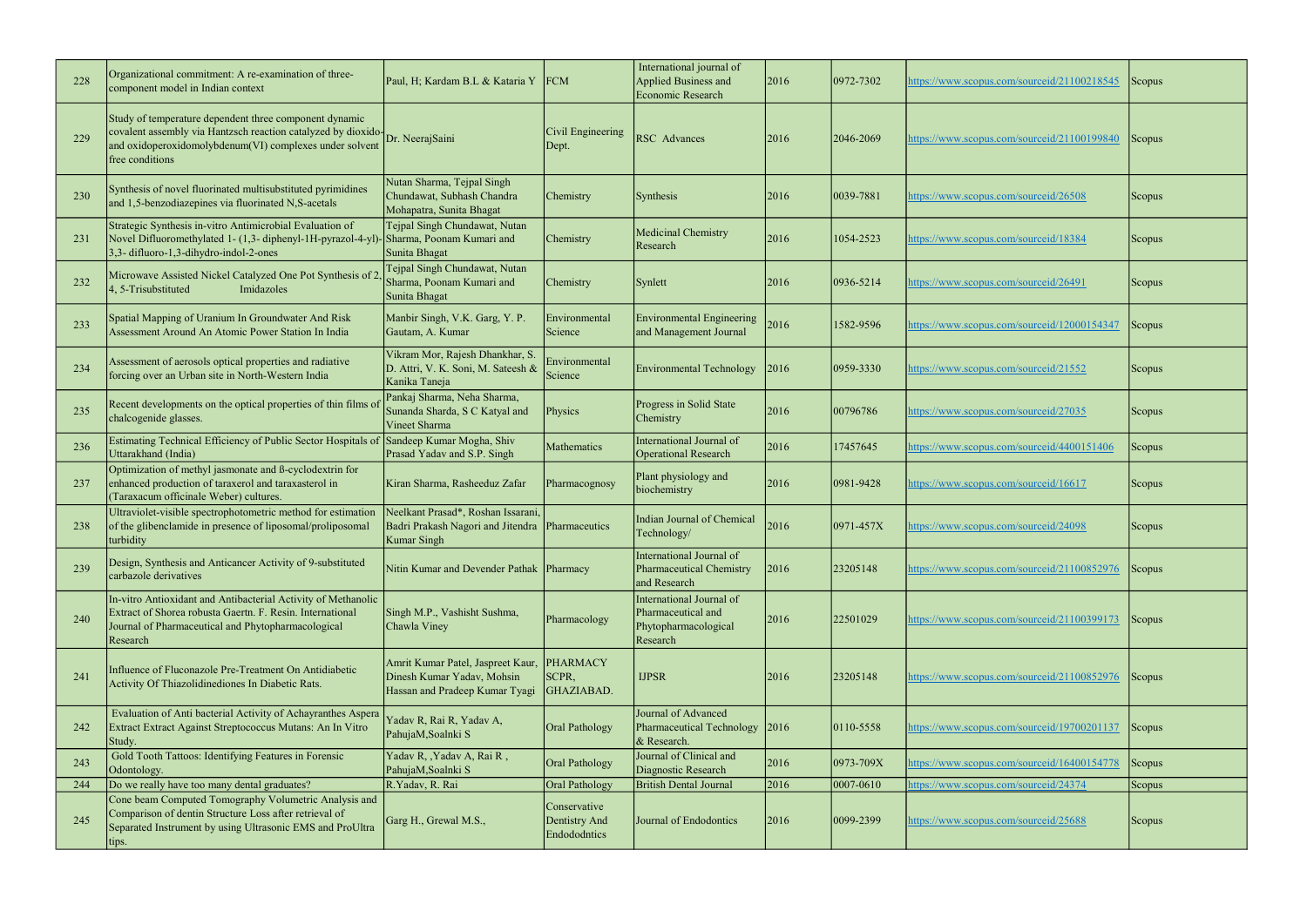| | | | | | | | | |
|---|---|---|---|---|---|---|---|---|
| 228 | Organizational commitment: A re-examination of three-component model in Indian context | Paul, H; Kardam B.L & Kataria Y | FCM | International journal of Applied Business and Economic Research | 2016 | 0972-7302 | https://www.scopus.com/sourceid/21100218545 | Scopus |
| 229 | Study of temperature dependent three component dynamic covalent assembly via Hantzsch reaction catalyzed by dioxido- and oxidoperoxidomolybdenum(VI) complexes under solvent free conditions | Dr. NeerajSaini | Civil Engineering Dept. | RSC Advances | 2016 | 2046-2069 | https://www.scopus.com/sourceid/21100199840 | Scopus |
| 230 | Synthesis of novel fluorinated multisubstituted pyrimidines and 1,5-benzodiazepines via fluorinated N,S-acetals | Nutan Sharma, Tejpal Singh Chundawat, Subhash Chandra Mohapatra, Sunita Bhagat | Chemistry | Synthesis | 2016 | 0039-7881 | https://www.scopus.com/sourceid/26508 | Scopus |
| 231 | Strategic Synthesis in-vitro Antimicrobial Evaluation of Novel Difluoromethylated 1- (1,3- diphenyl-1H-pyrazol-4-yl)-3,3- difluoro-1,3-dihydro-indol-2-ones | Tejpal Singh Chundawat, Nutan Sharma, Poonam Kumari and Sunita Bhagat | Chemistry | Medicinal Chemistry Research | 2016 | 1054-2523 | https://www.scopus.com/sourceid/18384 | Scopus |
| 232 | Microwave Assisted Nickel Catalyzed One Pot Synthesis of 2, 4, 5-Trisubstituted Imidazoles | Tejpal Singh Chundawat, Nutan Sharma, Poonam Kumari and Sunita Bhagat | Chemistry | Synlett | 2016 | 0936-5214 | https://www.scopus.com/sourceid/26491 | Scopus |
| 233 | Spatial Mapping of Uranium In Groundwater And Risk Assessment Around An Atomic Power Station In India | Manbir Singh, V.K. Garg, Y. P. Gautam, A. Kumar | Environmental Science | Environmental Engineering and Management Journal | 2016 | 1582-9596 | https://www.scopus.com/sourceid/12000154347 | Scopus |
| 234 | Assessment of aerosols optical properties and radiative forcing over an Urban site in North-Western India | Vikram Mor, Rajesh Dhankhar, S. D. Attri, V. K. Soni, M. Sateesh & Kanika Taneja | Environmental Science | Environmental Technology | 2016 | 0959-3330 | https://www.scopus.com/sourceid/21552 | Scopus |
| 235 | Recent developments on the optical properties of thin films of chalcogenide glasses. | Pankaj Sharma, Neha Sharma, Sunanda Sharda, S C Katyal and Vineet Sharma | Physics | Progress in Solid State Chemistry | 2016 | 00796786 | https://www.scopus.com/sourceid/27035 | Scopus |
| 236 | Estimating Technical Efficiency of Public Sector Hospitals of Uttarakhand (India) | Sandeep Kumar Mogha, Shiv Prasad Yadav and S.P. Singh | Mathematics | International Journal of Operational Research | 2016 | 17457645 | https://www.scopus.com/sourceid/4400151406 | Scopus |
| 237 | Optimization of methyl jasmonate and ß-cyclodextrin for enhanced production of taraxerol and taraxasterol in (Taraxacum officinale Weber) cultures. | Kiran Sharma, Rasheeduz Zafar | Pharmacognosy | Plant physiology and biochemistry | 2016 | 0981-9428 | https://www.scopus.com/sourceid/16617 | Scopus |
| 238 | Ultraviolet-visible spectrophotometric method for estimation of the glibenclamide in presence of liposomal/proliposomal turbidity | Neelkant Prasad*, Roshan Issarani, Badri Prakash Nagori and Jitendra Kumar Singh | Pharmaceutics | Indian Journal of Chemical Technology/ | 2016 | 0971-457X | https://www.scopus.com/sourceid/24098 | Scopus |
| 239 | Design, Synthesis and Anticancer Activity of 9-substituted carbazole derivatives | Nitin Kumar and Devender Pathak | Pharmacy | International Journal of Pharmaceutical Chemistry and Research | 2016 | 23205148 | https://www.scopus.com/sourceid/21100852976 | Scopus |
| 240 | In-vitro Antioxidant and Antibacterial Activity of Methanolic Extract of Shorea robusta Gaertn. F. Resin. International Journal of Pharmaceutical and Phytopharmacological Research | Singh M.P., Vashisht Sushma, Chawla Viney | Pharmacology | International Journal of Pharmaceutical and Phytopharmacological Research | 2016 | 22501029 | https://www.scopus.com/sourceid/21100399173 | Scopus |
| 241 | Influence of Fluconazole Pre-Treatment On Antidiabetic Activity Of Thiazolidinediones In Diabetic Rats. | Amrit Kumar Patel, Jaspreet Kaur, Dinesh Kumar Yadav, Mohsin Hassan and Pradeep Kumar Tyagi | PHARMACY SCPR, GHAZIABAD. | IJPSR | 2016 | 23205148 | https://www.scopus.com/sourceid/21100852976 | Scopus |
| 242 | Evaluation of Anti bacterial Activity of Achayranthes Aspera Extract Extract Against Streptococcus Mutans: An In Vitro Study. | Yadav R, Rai R, Yadav A, PahujaM,Soalnki S | Oral Pathology | Journal of Advanced Pharmaceutical Technology & Research. | 2016 | 0110-5558 | https://www.scopus.com/sourceid/19700201137 | Scopus |
| 243 | Gold Tooth Tattoos: Identifying Features in Forensic Odontology. | Yadav R, ,Yadav A, Rai R , PahujaM,Soalnki S | Oral Pathology | Journal of Clinical and Diagnostic Research | 2016 | 0973-709X | https://www.scopus.com/sourceid/16400154778 | Scopus |
| 244 | Do we really have too many dental graduates? | R.Yadav, R. Rai | Oral Pathology | British Dental Journal | 2016 | 0007-0610 | https://www.scopus.com/sourceid/24374 | Scopus |
| 245 | Cone beam Computed Tomography Volumetric Analysis and Comparison of dentin Structure Loss after retrieval of Separated Instrument by using Ultrasonic EMS and ProUltra tips. | Garg H., Grewal M.S., | Conservative Dentistry And Endododntics | Journal of Endodontics | 2016 | 0099-2399 | https://www.scopus.com/sourceid/25688 | Scopus |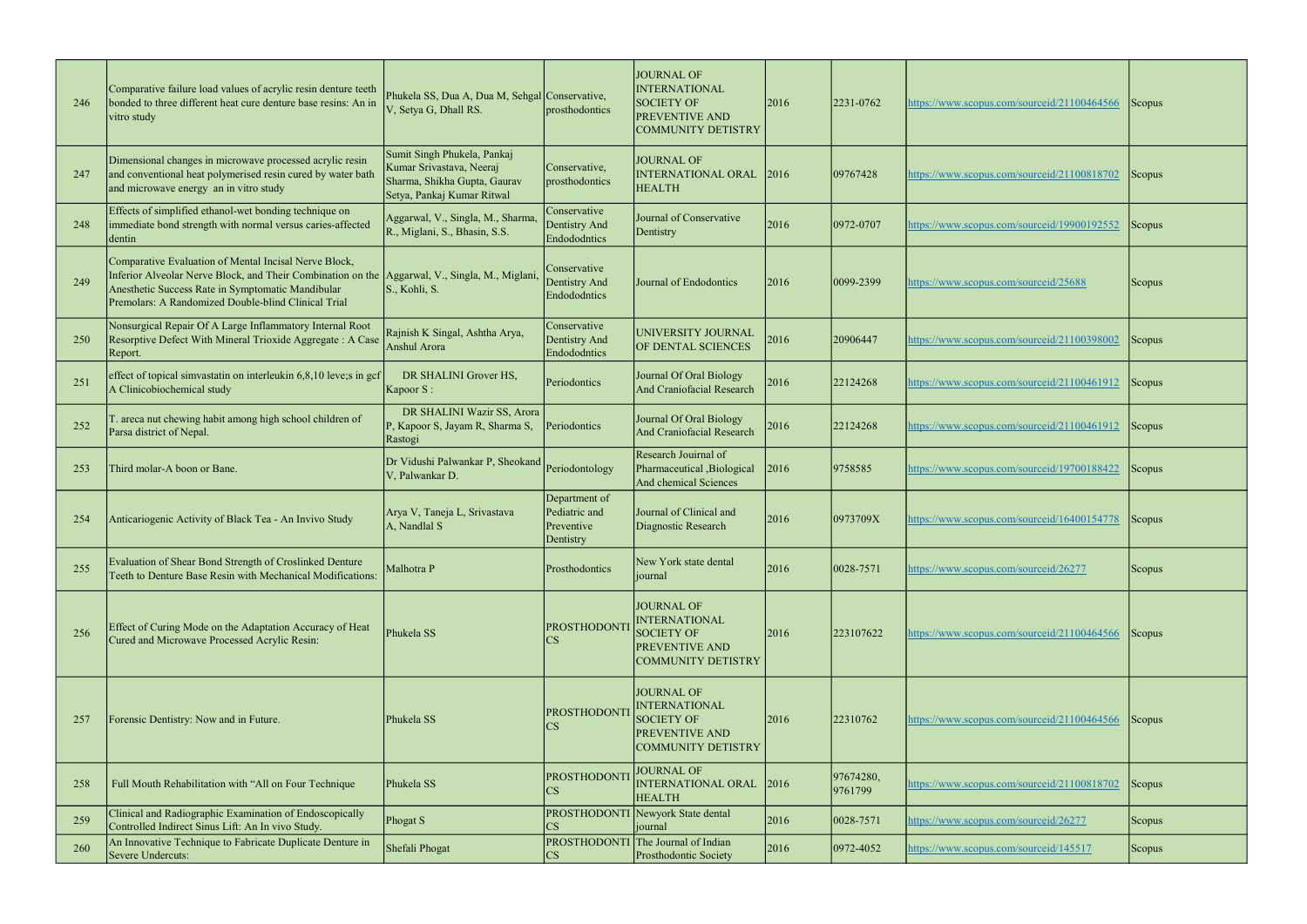| 246 | Comparative failure load values of acrylic resin denture teeth bonded to three different heat cure denture base resins: An in vitro study | Phukela SS, Dua A, Dua M, Sehgal V, Setya G, Dhall RS. | Conservative, prosthodontics | JOURNAL OF INTERNATIONAL SOCIETY OF PREVENTIVE AND COMMUNITY DETISTRY | 2016 | 2231-0762 | https://www.scopus.com/sourceid/21100464566 | Scopus |
|---|---|---|---|---|---|---|---|---|
| 247 | Dimensional changes in microwave processed acrylic resin and conventional heat polymerised resin cured by water bath and microwave energy an in vitro study | Sumit Singh Phukela, Pankaj Kumar Srivastava, Neeraj Sharma, Shikha Gupta, Gaurav Setya, Pankaj Kumar Ritwal | Conservative, prosthodontics | JOURNAL OF INTERNATIONAL ORAL HEALTH | 2016 | 09767428 | https://www.scopus.com/sourceid/21100818702 | Scopus |
| 248 | Effects of simplified ethanol-wet bonding technique on immediate bond strength with normal versus caries-affected dentin | Aggarwal, V., Singla, M., Sharma, R., Miglani, S., Bhasin, S.S. | Conservative Dentistry And Endododntics | Journal of Conservative Dentistry | 2016 | 0972-0707 | https://www.scopus.com/sourceid/19900192552 | Scopus |
| 249 | Comparative Evaluation of Mental Incisal Nerve Block, Inferior Alveolar Nerve Block, and Their Combination on the Anesthetic Success Rate in Symptomatic Mandibular Premolars: A Randomized Double-blind Clinical Trial | Aggarwal, V., Singla, M., Miglani, S., Kohli, S. | Conservative Dentistry And Endododntics | Journal of Endodontics | 2016 | 0099-2399 | https://www.scopus.com/sourceid/25688 | Scopus |
| 250 | Nonsurgical Repair Of A Large Inflammatory Internal Root Resorptive Defect With Mineral Trioxide Aggregate : A Case Report. | Rajnish K Singal, Ashtha Arya, Anshul Arora | Conservative Dentistry And Endododntics | UNIVERSITY JOURNAL OF DENTAL SCIENCES | 2016 | 20906447 | https://www.scopus.com/sourceid/21100398002 | Scopus |
| 251 | effect of topical simvastatin on interleukin 6,8,10 leve;s in gcf A Clinicobiochemical study | DR SHALINI Grover HS, Kapoor S : | Periodontics | Journal Of Oral Biology And Craniofacial Research | 2016 | 22124268 | https://www.scopus.com/sourceid/21100461912 | Scopus |
| 252 | T. areca nut chewing habit among high school children of Parsa district of Nepal. | DR SHALINI Wazir SS, Arora P, Kapoor S, Jayam R, Sharma S, Rastogi | Periodontics | Journal Of Oral Biology And Craniofacial Research | 2016 | 22124268 | https://www.scopus.com/sourceid/21100461912 | Scopus |
| 253 | Third molar-A boon or Bane. | Dr Vidushi Palwankar P, Sheokand V, Palwankar D. | Periodontology | Research Jouirnal of Pharmaceutical ,Biological And chemical Sciences | 2016 | 9758585 | https://www.scopus.com/sourceid/19700188422 | Scopus |
| 254 | Anticariogenic Activity of Black Tea - An Invivo Study | Arya V, Taneja L, Srivastava A, Nandlal S | Department of Pediatric and Preventive Dentistry | Journal of Clinical and Diagnostic Research | 2016 | 0973709X | https://www.scopus.com/sourceid/16400154778 | Scopus |
| 255 | Evaluation of Shear Bond Strength of Croslinked Denture Teeth to Denture Base Resin with Mechanical Modifications: | Malhotra P | Prosthodontics | New York state dental journal | 2016 | 0028-7571 | https://www.scopus.com/sourceid/26277 | Scopus |
| 256 | Effect of Curing Mode on the Adaptation Accuracy of Heat Cured and Microwave Processed Acrylic Resin: | Phukela SS | PROSTHODONTICS | JOURNAL OF INTERNATIONAL SOCIETY OF PREVENTIVE AND COMMUNITY DETISTRY | 2016 | 223107622 | https://www.scopus.com/sourceid/21100464566 | Scopus |
| 257 | Forensic Dentistry: Now and in Future. | Phukela SS | PROSTHODONTICS | JOURNAL OF INTERNATIONAL SOCIETY OF PREVENTIVE AND COMMUNITY DETISTRY | 2016 | 22310762 | https://www.scopus.com/sourceid/21100464566 | Scopus |
| 258 | Full Mouth Rehabilitation with "All on Four Technique | Phukela SS | PROSTHODONTICS | JOURNAL OF INTERNATIONAL ORAL HEALTH | 2016 | 97674280, 9761799 | https://www.scopus.com/sourceid/21100818702 | Scopus |
| 259 | Clinical and Radiographic Examination of Endoscopically Controlled Indirect Sinus Lift: An In vivo Study. | Phogat S | PROSTHODONTICS | Newyork State dental journal | 2016 | 0028-7571 | https://www.scopus.com/sourceid/26277 | Scopus |
| 260 | An Innovative Technique to Fabricate Duplicate Denture in Severe Undercuts: | Shefali Phogat | PROSTHODONTICS | The Journal of Indian Prosthodontic Society | 2016 | 0972-4052 | https://www.scopus.com/sourceid/145517 | Scopus |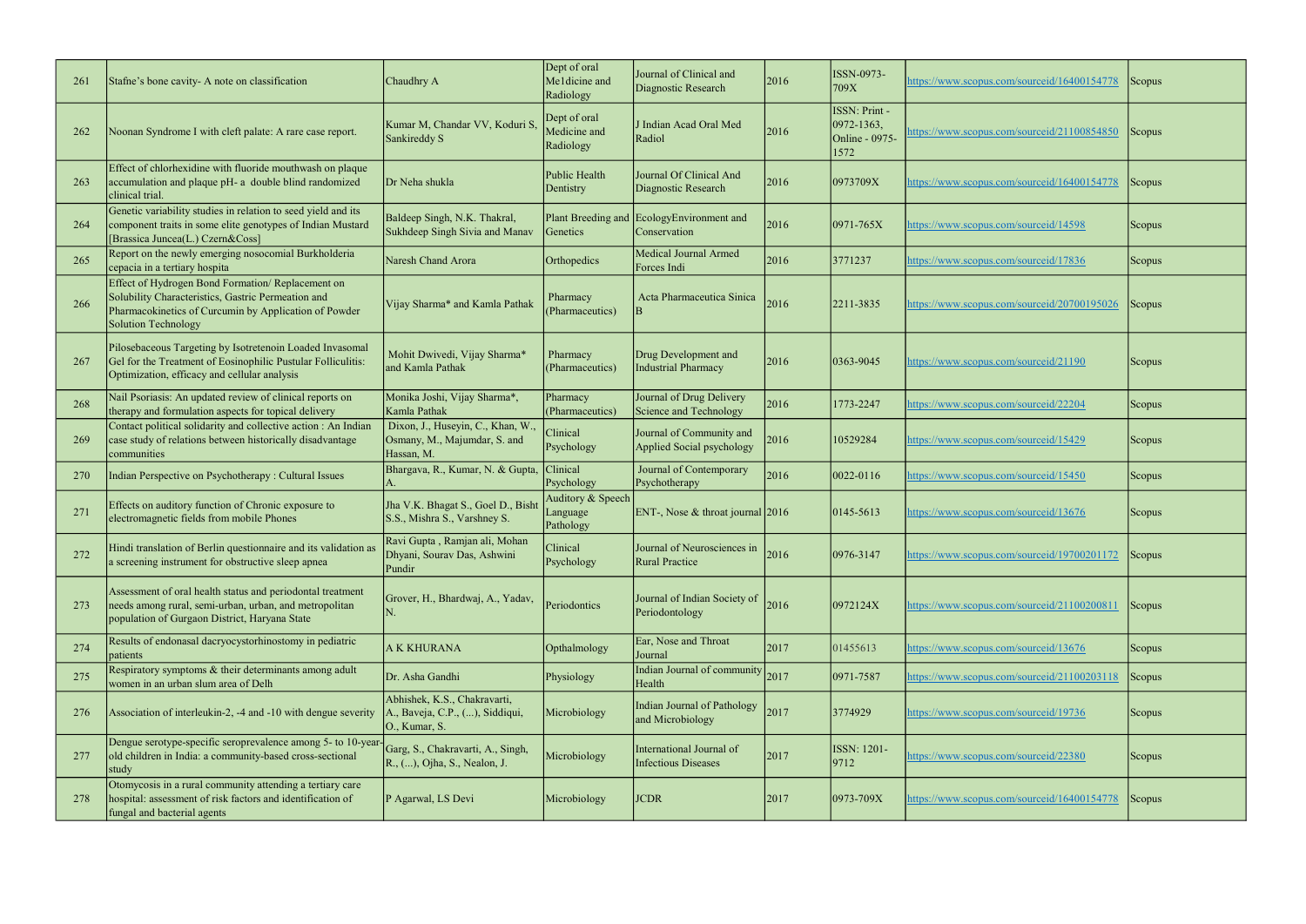| 261 | Stafne's bone cavity- A note on classification | Chaudhry A | Dept of oral Me1dicine and Radiology | Journal of Clinical and Diagnostic Research | 2016 | ISSN-0973-709X | https://www.scopus.com/sourceid/16400154778 | Scopus |
|---|---|---|---|---|---|---|---|---|
| 262 | Noonan Syndrome I with cleft palate: A rare case report. | Kumar M, Chandar VV, Koduri S, Sankireddy S | Dept of oral Medicine and Radiology | J Indian Acad Oral Med Radiol | 2016 | ISSN: Print - 0972-1363, Online - 0975-1572 | https://www.scopus.com/sourceid/21100854850 | Scopus |
| 263 | Effect of chlorhexidine with fluoride mouthwash on plaque accumulation and plaque pH- a double blind randomized clinical trial. | Dr Neha shukla | Public Health Dentistry | Journal Of Clinical And Diagnostic Research | 2016 | 0973709X | https://www.scopus.com/sourceid/16400154778 | Scopus |
| 264 | Genetic variability studies in relation to seed yield and its component traits in some elite genotypes of Indian Mustard [Brassica Juncea(L.) Czern&Coss] | Baldeep Singh, N.K. Thakral, Sukhdeep Singh Sivia and Manav | Plant Breeding and Genetics | EcologyEnvironment and Conservation | 2016 | 0971-765X | https://www.scopus.com/sourceid/14598 | Scopus |
| 265 | Report on the newly emerging nosocomial Burkholderia cepacia in a tertiary hospita | Naresh Chand Arora | Orthopedics | Medical Journal Armed Forces Indi | 2016 | 3771237 | https://www.scopus.com/sourceid/17836 | Scopus |
| 266 | Effect of Hydrogen Bond Formation/ Replacement on Solubility Characteristics, Gastric Permeation and Pharmacokinetics of Curcumin by Application of Powder Solution Technology | Vijay Sharma* and Kamla Pathak | Pharmacy (Pharmaceutics) | Acta Pharmaceutica Sinica B | 2016 | 2211-3835 | https://www.scopus.com/sourceid/20700195026 | Scopus |
| 267 | Pilosebaceous Targeting by Isotretenoin Loaded Invasomal Gel for the Treatment of Eosinophilic Pustular Folliculitis: Optimization, efficacy and cellular analysis | Mohit Dwivedi, Vijay Sharma* and Kamla Pathak | Pharmacy (Pharmaceutics) | Drug Development and Industrial Pharmacy | 2016 | 0363-9045 | https://www.scopus.com/sourceid/21190 | Scopus |
| 268 | Nail Psoriasis: An updated review of clinical reports on therapy and formulation aspects for topical delivery | Monika Joshi, Vijay Sharma*, Kamla Pathak | Pharmacy (Pharmaceutics) | Journal of Drug Delivery Science and Technology | 2016 | 1773-2247 | https://www.scopus.com/sourceid/22204 | Scopus |
| 269 | Contact political solidarity and collective action : An Indian case study of relations between historically disadvantage communities | Dixon, J., Huseyin, C., Khan, W., Osmany, M., Majumdar, S. and Hassan, M. | Clinical Psychology | Journal of Community and Applied Social psychology | 2016 | 10529284 | https://www.scopus.com/sourceid/15429 | Scopus |
| 270 | Indian Perspective on Psychotherapy : Cultural Issues | Bhargava, R., Kumar, N. & Gupta, A. | Clinical Psychology | Journal of Contemporary Psychotherapy | 2016 | 0022-0116 | https://www.scopus.com/sourceid/15450 | Scopus |
| 271 | Effects on auditory function of Chronic exposure to electromagnetic fields from mobile Phones | Jha V.K. Bhagat S., Goel D., Bisht S.S., Mishra S., Varshney S. | Auditory & Speech Language Pathology | ENT-, Nose & throat journal | 2016 | 0145-5613 | https://www.scopus.com/sourceid/13676 | Scopus |
| 272 | Hindi translation of Berlin questionnaire and its validation as a screening instrument for obstructive sleep apnea | Ravi Gupta , Ramjan ali, Mohan Dhyani, Sourav Das, Ashwini Pundir | Clinical Psychology | Journal of Neurosciences in Rural Practice | 2016 | 0976-3147 | https://www.scopus.com/sourceid/19700201172 | Scopus |
| 273 | Assessment of oral health status and periodontal treatment needs among rural, semi-urban, urban, and metropolitan population of Gurgaon District, Haryana State | Grover, H., Bhardwaj, A., Yadav, N. | Periodontics | Journal of Indian Society of Periodontology | 2016 | 0972124X | https://www.scopus.com/sourceid/21100200811 | Scopus |
| 274 | Results of endonasal dacryocystorhinostomy in pediatric patients | A K KHURANA | Opthalmology | Ear, Nose and Throat Journal | 2017 | 01455613 | https://www.scopus.com/sourceid/13676 | Scopus |
| 275 | Respiratory symptoms & their determinants among adult women in an urban slum area of Delh | Dr. Asha Gandhi | Physiology | Indian Journal of community Health | 2017 | 0971-7587 | https://www.scopus.com/sourceid/21100203118 | Scopus |
| 276 | Association of interleukin-2, -4 and -10 with dengue severity | Abhishek, K.S., Chakravarti, A., Baveja, C.P., (...), Siddiqui, O., Kumar, S. | Microbiology | Indian Journal of Pathology and Microbiology | 2017 | 3774929 | https://www.scopus.com/sourceid/19736 | Scopus |
| 277 | Dengue serotype-specific seroprevalence among 5- to 10-year-old children in India: a community-based cross-sectional study | Garg, S., Chakravarti, A., Singh, R., (...), Ojha, S., Nealon, J. | Microbiology | International Journal of Infectious Diseases | 2017 | ISSN: 1201-9712 | https://www.scopus.com/sourceid/22380 | Scopus |
| 278 | Otomycosis in a rural community attending a tertiary care hospital: assessment of risk factors and identification of fungal and bacterial agents | P Agarwal, LS Devi | Microbiology | JCDR | 2017 | 0973-709X | https://www.scopus.com/sourceid/16400154778 | Scopus |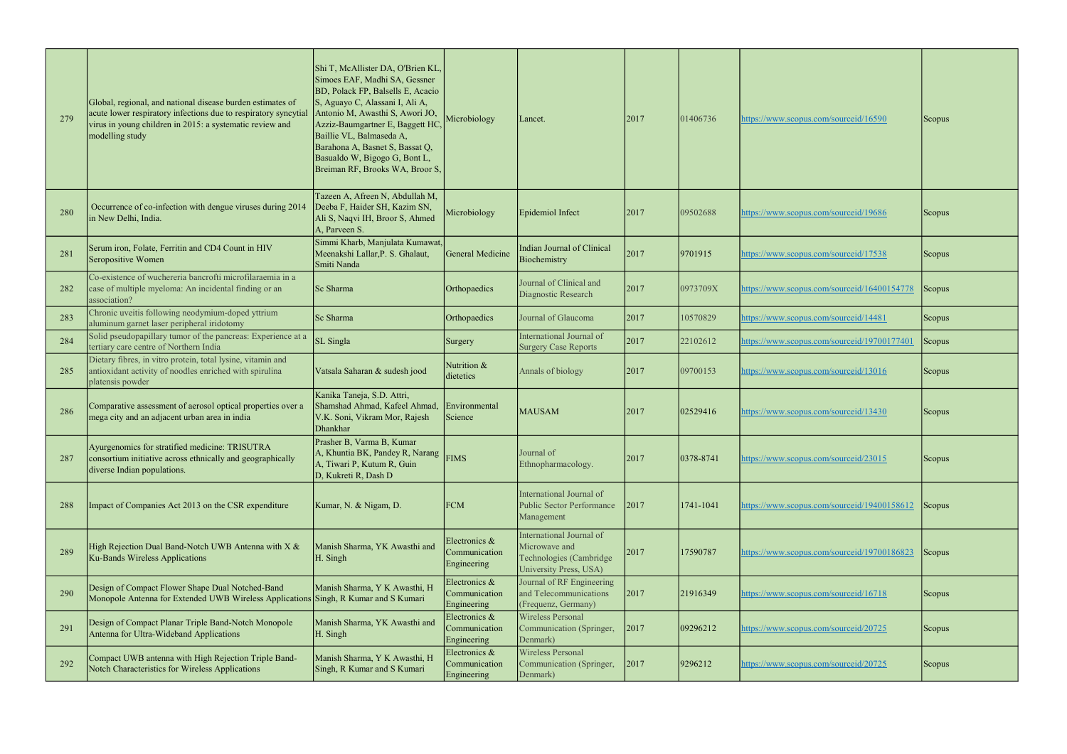| 279 | Global, regional, and national disease burden estimates of acute lower respiratory infections due to respiratory syncytial virus in young children in 2015: a systematic review and modelling study | Shi T, McAllister DA, O'Brien KL, Simoes EAF, Madhi SA, Gessner BD, Polack FP, Balsells E, Acacio S, Aguayo C, Alassani I, Ali A, Antonio M, Awasthi S, Awori JO, Azziz-Baumgartner E, Baggett HC, Baillie VL, Balmaseda A, Barahona A, Basnet S, Bassat Q, Basualdo W, Bigogo G, Bont L, Breiman RF, Brooks WA, Broor S, | Microbiology | Lancet. | 2017 | 01406736 | https://www.scopus.com/sourceid/16590 | Scopus |
|---|---|---|---|---|---|---|---|---|
| 280 | Occurrence of co-infection with dengue viruses during 2014 in New Delhi, India. | Tazeen A, Afreen N, Abdullah M, Deeba F, Haider SH, Kazim SN, Ali S, Naqvi IH, Broor S, Ahmed A, Parveen S. | Microbiology | Epidemiol Infect | 2017 | 09502688 | https://www.scopus.com/sourceid/19686 | Scopus |
| 281 | Serum iron, Folate, Ferritin and CD4 Count in HIV Seropositive Women | Simmi Kharb, Manjulata Kumawat, Meenakshi Lallar,P. S. Ghalaut, Smiti Nanda | General Medicine | Indian Journal of Clinical Biochemistry | 2017 | 9701915 | https://www.scopus.com/sourceid/17538 | Scopus |
| 282 | Co-existence of wuchereria bancrofti microfilaraemia in a case of multiple myeloma: An incidental finding or an association? | Sc Sharma | Orthopaedics | Journal of Clinical and Diagnostic Research | 2017 | 0973709X | https://www.scopus.com/sourceid/16400154778 | Scopus |
| 283 | Chronic uveitis following neodymium-doped yttrium aluminum garnet laser peripheral iridotomy | Sc Sharma | Orthopaedics | Journal of Glaucoma | 2017 | 10570829 | https://www.scopus.com/sourceid/14481 | Scopus |
| 284 | Solid pseudopapillary tumor of the pancreas: Experience at a tertiary care centre of Northern India | SL Singla | Surgery | International Journal of Surgery Case Reports | 2017 | 22102612 | https://www.scopus.com/sourceid/19700177401 | Scopus |
| 285 | Dietary fibres, in vitro protein, total lysine, vitamin and antioxidant activity of noodles enriched with spirulina platensis powder | Vatsala Saharan & sudesh jood | Nutrition & dietetics | Annals of biology | 2017 | 09700153 | https://www.scopus.com/sourceid/13016 | Scopus |
| 286 | Comparative assessment of aerosol optical properties over a mega city and an adjacent urban area in india | Kanika Taneja, S.D. Attri, Shamshad Ahmad, Kafeel Ahmad, V.K. Soni, Vikram Mor, Rajesh Dhankhar | Environmental Science | MAUSAM | 2017 | 02529416 | https://www.scopus.com/sourceid/13430 | Scopus |
| 287 | Ayurgenomics for stratified medicine: TRISUTRA consortium initiative across ethnically and geographically diverse Indian populations. | Prasher B, Varma B, Kumar A, Khuntia BK, Pandey R, Narang A, Tiwari P, Kutum R, Guin D, Kukreti R, Dash D | FIMS | Journal of Ethnopharmacology. | 2017 | 0378-8741 | https://www.scopus.com/sourceid/23015 | Scopus |
| 288 | Impact of Companies Act 2013 on the CSR expenditure | Kumar, N. & Nigam, D. | FCM | International Journal of Public Sector Performance Management | 2017 | 1741-1041 | https://www.scopus.com/sourceid/19400158612 | Scopus |
| 289 | High Rejection Dual Band-Notch UWB Antenna with X & Ku-Bands Wireless Applications | Manish Sharma, YK Awasthi and H. Singh | Electronics & Communication Engineering | International Journal of Microwave and Technologies (Cambridge University Press, USA) | 2017 | 17590787 | https://www.scopus.com/sourceid/19700186823 | Scopus |
| 290 | Design of Compact Flower Shape Dual Notched-Band Monopole Antenna for Extended UWB Wireless Applications | Manish Sharma, Y K Awasthi, H Singh, R Kumar and S Kumari | Electronics & Communication Engineering | Journal of RF Engineering and Telecommunications (Frequenz, Germany) | 2017 | 21916349 | https://www.scopus.com/sourceid/16718 | Scopus |
| 291 | Design of Compact Planar Triple Band-Notch Monopole Antenna for Ultra-Wideband Applications | Manish Sharma, YK Awasthi and H. Singh | Electronics & Communication Engineering | Wireless Personal Communication (Springer, Denmark) | 2017 | 09296212 | https://www.scopus.com/sourceid/20725 | Scopus |
| 292 | Compact UWB antenna with High Rejection Triple Band-Notch Characteristics for Wireless Applications | Manish Sharma, Y K Awasthi, H Singh, R Kumar and S Kumari | Electronics & Communication Engineering | Wireless Personal Communication (Springer, Denmark) | 2017 | 9296212 | https://www.scopus.com/sourceid/20725 | Scopus |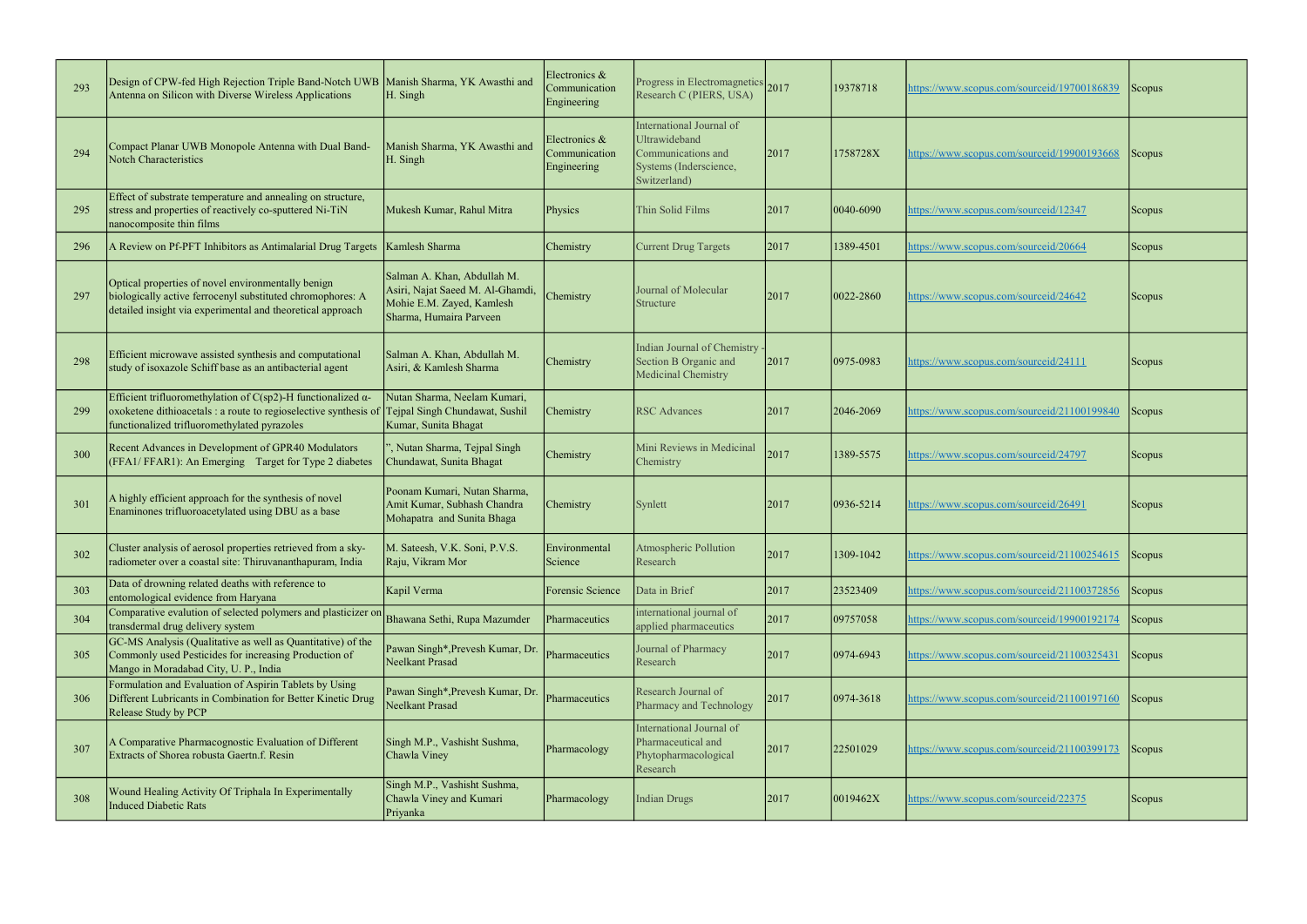| 293 | Design of CPW-fed High Rejection Triple Band-Notch UWB Antenna on Silicon with Diverse Wireless Applications | Manish Sharma, YK Awasthi and H. Singh | Electronics & Communication Engineering | Progress in Electromagnetics Research C (PIERS, USA) | 2017 | 19378718 | https://www.scopus.com/sourceid/19700186839 | Scopus |
|---|---|---|---|---|---|---|---|---|
| 294 | Compact Planar UWB Monopole Antenna with Dual Band-Notch Characteristics | Manish Sharma, YK Awasthi and H. Singh | Electronics & Communication Engineering | International Journal of Ultrawideband Communications and Systems (Inderscience, Switzerland) | 2017 | 1758728X | https://www.scopus.com/sourceid/19900193668 | Scopus |
| 295 | Effect of substrate temperature and annealing on structure, stress and properties of reactively co-sputtered Ni-TiN nanocomposite thin films | Mukesh Kumar, Rahul Mitra | Physics | Thin Solid Films | 2017 | 0040-6090 | https://www.scopus.com/sourceid/12347 | Scopus |
| 296 | A Review on Pf-PFT Inhibitors as Antimalarial Drug Targets | Kamlesh Sharma | Chemistry | Current Drug Targets | 2017 | 1389-4501 | https://www.scopus.com/sourceid/20664 | Scopus |
| 297 | Optical properties of novel environmentally benign biologically active ferrocenyl substituted chromophores: A detailed insight via experimental and theoretical approach | Salman A. Khan, Abdullah M. Asiri, Najat Saeed M. Al-Ghamdi, Mohie E.M. Zayed, Kamlesh Sharma, Humaira Parveen | Chemistry | Journal of Molecular Structure | 2017 | 0022-2860 | https://www.scopus.com/sourceid/24642 | Scopus |
| 298 | Efficient microwave assisted synthesis and computational study of isoxazole Schiff base as an antibacterial agent | Salman A. Khan, Abdullah M. Asiri, & Kamlesh Sharma | Chemistry | Indian Journal of Chemistry - Section B Organic and Medicinal Chemistry | 2017 | 0975-0983 | https://www.scopus.com/sourceid/24111 | Scopus |
| 299 | Efficient trifluoromethylation of C(sp2)-H functionalized α-oxoketene dithioacetals : a route to regioselective synthesis of functionalized trifluoromethylated pyrazoles | Nutan Sharma, Neelam Kumari, Tejpal Singh Chundawat, Sushil Kumar, Sunita Bhagat | Chemistry | RSC Advances | 2017 | 2046-2069 | https://www.scopus.com/sourceid/21100199840 | Scopus |
| 300 | Recent Advances in Development of GPR40 Modulators (FFA1/ FFAR1): An Emerging Target for Type 2 diabetes | ", Nutan Sharma, Tejpal Singh Chundawat, Sunita Bhagat | Chemistry | Mini Reviews in Medicinal Chemistry | 2017 | 1389-5575 | https://www.scopus.com/sourceid/24797 | Scopus |
| 301 | A highly efficient approach for the synthesis of novel Enaminones trifluoroacetylated using DBU as a base | Poonam Kumari, Nutan Sharma, Amit Kumar, Subhash Chandra Mohapatra and Sunita Bhaga | Chemistry | Synlett | 2017 | 0936-5214 | https://www.scopus.com/sourceid/26491 | Scopus |
| 302 | Cluster analysis of aerosol properties retrieved from a sky-radiometer over a coastal site: Thiruvananthapuram, India | M. Sateesh, V.K. Soni, P.V.S. Raju, Vikram Mor | Environmental Science | Atmospheric Pollution Research | 2017 | 1309-1042 | https://www.scopus.com/sourceid/21100254615 | Scopus |
| 303 | Data of drowning related deaths with reference to entomological evidence from Haryana | Kapil Verma | Forensic Science | Data in Brief | 2017 | 23523409 | https://www.scopus.com/sourceid/21100372856 | Scopus |
| 304 | Comparative evalution of selected polymers and plasticizer on transdermal drug delivery system | Bhawana Sethi, Rupa Mazumder | Pharmaceutics | international journal of applied pharmaceutics | 2017 | 09757058 | https://www.scopus.com/sourceid/19900192174 | Scopus |
| 305 | GC-MS Analysis (Qualitative as well as Quantitative) of the Commonly used Pesticides for increasing Production of Mango in Moradabad City, U. P., India | Pawan Singh*,Prevesh Kumar, Dr. Neelkant Prasad | Pharmaceutics | Journal of Pharmacy Research | 2017 | 0974-6943 | https://www.scopus.com/sourceid/21100325431 | Scopus |
| 306 | Formulation and Evaluation of Aspirin Tablets by Using Different Lubricants in Combination for Better Kinetic Drug Release Study by PCP | Pawan Singh*,Prevesh Kumar, Dr. Neelkant Prasad | Pharmaceutics | Research Journal of Pharmacy and Technology | 2017 | 0974-3618 | https://www.scopus.com/sourceid/21100197160 | Scopus |
| 307 | A Comparative Pharmacognostic Evaluation of Different Extracts of Shorea robusta Gaertn.f. Resin | Singh M.P., Vashisht Sushma, Chawla Viney | Pharmacology | International Journal of Pharmaceutical and Phytopharmacological Research | 2017 | 22501029 | https://www.scopus.com/sourceid/21100399173 | Scopus |
| 308 | Wound Healing Activity Of Triphala In Experimentally Induced Diabetic Rats | Singh M.P., Vashisht Sushma, Chawla Viney and Kumari Priyanka | Pharmacology | Indian Drugs | 2017 | 0019462X | https://www.scopus.com/sourceid/22375 | Scopus |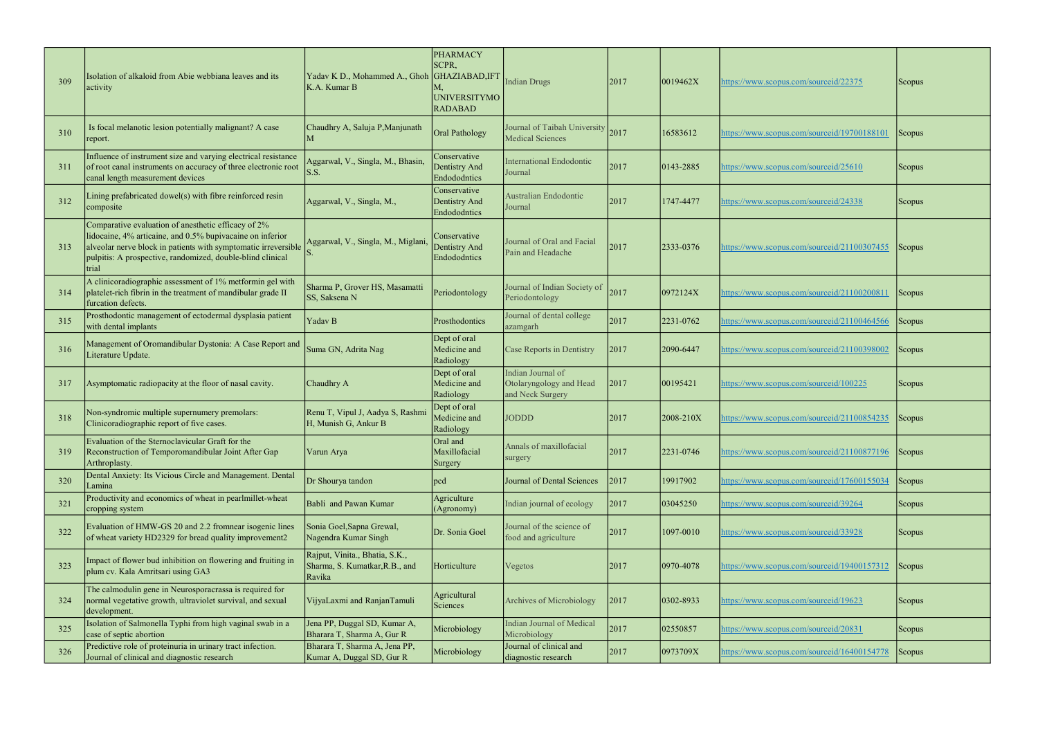| 309 | Isolation of alkaloid from Abie webbiana leaves and its activity | Yadav K D., Mohammed A., Ghoh K.A. Kumar B | PHARMACY SCPR, GHAZIABAD,IFTM, UNIVERSITYMORADABAD | Indian Drugs | 2017 | 0019462X | https://www.scopus.com/sourceid/22375 | Scopus |
|---|---|---|---|---|---|---|---|---|
| 310 | Is focal melanotic lesion potentially malignant? A case report. | Chaudhry A, Saluja P,Manjunath M | Oral Pathology | Journal of Taibah University Medical Sciences | 2017 | 16583612 | https://www.scopus.com/sourceid/19700188101 | Scopus |
| 311 | Influence of instrument size and varying electrical resistance of root canal instruments on accuracy of three electronic root canal length measurement devices | Aggarwal, V., Singla, M., Bhasin, S.S. | Conservative Dentistry And Endododntics | International Endodontic Journal | 2017 | 0143-2885 | https://www.scopus.com/sourceid/25610 | Scopus |
| 312 | Lining prefabricated dowel(s) with fibre reinforced resin composite | Aggarwal, V., Singla, M., | Conservative Dentistry And Endododntics | Australian Endodontic Journal | 2017 | 1747-4477 | https://www.scopus.com/sourceid/24338 | Scopus |
| 313 | Comparative evaluation of anesthetic efficacy of 2% lidocaine, 4% articaine, and 0.5% bupivacaine on inferior alveolar nerve block in patients with symptomatic irreversible pulpitis: A prospective, randomized, double-blind clinical trial | Aggarwal, V., Singla, M., Miglani, S. | Conservative Dentistry And Endododntics | Journal of Oral and Facial Pain and Headache | 2017 | 2333-0376 | https://www.scopus.com/sourceid/21100307455 | Scopus |
| 314 | A clinicoradiographic assessment of 1% metformin gel with platelet-rich fibrin in the treatment of mandibular grade II furcation defects. | Sharma P, Grover HS, Masamatti SS, Saksena N | Periodontology | Journal of Indian Society of Periodontology | 2017 | 0972124X | https://www.scopus.com/sourceid/21100200811 | Scopus |
| 315 | Prosthodontic management of ectodermal dysplasia patient with dental implants | Yadav B | Prosthodontics | Journal of dental college azamgarh | 2017 | 2231-0762 | https://www.scopus.com/sourceid/21100464566 | Scopus |
| 316 | Management of Oromandibular Dystonia: A Case Report and Literature Update. | Suma GN, Adrita Nag | Dept of oral Medicine and Radiology | Case Reports in Dentistry | 2017 | 2090-6447 | https://www.scopus.com/sourceid/21100398002 | Scopus |
| 317 | Asymptomatic radiopacity at the floor of nasal cavity. | Chaudhry A | Dept of oral Medicine and Radiology | Indian Journal of Otolaryngology and Head and Neck Surgery | 2017 | 00195421 | https://www.scopus.com/sourceid/100225 | Scopus |
| 318 | Non-syndromic multiple supernumery premolars: Clinicoradiographic report of five cases. | Renu T, Vipul J, Aadya S, Rashmi H, Munish G, Ankur B | Dept of oral Medicine and Radiology | JODDD | 2017 | 2008-210X | https://www.scopus.com/sourceid/21100854235 | Scopus |
| 319 | Evaluation of the Sternoclavicular Graft for the Reconstruction of Temporomandibular Joint After Gap Arthroplasty. | Varun Arya | Oral and Maxillofacial Surgery | Annals of maxillofacial surgery | 2017 | 2231-0746 | https://www.scopus.com/sourceid/21100877196 | Scopus |
| 320 | Dental Anxiety: Its Vicious Circle and Management. Dental Lamina | Dr Shourya tandon | pcd | Journal of Dental Sciences | 2017 | 19917902 | https://www.scopus.com/sourceid/17600155034 | Scopus |
| 321 | Productivity and economics of wheat in pearlmillet-wheat cropping system | Babli and Pawan Kumar | Agriculture (Agronomy) | Indian journal of ecology | 2017 | 03045250 | https://www.scopus.com/sourceid/39264 | Scopus |
| 322 | Evaluation of HMW-GS 20 and 2.2 fromnear isogenic lines of wheat variety HD2329 for bread quality improvement2 | Sonia Goel,Sapna Grewal, Nagendra Kumar Singh | Dr. Sonia Goel | Journal of the science of food and agriculture | 2017 | 1097-0010 | https://www.scopus.com/sourceid/33928 | Scopus |
| 323 | Impact of flower bud inhibition on flowering and fruiting in plum cv. Kala Amritsari using GA3 | Rajput, Vinita., Bhatia, S.K., Sharma, S. Kumatkar,R.B., and Ravika | Horticulture | Vegetos | 2017 | 0970-4078 | https://www.scopus.com/sourceid/19400157312 | Scopus |
| 324 | The calmodulin gene in Neurosporacrassa is required for normal vegetative growth, ultraviolet survival, and sexual development. | VijyaLaxmi and RanjanTamuli | Agricultural Sciences | Archives of Microbiology | 2017 | 0302-8933 | https://www.scopus.com/sourceid/19623 | Scopus |
| 325 | Isolation of Salmonella Typhi from high vaginal swab in a case of septic abortion | Jena PP, Duggal SD, Kumar A, Bharara T, Sharma A, Gur R | Microbiology | Indian Journal of Medical Microbiology | 2017 | 02550857 | https://www.scopus.com/sourceid/20831 | Scopus |
| 326 | Predictive role of proteinuria in urinary tract infection. Journal of clinical and diagnostic research | Bharara T, Sharma A, Jena PP, Kumar A, Duggal SD, Gur R | Microbiology | Journal of clinical and diagnostic research | 2017 | 0973709X | https://www.scopus.com/sourceid/16400154778 | Scopus |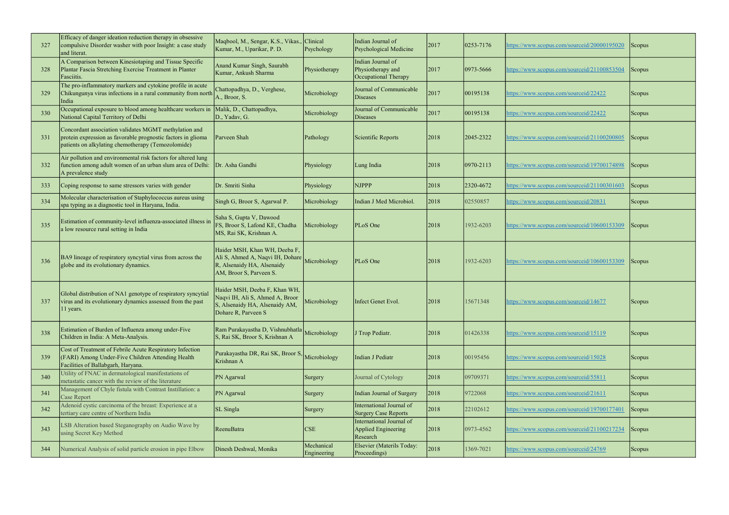| 327 | Efficacy of danger ideation reduction therapy in obsessive compulsive Disorder washer with poor Insight: a case study and literat. | Maqbool, M., Sengar, K.S., Vikas., Kumar, M., Uparikar, P. D. | Clinical Psychology | Indian Journal of Psychological Medicine | 2017 | 0253-7176 | https://www.scopus.com/sourceid/20000195020 | Scopus |
|---|---|---|---|---|---|---|---|---|
| 328 | A Comparison between Kinesiotaping and Tissue Specific Plantar Fascia Stretching Exercise Treatment in Planter Fasciitis. | Anand Kumar Singh, Saurabh Kumar, Ankush Sharma | Physiotherapy | Indian Journal of Physiotherapy and Occupational Therapy | 2017 | 0973-5666 | https://www.scopus.com/sourceid/21100853504 | Scopus |
| 329 | The pro-inflammatory markers and cytokine profile in acute Chikungunya virus infections in a rural community from north India | Chattopadhya, D., Verghese, A., Broor, S. | Microbiology | Journal of Communicable Diseases | 2017 | 00195138 | https://www.scopus.com/sourceid/22422 | Scopus |
| 330 | Occupational exposure to blood among healthcare workers in National Capital Territory of Delhi | Malik, D., Chattopadhya, D., Yadav, G. | Microbiology | Journal of Communicable Diseases | 2017 | 00195138 | https://www.scopus.com/sourceid/22422 | Scopus |
| 331 | Concordant association validates MGMT methylation and protein expression as favorable prognostic factors in glioma patients on alkylating chemotherapy (Temozolomide) | Parveen Shah | Pathology | Scientific Reports | 2018 | 2045-2322 | https://www.scopus.com/sourceid/21100200805 | Scopus |
| 332 | Air pollution and environmental risk factors for altered lung function among adult women of an urban slum area of Delhi: A prevalence study | Dr. Asha Gandhi | Physiology | Lung India | 2018 | 0970-2113 | https://www.scopus.com/sourceid/19700174898 | Scopus |
| 333 | Coping response to same stressors varies with gender | Dr. Smriti Sinha | Physiology | NJPPP | 2018 | 2320-4672 | https://www.scopus.com/sourceid/21100301603 | Scopus |
| 334 | Molecular characterisation of Staphylococcus aureus using spa typing as a diagnostic tool in Haryana, India. | Singh G, Broor S, Agarwal P. | Microbiology | Indian J Med Microbiol. | 2018 | 02550857 | https://www.scopus.com/sourceid/20831 | Scopus |
| 335 | Estimation of community-level influenza-associated illness in a low resource rural setting in India | Saha S, Gupta V, Dawood FS, Broor S, Lafond KE, Chadha MS, Rai SK, Krishnan A. | Microbiology | PLoS One | 2018 | 1932-6203 | https://www.scopus.com/sourceid/10600153309 | Scopus |
| 336 | BA9 lineage of respiratory syncytial virus from across the globe and its evolutionary dynamics. | Haider MSH, Khan WH, Deeba F, Ali S, Ahmed A, Naqvi IH, Dohare R, Alsenaidy HA, Alsenaidy AM, Broor S, Parveen S. | Microbiology | PLoS One | 2018 | 1932-6203 | https://www.scopus.com/sourceid/10600153309 | Scopus |
| 337 | Global distribution of NA1 genotype of respiratory syncytial virus and its evolutionary dynamics assessed from the past 11 years. | Haider MSH, Deeba F, Khan WH, Naqvi IH, Ali S, Ahmed A, Broor S, Alsenaidy HA, Alsenaidy AM, Dohare R, Parveen S | Microbiology | Infect Genet Evol. | 2018 | 15671348 | https://www.scopus.com/sourceid/14677 | Scopus |
| 338 | Estimation of Burden of Influenza among under-Five Children in India: A Meta-Analysis. | Ram Purakayastha D, Vishnubhatla S, Rai SK, Broor S, Krishnan A | Microbiology | J Trop Pediatr. | 2018 | 01426338 | https://www.scopus.com/sourceid/15119 | Scopus |
| 339 | Cost of Treatment of Febrile Acute Respiratory Infection (FARI) Among Under-Five Children Attending Health Facilities of Ballabgarh, Haryana. | Purakayastha DR, Rai SK, Broor S, Krishnan A | Microbiology | Indian J Pediatr | 2018 | 00195456 | https://www.scopus.com/sourceid/15028 | Scopus |
| 340 | Utility of FNAC in dermatological manifestations of metastatic cancer with the review of the literature | PN Agarwal | Surgery | Journal of Cytology | 2018 | 09709371 | https://www.scopus.com/sourceid/55811 | Scopus |
| 341 | Management of Chyle fistula with Contrast Instillation: a Case Report | PN Agarwal | Surgery | Indian Journal of Surgery | 2018 | 9722068 | https://www.scopus.com/sourceid/21611 | Scopus |
| 342 | Adenoid cystic carcinoma of the breast: Experience at a tertiary care centre of Northern India | SL Singla | Surgery | International Journal of Surgery Case Reports | 2018 | 22102612 | https://www.scopus.com/sourceid/19700177401 | Scopus |
| 343 | LSB Alteration based Steganography on Audio Wave by using Secret Key Method | ReenuBatra | CSE | International Journal of Applied Engineering Research | 2018 | 0973-4562 | https://www.scopus.com/sourceid/21100217234 | Scopus |
| 344 | Numerical Analysis of solid particle erosion in pipe Elbow | Dinesh Deshwal, Monika | Mechanical Engineering | Elsevier (Materils Today: Proceedings) | 2018 | 1369-7021 | https://www.scopus.com/sourceid/24769 | Scopus |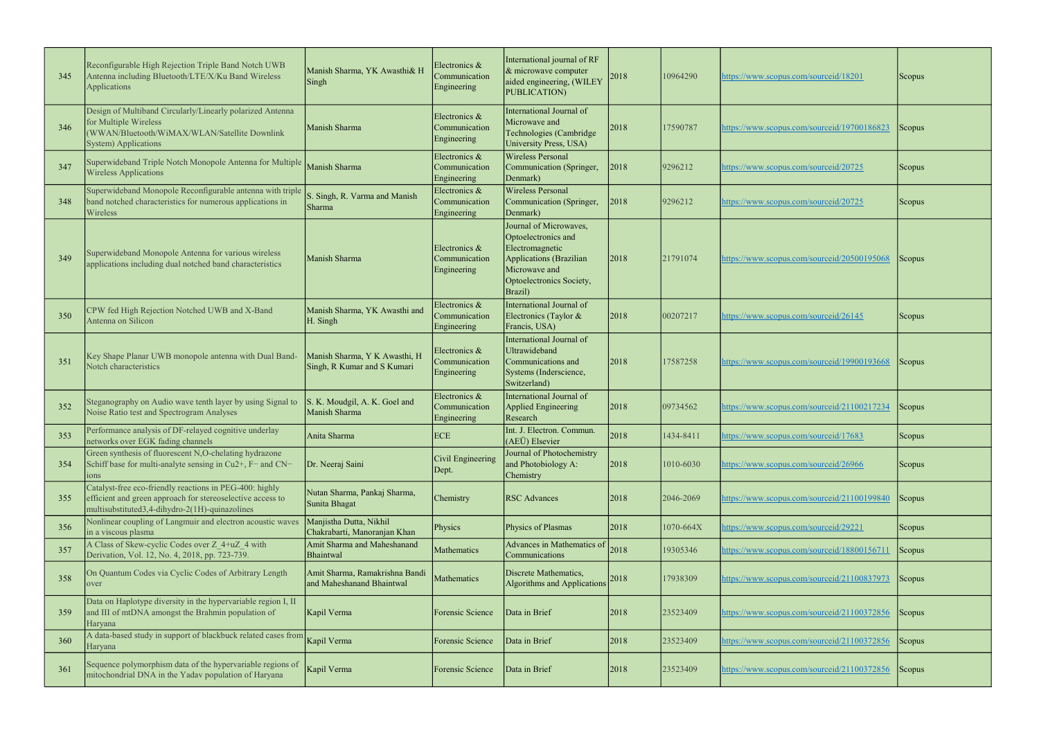| | | | | | | | | |
|---|---|---|---|---|---|---|---|---|
| 345 | Reconfigurable High Rejection Triple Band Notch UWB Antenna including Bluetooth/LTE/X/Ku Band Wireless Applications | Manish Sharma, YK Awasthi& H Singh | Electronics & Communication Engineering | International journal of RF & microwave computer aided engineering, (WILEY PUBLICATION) | 2018 | 10964290 | https://www.scopus.com/sourceid/18201 | Scopus |
| 346 | Design of Multiband Circularly/Linearly polarized Antenna for Multiple Wireless (WWAN/Bluetooth/WiMAX/WLAN/Satellite Downlink System) Applications | Manish Sharma | Electronics & Communication Engineering | International Journal of Microwave and Technologies (Cambridge University Press, USA) | 2018 | 17590787 | https://www.scopus.com/sourceid/19700186823 | Scopus |
| 347 | Superwideband Triple Notch Monopole Antenna for Multiple Wireless Applications | Manish Sharma | Electronics & Communication Engineering | Wireless Personal Communication (Springer, Denmark) | 2018 | 9296212 | https://www.scopus.com/sourceid/20725 | Scopus |
| 348 | Superwideband Monopole Reconfigurable antenna with triple band notched characteristics for numerous applications in Wireless | S. Singh, R. Varma and Manish Sharma | Electronics & Communication Engineering | Wireless Personal Communication (Springer, Denmark) | 2018 | 9296212 | https://www.scopus.com/sourceid/20725 | Scopus |
| 349 | Superwideband Monopole Antenna for various wireless applications including dual notched band characteristics | Manish Sharma | Electronics & Communication Engineering | Journal of Microwaves, Optoelectronics and Electromagnetic Applications (Brazilian Microwave and Optoelectronics Society, Brazil) | 2018 | 21791074 | https://www.scopus.com/sourceid/20500195068 | Scopus |
| 350 | CPW fed High Rejection Notched UWB and X-Band Antenna on Silicon | Manish Sharma, YK Awasthi and H. Singh | Electronics & Communication Engineering | International Journal of Electronics (Taylor & Francis, USA) | 2018 | 00207217 | https://www.scopus.com/sourceid/26145 | Scopus |
| 351 | Key Shape Planar UWB monopole antenna with Dual Band-Notch characteristics | Manish Sharma, Y K Awasthi, H Singh, R Kumar and S Kumari | Electronics & Communication Engineering | International Journal of Ultrawideband Communications and Systems (Inderscience, Switzerland) | 2018 | 17587258 | https://www.scopus.com/sourceid/19900193668 | Scopus |
| 352 | Steganography on Audio wave tenth layer by using Signal to Noise Ratio test and Spectrogram Analyses | S. K. Moudgil, A. K. Goel and Manish Sharma | Electronics & Communication Engineering | International Journal of Applied Engineering Research | 2018 | 09734562 | https://www.scopus.com/sourceid/21100217234 | Scopus |
| 353 | Performance analysis of DF-relayed cognitive underlay networks over EGK fading channels | Anita Sharma | ECE | Int. J. Electron. Commun. (AEÜ) Elsevier | 2018 | 1434-8411 | https://www.scopus.com/sourceid/17683 | Scopus |
| 354 | Green synthesis of fluorescent N,O-chelating hydrazone Schiff base for multi-analyte sensing in Cu2+, F− and CN− ions | Dr. Neeraj Saini | Civil Engineering Dept. | Journal of Photochemistry and Photobiology A: Chemistry | 2018 | 1010-6030 | https://www.scopus.com/sourceid/26966 | Scopus |
| 355 | Catalyst-free eco-friendly reactions in PEG-400: highly efficient and green approach for stereoselective access to multisubstituted3,4-dihydro-2(1H)-quinazolines | Nutan Sharma, Pankaj Sharma, Sunita Bhagat | Chemistry | RSC Advances | 2018 | 2046-2069 | https://www.scopus.com/sourceid/21100199840 | Scopus |
| 356 | Nonlinear coupling of Langmuir and electron acoustic waves in a viscous plasma | Manjistha Dutta, Nikhil Chakrabarti, Manoranjan Khan | Physics | Physics of Plasmas | 2018 | 1070-664X | https://www.scopus.com/sourceid/29221 | Scopus |
| 357 | A Class of Skew-cyclic Codes over Z_4+uZ_4 with Derivation, Vol. 12, No. 4, 2018, pp. 723-739. | Amit Sharma and Maheshanand Bhaintwal | Mathematics | Advances in Mathematics of Communications | 2018 | 19305346 | https://www.scopus.com/sourceid/18800156711 | Scopus |
| 358 | On Quantum Codes via Cyclic Codes of Arbitrary Length over | Amit Sharma, Ramakrishna Bandi and Maheshanand Bhaintwal | Mathematics | Discrete Mathematics, Algorithms and Applications | 2018 | 17938309 | https://www.scopus.com/sourceid/21100837973 | Scopus |
| 359 | Data on Haplotype diversity in the hypervariable region I, II and III of mtDNA amongst the Brahmin population of Haryana | Kapil Verma | Forensic Science | Data in Brief | 2018 | 23523409 | https://www.scopus.com/sourceid/21100372856 | Scopus |
| 360 | A data-based study in support of blackbuck related cases from Haryana | Kapil Verma | Forensic Science | Data in Brief | 2018 | 23523409 | https://www.scopus.com/sourceid/21100372856 | Scopus |
| 361 | Sequence polymorphism data of the hypervariable regions of mitochondrial DNA in the Yadav population of Haryana | Kapil Verma | Forensic Science | Data in Brief | 2018 | 23523409 | https://www.scopus.com/sourceid/21100372856 | Scopus |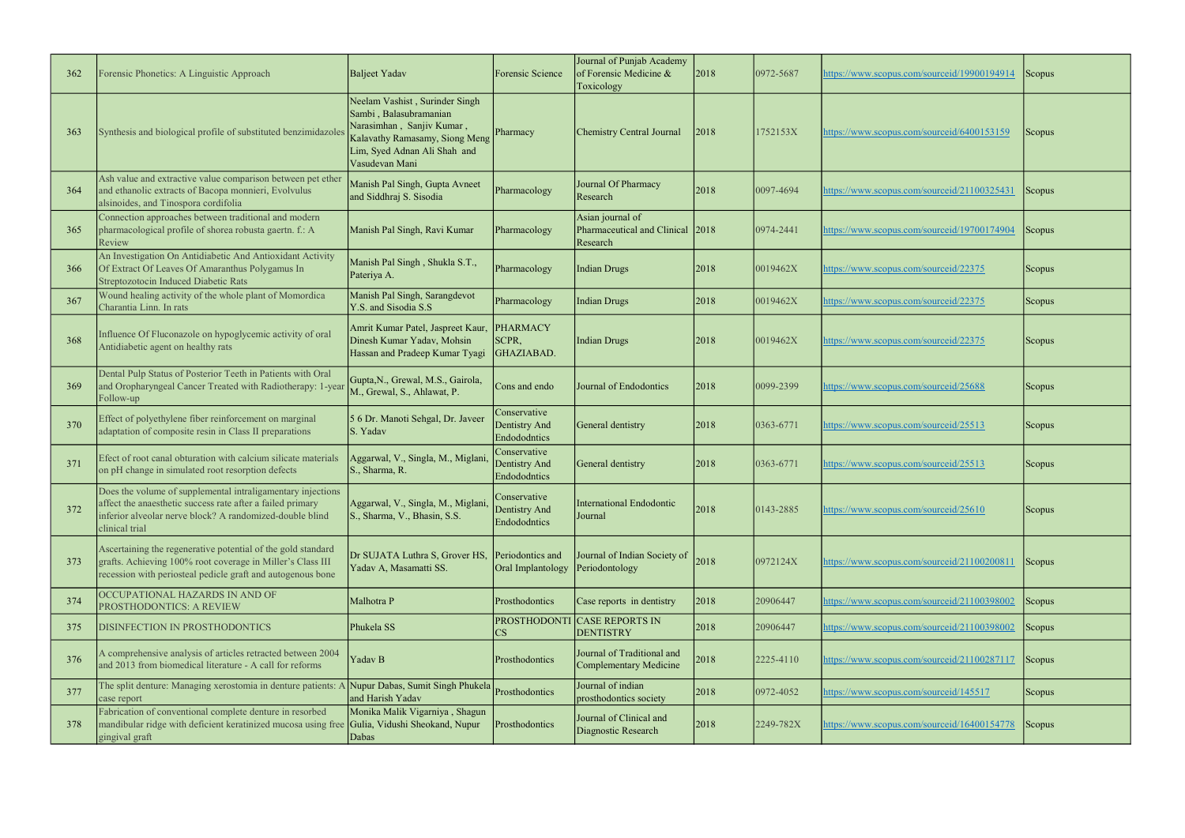| 362 | Forensic Phonetics: A Linguistic Approach | Baljeet Yadav | Forensic Science | Journal of Punjab Academy of Forensic Medicine & Toxicology | 2018 | 0972-5687 | https://www.scopus.com/sourceid/19900194914 | Scopus |
|---|---|---|---|---|---|---|---|---|
| 363 | Synthesis and biological profile of substituted benzimidazoles | Neelam Vashist , Surinder Singh Sambi , Balasubramanian Narasimhan , Sanjiv Kumar , Kalavathy Ramasamy, Siong Meng Lim, Syed Adnan Ali Shah and Vasudevan Mani | Pharmacy | Chemistry Central Journal | 2018 | 1752153X | https://www.scopus.com/sourceid/6400153159 | Scopus |
| 364 | Ash value and extractive value comparison between pet ether and ethanolic extracts of Bacopa monnieri, Evolvulus alsinoides, and Tinospora cordifolia | Manish Pal Singh, Gupta Avneet and Siddhraj S. Sisodia | Pharmacology | Journal Of Pharmacy Research | 2018 | 0097-4694 | https://www.scopus.com/sourceid/21100325431 | Scopus |
| 365 | Connection approaches between traditional and modern pharmacological profile of shorea robusta gaertn. f.: A Review | Manish Pal Singh, Ravi Kumar | Pharmacology | Asian journal of Pharmaceutical and Clinical Research | 2018 | 0974-2441 | https://www.scopus.com/sourceid/19700174904 | Scopus |
| 366 | An Investigation On Antidiabetic And Antioxidant Activity Of Extract Of Leaves Of Amaranthus Polygamus In Streptozotocin Induced Diabetic Rats | Manish Pal Singh , Shukla S.T., Pateriya A. | Pharmacology | Indian Drugs | 2018 | 0019462X | https://www.scopus.com/sourceid/22375 | Scopus |
| 367 | Wound healing activity of the whole plant of Momordica Charantia Linn. In rats | Manish Pal Singh, Sarangdevot Y.S. and Sisodia S.S | Pharmacology | Indian Drugs | 2018 | 0019462X | https://www.scopus.com/sourceid/22375 | Scopus |
| 368 | Influence Of Fluconazole on hypoglycemic activity of oral Antidiabetic agent on healthy rats | Amrit Kumar Patel, Jaspreet Kaur, Dinesh Kumar Yadav, Mohsin Hassan and Pradeep Kumar Tyagi | PHARMACY SCPR, GHAZIABAD. | Indian Drugs | 2018 | 0019462X | https://www.scopus.com/sourceid/22375 | Scopus |
| 369 | Dental Pulp Status of Posterior Teeth in Patients with Oral and Oropharyngeal Cancer Treated with Radiotherapy: 1-year Follow-up | Gupta,N., Grewal, M.S., Gairola, M., Grewal, S., Ahlawat, P. | Cons and endo | Journal of Endodontics | 2018 | 0099-2399 | https://www.scopus.com/sourceid/25688 | Scopus |
| 370 | Effect of polyethylene fiber reinforcement on marginal adaptation of composite resin in Class II preparations | 5 6 Dr. Manoti Sehgal, Dr. Javeer S. Yadav | Conservative Dentistry And Endododntics | General dentistry | 2018 | 0363-6771 | https://www.scopus.com/sourceid/25513 | Scopus |
| 371 | Efect of root canal obturation with calcium silicate materials on pH change in simulated root resorption defects | Aggarwal, V., Singla, M., Miglani, S., Sharma, R. | Conservative Dentistry And Endododntics | General dentistry | 2018 | 0363-6771 | https://www.scopus.com/sourceid/25513 | Scopus |
| 372 | Does the volume of supplemental intraligamentary injections affect the anaesthetic success rate after a failed primary inferior alveolar nerve block? A randomized-double blind clinical trial | Aggarwal, V., Singla, M., Miglani, S., Sharma, V., Bhasin, S.S. | Conservative Dentistry And Endododntics | International Endodontic Journal | 2018 | 0143-2885 | https://www.scopus.com/sourceid/25610 | Scopus |
| 373 | Ascertaining the regenerative potential of the gold standard grafts. Achieving 100% root coverage in Miller's Class III recession with periosteal pedicle graft and autogenous bone | Dr SUJATA Luthra S, Grover HS, Yadav A, Masamatti SS. | Periodontics and Oral Implantology | Journal of Indian Society of Periodontology | 2018 | 0972124X | https://www.scopus.com/sourceid/21100200811 | Scopus |
| 374 | OCCUPATIONAL HAZARDS IN AND OF PROSTHODONTICS: A REVIEW | Malhotra P | Prosthodontics | Case reports in dentistry | 2018 | 20906447 | https://www.scopus.com/sourceid/21100398002 | Scopus |
| 375 | DISINFECTION IN PROSTHODONTICS | Phukela SS | PROSTHODONTICS | CASE REPORTS IN DENTISTRY | 2018 | 20906447 | https://www.scopus.com/sourceid/21100398002 | Scopus |
| 376 | A comprehensive analysis of articles retracted between 2004 and 2013 from biomedical literature - A call for reforms | Yadav B | Prosthodontics | Journal of Traditional and Complementary Medicine | 2018 | 2225-4110 | https://www.scopus.com/sourceid/21100287117 | Scopus |
| 377 | The split denture: Managing xerostomia in denture patients: A case report | Nupur Dabas, Sumit Singh Phukela and Harish Yadav | Prosthodontics | Journal of indian prosthodontics society | 2018 | 0972-4052 | https://www.scopus.com/sourceid/145517 | Scopus |
| 378 | Fabrication of conventional complete denture in resorbed mandibular ridge with deficient keratinized mucosa using free gingival graft | Monika Malik Vigarniya , Shagun Gulia, Vidushi Sheokand, Nupur Dabas | Prosthodontics | Journal of Clinical and Diagnostic Research | 2018 | 2249-782X | https://www.scopus.com/sourceid/16400154778 | Scopus |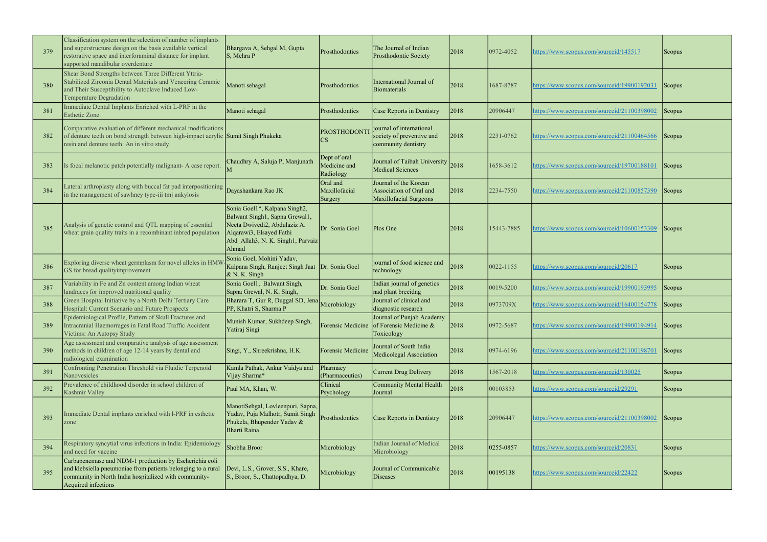| 379 | Classification system on the selection of number of implants and superstructure design on the basis available vertical restorative space and interforaminal distance for implant supported mandibular overdenture | Bhargava A, Sehgal M, Gupta S, Mehra P | Prosthodontics | The Journal of Indian Prosthodontic Society | 2018 | 0972-4052 | https://www.scopus.com/sourceid/145517 | Scopus |
|---|---|---|---|---|---|---|---|---|
| 380 | Shear Bond Strengths between Three Different Yttria-Stabilized Zirconia Dental Materials and Veneering Ceramic and Their Susceptibility to Autoclave Induced Low-Temperature Degradation | Manoti sehagal | Prosthodontics | International Journal of Biomaterials | 2018 | 1687-8787 | https://www.scopus.com/sourceid/19900192031 | Scopus |
| 381 | Immediate Dental Implants Enriched with L-PRF in the Esthetic Zone. | Manoti sehagal | Prosthodontics | Case Reports in Dentistry | 2018 | 20906447 | https://www.scopus.com/sourceid/21100398002 | Scopus |
| 382 | Comparative evaluation of different mechanical modifications of denture teeth on bond strength between high-impact acrylic resin and denture teeth: An in vitro study | Sumit Singh Phukeka | PROSTHODONTICS | journal of international society of preventive and community dentistry | 2018 | 2231-0762 | https://www.scopus.com/sourceid/21100464566 | Scopus |
| 383 | Is focal melanotic patch potentially malignant- A case report. | Chaudhry A, Saluja P, Manjunath M | Dept of oral Medicine and Radiology | Journal of Taibah University Medical Sciences | 2018 | 1658-3612 | https://www.scopus.com/sourceid/19700188101 | Scopus |
| 384 | Lateral arthroplasty along with buccal fat pad interpositioning in the management of sawhney type-iii tmj ankylosis | Dayashankara Rao JK | Oral and Maxillofacial Surgery | Journal of the Korean Association of Oral and Maxillofacial Surgeons | 2018 | 2234-7550 | https://www.scopus.com/sourceid/21100857390 | Scopus |
| 385 | Analysis of genetic control and QTL mapping of essential wheat grain quality traits in a recombinant inbred population | Sonia Goel1*, Kalpana Singh2, Balwant Singh1, Sapna Grewal1, Neeta Dwivedi2, Abdulaziz A. Alqarawi3, Elsayed Fathi Abd_Allah3, N. K. Singh1, Parvaiz Ahmad | Dr. Sonia Goel | Plos One | 2018 | 15443-7885 | https://www.scopus.com/sourceid/10600153309 | Scopus |
| 386 | Exploring diverse wheat germplasm for novel alleles in HMW-GS for bread qualityimprovement | Sonia Goel, Mohini Yadav, Kalpana Singh, Ranjeet Singh Jaat & N. K. Singh | Dr. Sonia Goel | journal of food science and technology | 2018 | 0022-1155 | https://www.scopus.com/sourceid/20617 | Scopus |
| 387 | Variability in Fe and Zn content among Indian wheat landraces for improved nutritional quality | Sonia Goel1, Balwant Singh, Sapna Grewal, N. K. Singh, | Dr. Sonia Goel | Indian journal of genetics nad plant breeidng | 2018 | 0019-5200 | https://www.scopus.com/sourceid/19900193995 | Scopus |
| 388 | Green Hospital Initiative by a North Delhi Tertiary Care Hospital: Current Scenario and Future Prospects | Bharara T, Gur R, Duggal SD, Jena PP, Khatri S, Sharma P | Microbiology | Journal of clinical and diagnostic research | 2018 | 0973709X | https://www.scopus.com/sourceid/16400154778 | Scopus |
| 389 | Epidemiological Profile, Pattern of Skull Fractures and Intracranial Haemorrages in Fatal Road Traffic Accident Victims: An Autopsy Study | Munish Kumar, Sukhdeep Singh, Yatiraj Singi | Forensic Medicine | Journal of Punjab Academy of Forensic Medicine & Toxicology | 2018 | 0972-5687 | https://www.scopus.com/sourceid/19900194914 | Scopus |
| 390 | Age assessment and comparative analysis of age assessment methods in children of age 12-14 years by dental and radiological examination | Singi, Y., Shreekrishna, H.K. | Forensic Medicine | Journal of South India Medicolegal Association | 2018 | 0974-6196 | https://www.scopus.com/sourceid/21100198701 | Scopus |
| 391 | Confronting Penetration Threshold via Fluidic Terpenoid Nanovesicles | Kamla Pathak, Ankur Vaidya and Vijay Sharma* | Pharmacy (Pharmaceutics) | Current Drug Delivery | 2018 | 1567-2018 | https://www.scopus.com/sourceid/130025 | Scopus |
| 392 | Prevalence of childhood disorder in school children of Kashmir Valley. | Paul MA, Khan, W. | Clinical Psychology | Community Mental Health Journal | 2018 | 00103853 | https://www.scopus.com/sourceid/29291 | Scopus |
| 393 | Immediate Dental implants enriched with l-PRF in esthetic zone | ManotiSehgal, Lovleenpuri, Sapna, Yadav, Puja Malhotr, Sumit Singh Phukela, Bhupender Yadav & Bharti Raina | Prosthodontics | Case Reports in Dentistry | 2018 | 20906447 | https://www.scopus.com/sourceid/21100398002 | Scopus |
| 394 | Respiratory syncytial virus infections in India: Epidemiology and need for vaccine | Shobha Broor | Microbiology | Indian Journal of Medical Microbiology | 2018 | 0255-0857 | https://www.scopus.com/sourceid/20831 | Scopus |
| 395 | Carbapenemase and NDM-1 production by Escherichia coli and klebsiella pneumoniae from patients belonging to a rural community in North India hospitalized with community-Acquired infections | Devi, L.S., Grover, S.S., Khare, S., Broor, S., Chattopadhya, D. | Microbiology | Journal of Communicable Diseases | 2018 | 00195138 | https://www.scopus.com/sourceid/22422 | Scopus |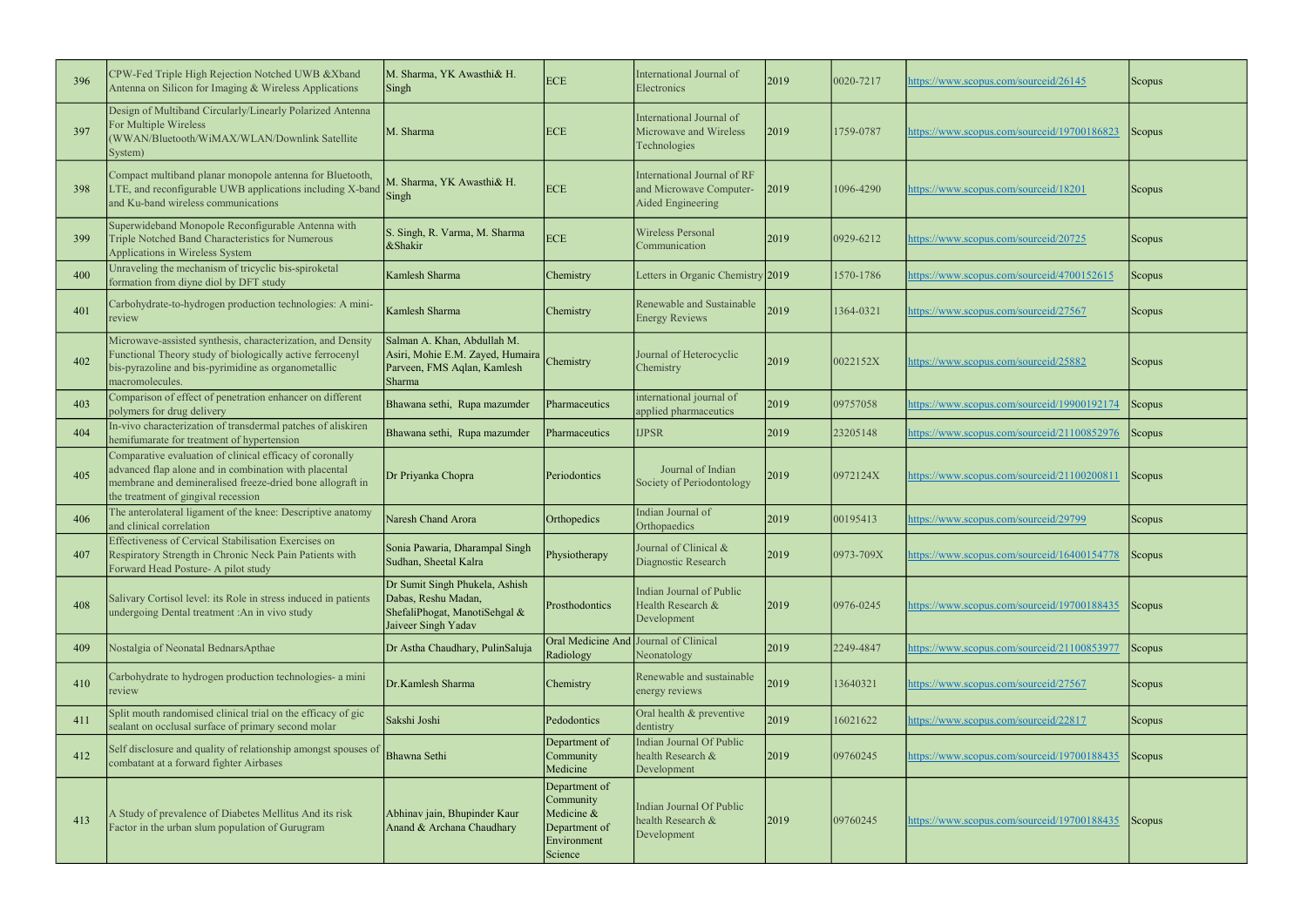| 396 | CPW-Fed Triple High Rejection Notched UWB &Xband Antenna on Silicon for Imaging & Wireless Applications | M. Sharma, YK Awasthi& H. Singh | ECE | International Journal of Electronics | 2019 | 0020-7217 | https://www.scopus.com/sourceid/26145 | Scopus |
|---|---|---|---|---|---|---|---|---|
| 397 | Design of Multiband Circularly/Linearly Polarized Antenna For Multiple Wireless (WWAN/Bluetooth/WiMAX/WLAN/Downlink Satellite System) | M. Sharma | ECE | International Journal of Microwave and Wireless Technologies | 2019 | 1759-0787 | https://www.scopus.com/sourceid/19700186823 | Scopus |
| 398 | Compact multiband planar monopole antenna for Bluetooth, LTE, and reconfigurable UWB applications including X-band and Ku-band wireless communications | M. Sharma, YK Awasthi& H. Singh | ECE | International Journal of RF and Microwave Computer-Aided Engineering | 2019 | 1096-4290 | https://www.scopus.com/sourceid/18201 | Scopus |
| 399 | Superwideband Monopole Reconfigurable Antenna with Triple Notched Band Characteristics for Numerous Applications in Wireless System | S. Singh, R. Varma, M. Sharma &Shakir | ECE | Wireless Personal Communication | 2019 | 0929-6212 | https://www.scopus.com/sourceid/20725 | Scopus |
| 400 | Unraveling the mechanism of tricyclic bis-spiroketal formation from diyne diol by DFT study | Kamlesh Sharma | Chemistry | Letters in Organic Chemistry | 2019 | 1570-1786 | https://www.scopus.com/sourceid/4700152615 | Scopus |
| 401 | Carbohydrate-to-hydrogen production technologies: A mini-review | Kamlesh Sharma | Chemistry | Renewable and Sustainable Energy Reviews | 2019 | 1364-0321 | https://www.scopus.com/sourceid/27567 | Scopus |
| 402 | Microwave-assisted synthesis, characterization, and Density Functional Theory study of biologically active ferrocenyl bis-pyrazoline and bis-pyrimidine as organometallic macromolecules. | Salman A. Khan, Abdullah M. Asiri, Mohie E.M. Zayed, Humaira Parveen, FMS Aqlan, Kamlesh Sharma | Chemistry | Journal of Heterocyclic Chemistry | 2019 | 0022152X | https://www.scopus.com/sourceid/25882 | Scopus |
| 403 | Comparison of effect of penetration enhancer on different polymers for drug delivery | Bhawana sethi, Rupa mazumder | Pharmaceutics | international journal of applied pharmaceutics | 2019 | 09757058 | https://www.scopus.com/sourceid/19900192174 | Scopus |
| 404 | In-vivo characterization of transdermal patches of aliskiren hemifumarate for treatment of hypertension | Bhawana sethi, Rupa mazumder | Pharmaceutics | IJPSR | 2019 | 23205148 | https://www.scopus.com/sourceid/21100852976 | Scopus |
| 405 | Comparative evaluation of clinical efficacy of coronally advanced flap alone and in combination with placental membrane and demineralised freeze-dried bone allograft in the treatment of gingival recession | Dr Priyanka Chopra | Periodontics | Journal of Indian Society of Periodontology | 2019 | 0972124X | https://www.scopus.com/sourceid/21100200811 | Scopus |
| 406 | The anterolateral ligament of the knee: Descriptive anatomy and clinical correlation | Naresh Chand Arora | Orthopedics | Indian Journal of Orthopaedics | 2019 | 00195413 | https://www.scopus.com/sourceid/29799 | Scopus |
| 407 | Effectiveness of Cervical Stabilisation Exercises on Respiratory Strength in Chronic Neck Pain Patients with Forward Head Posture- A pilot study | Sonia Pawaria, Dharampal Singh Sudhan, Sheetal Kalra | Physiotherapy | Journal of Clinical & Diagnostic Research | 2019 | 0973-709X | https://www.scopus.com/sourceid/16400154778 | Scopus |
| 408 | Salivary Cortisol level: its Role in stress induced in patients undergoing Dental treatment :An in vivo study | Dr Sumit Singh Phukela, Ashish Dabas, Reshu Madan, ShefaliPhogat, ManotiSehgal & Jaiveer Singh Yadav | Prosthodontics | Indian Journal of Public Health Research & Development | 2019 | 0976-0245 | https://www.scopus.com/sourceid/19700188435 | Scopus |
| 409 | Nostalgia of Neonatal BednarsApthae | Dr Astha Chaudhary, PulinSaluja | Oral Medicine And Radiology | Journal of Clinical Neonatology | 2019 | 2249-4847 | https://www.scopus.com/sourceid/21100853977 | Scopus |
| 410 | Carbohydrate to hydrogen production technologies- a mini review | Dr.Kamlesh Sharma | Chemistry | Renewable and sustainable energy reviews | 2019 | 13640321 | https://www.scopus.com/sourceid/27567 | Scopus |
| 411 | Split mouth randomised clinical trial on the efficacy of gic sealant on occlusal surface of primary second molar | Sakshi Joshi | Pedodontics | Oral health & preventive dentistry | 2019 | 16021622 | https://www.scopus.com/sourceid/22817 | Scopus |
| 412 | Self disclosure and quality of relationship amongst spouses of combatant at a forward fighter Airbases | Bhawna Sethi | Department of Community Medicine | Indian Journal Of Public health Research & Development | 2019 | 09760245 | https://www.scopus.com/sourceid/19700188435 | Scopus |
| 413 | A Study of prevalence of Diabetes Mellitus And its risk Factor in the urban slum population of Gurugram | Abhinav jain, Bhupinder Kaur Anand & Archana Chaudhary | Department of Community Medicine & Department of Environment Science | Indian Journal Of Public health Research & Development | 2019 | 09760245 | https://www.scopus.com/sourceid/19700188435 | Scopus |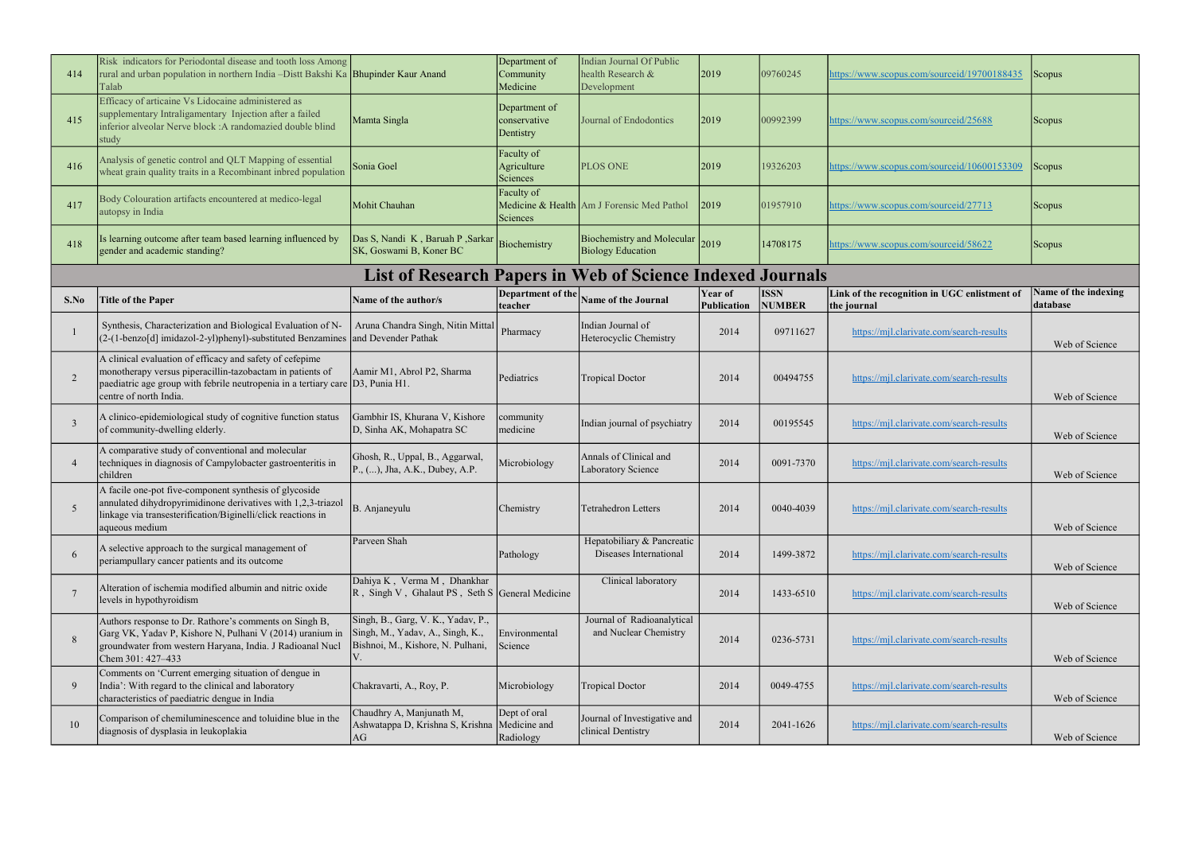| 414 | Risk indicators for Periodontal disease and tooth loss Among rural and urban population in northern India –Distt Bakshi Ka Talab | Bhupinder Kaur Anand | Department of Community Medicine | Indian Journal Of Public health Research & Development | 2019 | 09760245 | https://www.scopus.com/sourceid/19700188435 | Scopus |
|---|---|---|---|---|---|---|---|---|
| 415 | Efficacy of articaine Vs Lidocaine administered as supplementary Intraligamentary Injection after a failed inferior alveolar Nerve block :A randomazied double blind study | Mamta Singla | Department of conservative Dentistry | Journal of Endodontics | 2019 | 00992399 | https://www.scopus.com/sourceid/25688 | Scopus |
| 416 | Analysis of genetic control and QLT Mapping of essential wheat grain quality traits in a Recombinant inbred population | Sonia Goel | Faculty of Agriculture Sciences | PLOS ONE | 2019 | 19326203 | https://www.scopus.com/sourceid/10600153309 | Scopus |
| 417 | Body Colouration artifacts encountered at medico-legal autopsy in India | Mohit Chauhan | Faculty of Medicine & Health Sciences | Am J Forensic Med Pathol | 2019 | 01957910 | https://www.scopus.com/sourceid/27713 | Scopus |
| 418 | Is learning outcome after team based learning influenced by gender and academic standing? | Das S, Nandi K , Baruah P ,Sarkar SK, Goswami B, Koner BC | Biochemistry | Biochemistry and Molecular Biology Education | 2019 | 14708175 | https://www.scopus.com/sourceid/58622 | Scopus |

## List of Research Papers in Web of Science Indexed Journals

| S.No | Title of the Paper | Name of the author/s | Department of the teacher | Name of the Journal | Year of Publication | ISSN NUMBER | Link of the recognition in UGC enlistment of the journal | Name of the indexing database |
|---|---|---|---|---|---|---|---|---|
| 1 | Synthesis, Characterization and Biological Evaluation of N-(2-(1-benzo[d] imidazol-2-yl)phenyl)-substituted Benzamines | Aruna Chandra Singh, Nitin Mittal and Devender Pathak | Pharmacy | Indian Journal of Heterocyclic Chemistry | 2014 | 09711627 | https://mjl.clarivate.com/search-results | Web of Science |
| 2 | A clinical evaluation of efficacy and safety of cefepime monotherapy versus piperacillin-tazobactam in patients of paediatric age group with febrile neutropenia in a tertiary care centre of north India. | Aamir M1, Abrol P2, Sharma D3, Punia H1. | Pediatrics | Tropical Doctor | 2014 | 00494755 | https://mjl.clarivate.com/search-results | Web of Science |
| 3 | A clinico-epidemiological study of cognitive function status of community-dwelling elderly. | Gambhir IS, Khurana V, Kishore D, Sinha AK, Mohapatra SC | community medicine | Indian journal of psychiatry | 2014 | 00195545 | https://mjl.clarivate.com/search-results | Web of Science |
| 4 | A comparative study of conventional and molecular techniques in diagnosis of Campylobacter gastroenteritis in children | Ghosh, R., Uppal, B., Aggarwal, P., (...), Jha, A.K., Dubey, A.P. | Microbiology | Annals of Clinical and Laboratory Science | 2014 | 0091-7370 | https://mjl.clarivate.com/search-results | Web of Science |
| 5 | A facile one-pot five-component synthesis of glycoside annulated dihydropyrimidinone derivatives with 1,2,3-triazol linkage via transesterification/Biginelli/click reactions in aqueous medium | B. Anjaneyulu | Chemistry | Tetrahedron Letters | 2014 | 0040-4039 | https://mjl.clarivate.com/search-results | Web of Science |
| 6 | A selective approach to the surgical management of periampullary cancer patients and its outcome | Parveen Shah | Pathology | Hepatobiliary & Pancreatic Diseases International | 2014 | 1499-3872 | https://mjl.clarivate.com/search-results | Web of Science |
| 7 | Alteration of ischemia modified albumin and nitric oxide levels in hypothyroidism | Dahiya K , Verma M , Dhankhar R , Singh V , Ghalaut PS , Seth S | General Medicine | Clinical laboratory | 2014 | 1433-6510 | https://mjl.clarivate.com/search-results | Web of Science |
| 8 | Authors response to Dr. Rathore's comments on Singh B, Garg VK, Yadav P, Kishore N, Pulhani V (2014) uranium in groundwater from western Haryana, India. J Radioanal Nucl Chem 301: 427–433 | Singh, B., Garg, V. K., Yadav, P., Singh, M., Yadav, A., Singh, K., Bishnoi, M., Kishore, N. Pulhani, V. | Environmental Science | Journal of Radioanalytical and Nuclear Chemistry | 2014 | 0236-5731 | https://mjl.clarivate.com/search-results | Web of Science |
| 9 | Comments on 'Current emerging situation of dengue in India': With regard to the clinical and laboratory characteristics of paediatric dengue in India | Chakravarti, A., Roy, P. | Microbiology | Tropical Doctor | 2014 | 0049-4755 | https://mjl.clarivate.com/search-results | Web of Science |
| 10 | Comparison of chemiluminescence and toluidine blue in the diagnosis of dysplasia in leukoplakia | Chaudhry A, Manjunath M, Ashwatappa D, Krishna S, Krishna AG | Dept of oral Medicine and Radiology | Journal of Investigative and clinical Dentistry | 2014 | 2041-1626 | https://mjl.clarivate.com/search-results | Web of Science |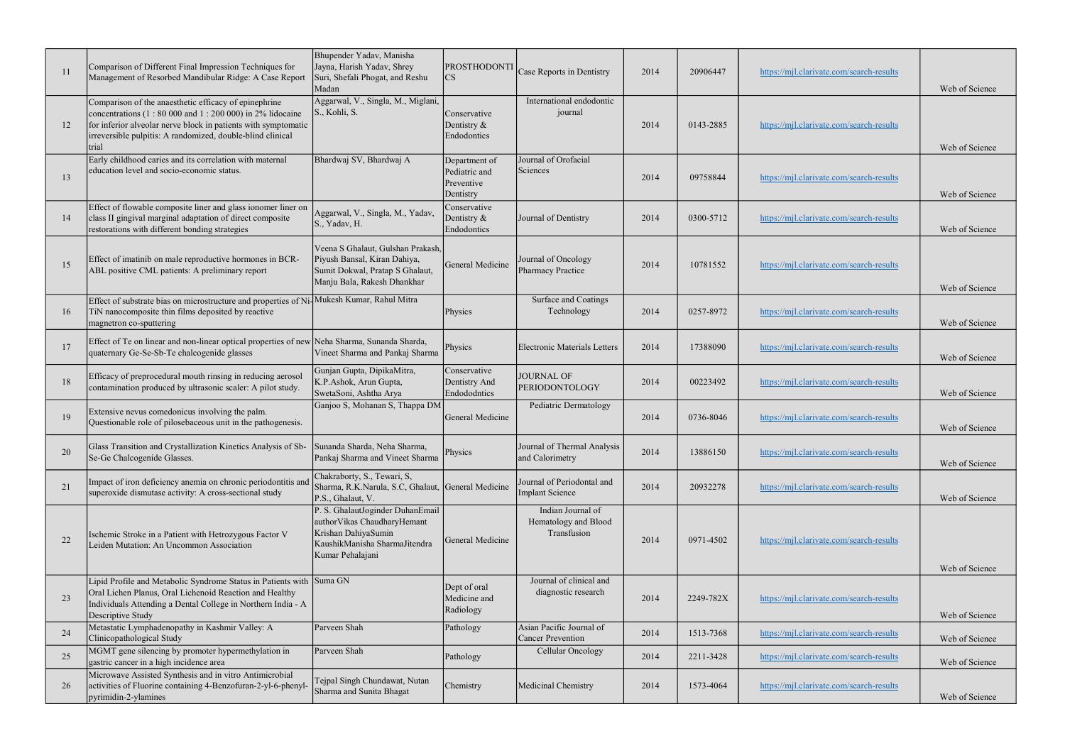| | | | | | | | | |
|---|---|---|---|---|---|---|---|---|
| 11 | Comparison of Different Final Impression Techniques for Management of Resorbed Mandibular Ridge: A Case Report | Bhupender Yadav, Manisha Jayna, Harish Yadav, Shrey Suri, Shefali Phogat, and Reshu Madan | PROSTHODONTICS | Case Reports in Dentistry | 2014 | 20906447 | https://mjl.clarivate.com/search-results | Web of Science |
| 12 | Comparison of the anaesthetic efficacy of epinephrine concentrations (1 : 80 000 and 1 : 200 000) in 2% lidocaine for inferior alveolar nerve block in patients with symptomatic irreversible pulpitis: A randomized, double-blind clinical trial | Aggarwal, V., Singla, M., Miglani, S., Kohli, S. | Conservative Dentistry & Endodontics | International endodontic journal | 2014 | 0143-2885 | https://mjl.clarivate.com/search-results | Web of Science |
| 13 | Early childhood caries and its correlation with maternal education level and socio-economic status. | Bhardwaj SV, Bhardwaj A | Department of Pediatric and Preventive Dentistry | Journal of Orofacial Sciences | 2014 | 09758844 | https://mjl.clarivate.com/search-results | Web of Science |
| 14 | Effect of flowable composite liner and glass ionomer liner on class II gingival marginal adaptation of direct composite restorations with different bonding strategies | Aggarwal, V., Singla, M., Yadav, S., Yadav, H. | Conservative Dentistry & Endodontics | Journal of Dentistry | 2014 | 0300-5712 | https://mjl.clarivate.com/search-results | Web of Science |
| 15 | Effect of imatinib on male reproductive hormones in BCR-ABL positive CML patients: A preliminary report | Veena S Ghalaut, Gulshan Prakash, Piyush Bansal, Kiran Dahiya, Sumit Dokwal, Pratap S Ghalaut, Manju Bala, Rakesh Dhankhar | General Medicine | Journal of Oncology Pharmacy Practice | 2014 | 10781552 | https://mjl.clarivate.com/search-results | Web of Science |
| 16 | Effect of substrate bias on microstructure and properties of Ni-TiN nanocomposite thin films deposited by reactive magnetron co-sputtering | Mukesh Kumar, Rahul Mitra | Physics | Surface and Coatings Technology | 2014 | 0257-8972 | https://mjl.clarivate.com/search-results | Web of Science |
| 17 | Effect of Te on linear and non-linear optical properties of new quaternary Ge-Se-Sb-Te chalcogenide glasses | Neha Sharma, Sunanda Sharda, Vineet Sharma and Pankaj Sharma | Physics | Electronic Materials Letters | 2014 | 17388090 | https://mjl.clarivate.com/search-results | Web of Science |
| 18 | Efficacy of preprocedural mouth rinsing in reducing aerosol contamination produced by ultrasonic scaler: A pilot study. | Gunjan Gupta, DipikaMitra, K.P.Ashok, Arun Gupta, SwetaSoni, Ashtha Arya | Conservative Dentistry And Endododntics | JOURNAL OF PERIODONTOLOGY | 2014 | 00223492 | https://mjl.clarivate.com/search-results | Web of Science |
| 19 | Extensive nevus comedonicus involving the palm. Questionable role of pilosebaceous unit in the pathogenesis. | Ganjoo S, Mohanan S, Thappa DM | General Medicine | Pediatric Dermatology | 2014 | 0736-8046 | https://mjl.clarivate.com/search-results | Web of Science |
| 20 | Glass Transition and Crystallization Kinetics Analysis of Sb-Se-Ge Chalcogenide Glasses. | Sunanda Sharda, Neha Sharma, Pankaj Sharma and Vineet Sharma | Physics | Journal of Thermal Analysis and Calorimetry | 2014 | 13886150 | https://mjl.clarivate.com/search-results | Web of Science |
| 21 | Impact of iron deficiency anemia on chronic periodontitis and superoxide dismutase activity: A cross-sectional study | Chakraborty, S., Tewari, S, Sharma, R.K.Narula, S.C, Ghalaut, P.S., Ghalaut, V. | General Medicine | Journal of Periodontal and Implant Science | 2014 | 20932278 | https://mjl.clarivate.com/search-results | Web of Science |
| 22 | Ischemic Stroke in a Patient with Hetrozygous Factor V Leiden Mutation: An Uncommon Association | P. S. GhalautJoginder DuhanEmail authorVikas ChaudharyHemant Krishan DahiyaSumin KaushikManisha SharmaJitendra Kumar Pehalajani | General Medicine | Indian Journal of Hematology and Blood Transfusion | 2014 | 0971-4502 | https://mjl.clarivate.com/search-results | Web of Science |
| 23 | Lipid Profile and Metabolic Syndrome Status in Patients with Oral Lichen Planus, Oral Lichenoid Reaction and Healthy Individuals Attending a Dental College in Northern India - A Descriptive Study | Suma GN | Dept of oral Medicine and Radiology | Journal of clinical and diagnostic research | 2014 | 2249-782X | https://mjl.clarivate.com/search-results | Web of Science |
| 24 | Metastatic Lymphadenopathy in Kashmir Valley: A Clinicopathological Study | Parveen Shah | Pathology | Asian Pacific Journal of Cancer Prevention | 2014 | 1513-7368 | https://mjl.clarivate.com/search-results | Web of Science |
| 25 | MGMT gene silencing by promoter hypermethylation in gastric cancer in a high incidence area | Parveen Shah | Pathology | Cellular Oncology | 2014 | 2211-3428 | https://mjl.clarivate.com/search-results | Web of Science |
| 26 | Microwave Assisted Synthesis and in vitro Antimicrobial activities of Fluorine containing 4-Benzofuran-2-yl-6-phenyl-pyrimidin-2-ylamines | Tejpal Singh Chundawat, Nutan Sharma and Sunita Bhagat | Chemistry | Medicinal Chemistry | 2014 | 1573-4064 | https://mjl.clarivate.com/search-results | Web of Science |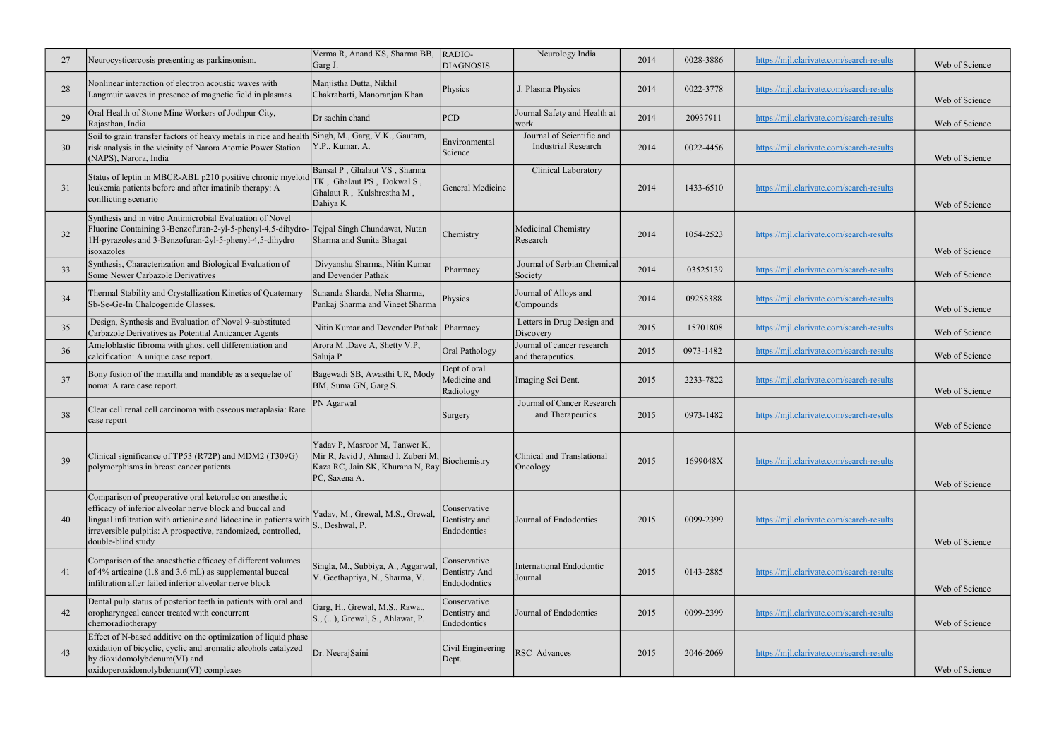| 27 | Neurocysticercosis presenting as parkinsonism. | Verma R, Anand KS, Sharma BB, Garg J. | RADIO-DIAGNOSIS | Neurology India | 2014 | 0028-3886 | https://mjl.clarivate.com/search-results | Web of Science |
|---|---|---|---|---|---|---|---|---|
| 28 | Nonlinear interaction of electron acoustic waves with Langmuir waves in presence of magnetic field in plasmas | Manjistha Dutta, Nikhil Chakrabarti, Manoranjan Khan | Physics | J. Plasma Physics | 2014 | 0022-3778 | https://mjl.clarivate.com/search-results | Web of Science |
| 29 | Oral Health of Stone Mine Workers of Jodhpur City, Rajasthan, India | Dr sachin chand | PCD | Journal Safety and Health at work | 2014 | 20937911 | https://mjl.clarivate.com/search-results | Web of Science |
| 30 | Soil to grain transfer factors of heavy metals in rice and health risk analysis in the vicinity of Narora Atomic Power Station (NAPS), Narora, India | Singh, M., Garg, V.K., Gautam, Y.P., Kumar, A. | Environmental Science | Journal of Scientific and Industrial Research | 2014 | 0022-4456 | https://mjl.clarivate.com/search-results | Web of Science |
| 31 | Status of leptin in MBCR-ABL p210 positive chronic myeloid leukemia patients before and after imatinib therapy: A conflicting scenario | Bansal P , Ghalaut VS , Sharma TK , Ghalaut PS , Dokwal S , Ghalaut R , Kulshrestha M , Dahiya K | General Medicine | Clinical Laboratory | 2014 | 1433-6510 | https://mjl.clarivate.com/search-results | Web of Science |
| 32 | Synthesis and in vitro Antimicrobial Evaluation of Novel Fluorine Containing 3-Benzofuran-2-yl-5-phenyl-4,5-dihydro-1H-pyrazoles and 3-Benzofuran-2yl-5-phenyl-4,5-dihydro isoxazoles | Tejpal Singh Chundawat, Nutan Sharma and Sunita Bhagat | Chemistry | Medicinal Chemistry Research | 2014 | 1054-2523 | https://mjl.clarivate.com/search-results | Web of Science |
| 33 | Synthesis, Characterization and Biological Evaluation of Some Newer Carbazole Derivatives | Divyanshu Sharma, Nitin Kumar and Devender Pathak | Pharmacy | Journal of Serbian Chemical Society | 2014 | 03525139 | https://mjl.clarivate.com/search-results | Web of Science |
| 34 | Thermal Stability and Crystallization Kinetics of Quaternary Sb-Se-Ge-In Chalcogenide Glasses. | Sunanda Sharda, Neha Sharma, Pankaj Sharma and Vineet Sharma | Physics | Journal of Alloys and Compounds | 2014 | 09258388 | https://mjl.clarivate.com/search-results | Web of Science |
| 35 | Design, Synthesis and Evaluation of Novel 9-substituted Carbazole Derivatives as Potential Anticancer Agents | Nitin Kumar and Devender Pathak | Pharmacy | Letters in Drug Design and Discovery | 2015 | 15701808 | https://mjl.clarivate.com/search-results | Web of Science |
| 36 | Ameloblastic fibroma with ghost cell differentiation and calcification: A unique case report. | Arora M ,Dave A, Shetty V.P, Saluja P | Oral Pathology | Journal of cancer research and therapeutics. | 2015 | 0973-1482 | https://mjl.clarivate.com/search-results | Web of Science |
| 37 | Bony fusion of the maxilla and mandible as a sequelae of noma: A rare case report. | Bagewadi SB, Awasthi UR, Mody BM, Suma GN, Garg S. | Dept of oral Medicine and Radiology | Imaging Sci Dent. | 2015 | 2233-7822 | https://mjl.clarivate.com/search-results | Web of Science |
| 38 | Clear cell renal cell carcinoma with osseous metaplasia: Rare case report | PN Agarwal | Surgery | Journal of Cancer Research and Therapeutics | 2015 | 0973-1482 | https://mjl.clarivate.com/search-results | Web of Science |
| 39 | Clinical significance of TP53 (R72P) and MDM2 (T309G) polymorphisms in breast cancer patients | Yadav P, Masroor M, Tanwer K, Mir R, Javid J, Ahmad I, Zuberi M, Kaza RC, Jain SK, Khurana N, Ray PC, Saxena A. | Biochemistry | Clinical and Translational Oncology | 2015 | 1699048X | https://mjl.clarivate.com/search-results | Web of Science |
| 40 | Comparison of preoperative oral ketorolac on anesthetic efficacy of inferior alveolar nerve block and buccal and lingual infiltration with articaine and lidocaine in patients with irreversible pulpitis: A prospective, randomized, controlled, double-blind study | Yadav, M., Grewal, M.S., Grewal, S., Deshwal, P. | Conservative Dentistry and Endodontics | Journal of Endodontics | 2015 | 0099-2399 | https://mjl.clarivate.com/search-results | Web of Science |
| 41 | Comparison of the anaesthetic efficacy of different volumes of 4% articaine (1.8 and 3.6 mL) as supplemental buccal infiltration after failed inferior alveolar nerve block | Singla, M., Subbiya, A., Aggarwal, V. Geethapriya, N., Sharma, V. | Conservative Dentistry And Endododntics | International Endodontic Journal | 2015 | 0143-2885 | https://mjl.clarivate.com/search-results | Web of Science |
| 42 | Dental pulp status of posterior teeth in patients with oral and oropharyngeal cancer treated with concurrent chemoradiotherapy | Garg, H., Grewal, M.S., Rawat, S., (...), Grewal, S., Ahlawat, P. | Conservative Dentistry and Endodontics | Journal of Endodontics | 2015 | 0099-2399 | https://mjl.clarivate.com/search-results | Web of Science |
| 43 | Effect of N-based additive on the optimization of liquid phase oxidation of bicyclic, cyclic and aromatic alcohols catalyzed by dioxidomolybdenum(VI) and oxidoperoxidomolybdenum(VI) complexes | Dr. NeerajSaini | Civil Engineering Dept. | RSC Advances | 2015 | 2046-2069 | https://mjl.clarivate.com/search-results | Web of Science |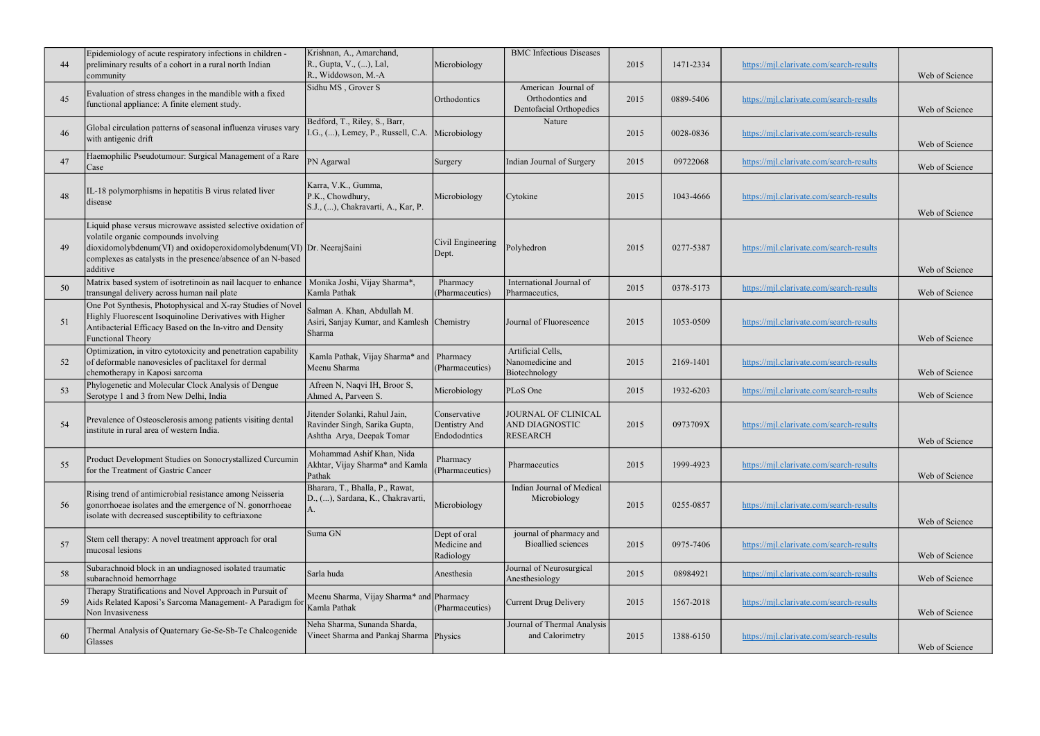| 44 | Epidemiology of acute respiratory infections in children - preliminary results of a cohort in a rural north Indian community | Krishnan, A., Amarchand, R., Gupta, V., (...), Lal, R., Widdowson, M.-A | Microbiology | BMC Infectious Diseases | 2015 | 1471-2334 | https://mjl.clarivate.com/search-results | Web of Science |
|---|---|---|---|---|---|---|---|---|
| 45 | Evaluation of stress changes in the mandible with a fixed functional appliance: A finite element study. | Sidhu MS , Grover S | Orthodontics | American Journal of Orthodontics and Dentofacial Orthopedics | 2015 | 0889-5406 | https://mjl.clarivate.com/search-results | Web of Science |
| 46 | Global circulation patterns of seasonal influenza viruses vary with antigenic drift | Bedford, T., Riley, S., Barr, I.G., (...), Lemey, P., Russell, C.A. | Microbiology | Nature | 2015 | 0028-0836 | https://mjl.clarivate.com/search-results | Web of Science |
| 47 | Haemophilic Pseudotumour: Surgical Management of a Rare Case | PN Agarwal | Surgery | Indian Journal of Surgery | 2015 | 09722068 | https://mjl.clarivate.com/search-results | Web of Science |
| 48 | IL-18 polymorphisms in hepatitis B virus related liver disease | Karra, V.K., Gumma, P.K., Chowdhury, S.J., (...), Chakravarti, A., Kar, P. | Microbiology | Cytokine | 2015 | 1043-4666 | https://mjl.clarivate.com/search-results | Web of Science |
| 49 | Liquid phase versus microwave assisted selective oxidation of volatile organic compounds involving dioxidomolybdenum(VI) and oxidoperoxidomolybdenum(VI) complexes as catalysts in the presence/absence of an N-based additive | Dr. NeerajSaini | Civil Engineering Dept. | Polyhedron | 2015 | 0277-5387 | https://mjl.clarivate.com/search-results | Web of Science |
| 50 | Matrix based system of isotretinoin as nail lacquer to enhance transungal delivery across human nail plate | Monika Joshi, Vijay Sharma*, Kamla Pathak | Pharmacy (Pharmaceutics) | International Journal of Pharmaceutics, | 2015 | 0378-5173 | https://mjl.clarivate.com/search-results | Web of Science |
| 51 | One Pot Synthesis, Photophysical and X-ray Studies of Novel Highly Fluorescent Isoquinoline Derivatives with Higher Antibacterial Efficacy Based on the In-vitro and Density Functional Theory | Salman A. Khan, Abdullah M. Asiri, Sanjay Kumar, and Kamlesh Sharma | Chemistry | Journal of Fluorescence | 2015 | 1053-0509 | https://mjl.clarivate.com/search-results | Web of Science |
| 52 | Optimization, in vitro cytotoxicity and penetration capability of deformable nanovesicles of paclitaxel for dermal chemotherapy in Kaposi sarcoma | Kamla Pathak, Vijay Sharma* and Meenu Sharma | Pharmacy (Pharmaceutics) | Artificial Cells, Nanomedicine and Biotechnology | 2015 | 2169-1401 | https://mjl.clarivate.com/search-results | Web of Science |
| 53 | Phylogenetic and Molecular Clock Analysis of Dengue Serotype 1 and 3 from New Delhi, India | Afreen N, Naqvi IH, Broor S, Ahmed A, Parveen S. | Microbiology | PLoS One | 2015 | 1932-6203 | https://mjl.clarivate.com/search-results | Web of Science |
| 54 | Prevalence of Osteosclerosis among patients visiting dental institute in rural area of western India. | Jitender Solanki, Rahul Jain, Ravinder Singh, Sarika Gupta, Ashtha Arya, Deepak Tomar | Conservative Dentistry And Endododntics | JOURNAL OF CLINICAL AND DIAGNOSTIC RESEARCH | 2015 | 0973709X | https://mjl.clarivate.com/search-results | Web of Science |
| 55 | Product Development Studies on Sonocrystallized Curcumin for the Treatment of Gastric Cancer | Mohammad Ashif Khan, Nida Akhtar, Vijay Sharma* and Kamla Pathak | Pharmacy (Pharmaceutics) | Pharmaceutics | 2015 | 1999-4923 | https://mjl.clarivate.com/search-results | Web of Science |
| 56 | Rising trend of antimicrobial resistance among Neisseria gonorrhoeae isolates and the emergence of N. gonorrhoeae isolate with decreased susceptibility to ceftriaxone | Bharara, T., Bhalla, P., Rawat, D., (...), Sardana, K., Chakravarti, A. | Microbiology | Indian Journal of Medical Microbiology | 2015 | 0255-0857 | https://mjl.clarivate.com/search-results | Web of Science |
| 57 | Stem cell therapy: A novel treatment approach for oral mucosal lesions | Suma GN | Dept of oral Medicine and Radiology | journal of pharmacy and Bioallied sciences | 2015 | 0975-7406 | https://mjl.clarivate.com/search-results | Web of Science |
| 58 | Subarachnoid block in an undiagnosed isolated traumatic subarachnoid hemorrhage | Sarla huda | Anesthesia | Journal of Neurosurgical Anesthesiology | 2015 | 08984921 | https://mjl.clarivate.com/search-results | Web of Science |
| 59 | Therapy Stratifications and Novel Approach in Pursuit of Aids Related Kaposi's Sarcoma Management- A Paradigm for Non Invasiveness | Meenu Sharma, Vijay Sharma* and Kamla Pathak | Pharmacy (Pharmaceutics) | Current Drug Delivery | 2015 | 1567-2018 | https://mjl.clarivate.com/search-results | Web of Science |
| 60 | Thermal Analysis of Quaternary Ge-Se-Sb-Te Chalcogenide Glasses | Neha Sharma, Sunanda Sharda, Vineet Sharma and Pankaj Sharma | Physics | Journal of Thermal Analysis and Calorimetry | 2015 | 1388-6150 | https://mjl.clarivate.com/search-results | Web of Science |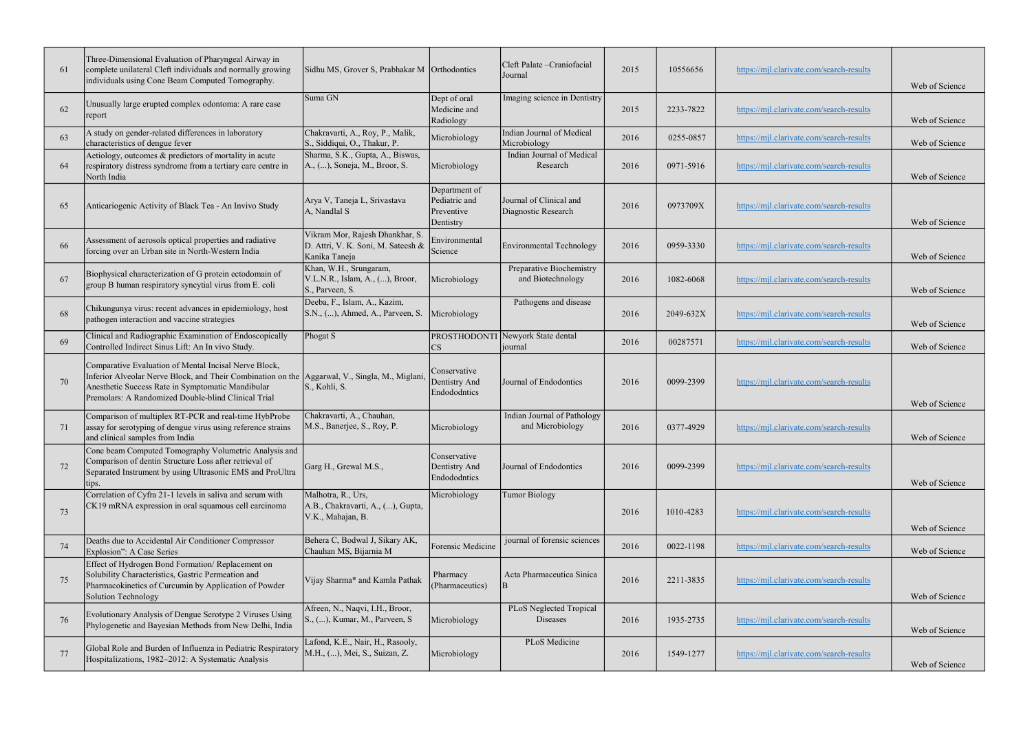| 61 | Three-Dimensional Evaluation of Pharyngeal Airway in complete unilateral Cleft individuals and normally growing individuals using Cone Beam Computed Tomography. | Sidhu MS, Grover S, Prabhakar M | Orthodontics | Cleft Palate –Craniofacial Journal | 2015 | 10556656 | https://mjl.clarivate.com/search-results | Web of Science |
|---|---|---|---|---|---|---|---|---|
| 62 | Unusually large erupted complex odontoma: A rare case report | Suma GN | Dept of oral Medicine and Radiology | Imaging science in Dentistry | 2015 | 2233-7822 | https://mjl.clarivate.com/search-results | Web of Science |
| 63 | A study on gender-related differences in laboratory characteristics of dengue fever | Chakravarti, A., Roy, P., Malik, S., Siddiqui, O., Thakur, P. | Microbiology | Indian Journal of Medical Microbiology | 2016 | 0255-0857 | https://mjl.clarivate.com/search-results | Web of Science |
| 64 | Aetiology, outcomes & predictors of mortality in acute respiratory distress syndrome from a tertiary care centre in North India | Sharma, S.K., Gupta, A., Biswas, A., (...), Soneja, M., Broor, S. | Microbiology | Indian Journal of Medical Research | 2016 | 0971-5916 | https://mjl.clarivate.com/search-results | Web of Science |
| 65 | Anticariogenic Activity of Black Tea - An Invivo Study | Arya V, Taneja L, Srivastava A, Nandlal S | Department of Pediatric and Preventive Dentistry | Journal of Clinical and Diagnostic Research | 2016 | 0973709X | https://mjl.clarivate.com/search-results | Web of Science |
| 66 | Assessment of aerosols optical properties and radiative forcing over an Urban site in North-Western India | Vikram Mor, Rajesh Dhankhar, S. D. Attri, V. K. Soni, M. Sateesh & Kanika Taneja | Environmental Science | Environmental Technology | 2016 | 0959-3330 | https://mjl.clarivate.com/search-results | Web of Science |
| 67 | Biophysical characterization of G protein ectodomain of group B human respiratory syncytial virus from E. coli | Khan, W.H., Srungaram, V.L.N.R., Islam, A., (...), Broor, S., Parveen, S. | Microbiology | Preparative Biochemistry and Biotechnology | 2016 | 1082-6068 | https://mjl.clarivate.com/search-results | Web of Science |
| 68 | Chikungunya virus: recent advances in epidemiology, host pathogen interaction and vaccine strategies | Deeba, F., Islam, A., Kazim, S.N., (...), Ahmed, A., Parveen, S. | Microbiology | Pathogens and disease | 2016 | 2049-632X | https://mjl.clarivate.com/search-results | Web of Science |
| 69 | Clinical and Radiographic Examination of Endoscopically Controlled Indirect Sinus Lift: An In vivo Study. | Phogat S | PROSTHODONTICS | Newyork State dental journal | 2016 | 00287571 | https://mjl.clarivate.com/search-results | Web of Science |
| 70 | Comparative Evaluation of Mental Incisal Nerve Block, Inferior Alveolar Nerve Block, and Their Combination on the Anesthetic Success Rate in Symptomatic Mandibular Premolars: A Randomized Double-blind Clinical Trial | Aggarwal, V., Singla, M., Miglani, S., Kohli, S. | Conservative Dentistry And Endododntics | Journal of Endodontics | 2016 | 0099-2399 | https://mjl.clarivate.com/search-results | Web of Science |
| 71 | Comparison of multiplex RT-PCR and real-time HybProbe assay for serotyping of dengue virus using reference strains and clinical samples from India | Chakravarti, A., Chauhan, M.S., Banerjee, S., Roy, P. | Microbiology | Indian Journal of Pathology and Microbiology | 2016 | 0377-4929 | https://mjl.clarivate.com/search-results | Web of Science |
| 72 | Cone beam Computed Tomography Volumetric Analysis and Comparison of dentin Structure Loss after retrieval of Separated Instrument by using Ultrasonic EMS and ProUltra tips. | Garg H., Grewal M.S., | Conservative Dentistry And Endododntics | Journal of Endodontics | 2016 | 0099-2399 | https://mjl.clarivate.com/search-results | Web of Science |
| 73 | Correlation of Cyfra 21-1 levels in saliva and serum with CK19 mRNA expression in oral squamous cell carcinoma | Malhotra, R., Urs, A.B., Chakravarti, A., (...), Gupta, V.K., Mahajan, B. | Microbiology | Tumor Biology | 2016 | 1010-4283 | https://mjl.clarivate.com/search-results | Web of Science |
| 74 | Deaths due to Accidental Air Conditioner Compressor Explosion": A Case Series | Behera C, Bodwal J, Sikary AK, Chauhan MS, Bijarnia M | Forensic Medicine | journal of forensic sciences | 2016 | 0022-1198 | https://mjl.clarivate.com/search-results | Web of Science |
| 75 | Effect of Hydrogen Bond Formation/ Replacement on Solubility Characteristics, Gastric Permeation and Pharmacokinetics of Curcumin by Application of Powder Solution Technology | Vijay Sharma* and Kamla Pathak | Pharmacy (Pharmaceutics) | Acta Pharmaceutica Sinica B | 2016 | 2211-3835 | https://mjl.clarivate.com/search-results | Web of Science |
| 76 | Evolutionary Analysis of Dengue Serotype 2 Viruses Using Phylogenetic and Bayesian Methods from New Delhi, India | Afreen, N., Naqvi, I.H., Broor, S., (...), Kumar, M., Parveen, S | Microbiology | PLoS Neglected Tropical Diseases | 2016 | 1935-2735 | https://mjl.clarivate.com/search-results | Web of Science |
| 77 | Global Role and Burden of Influenza in Pediatric Respiratory Hospitalizations, 1982–2012: A Systematic Analysis | Lafond, K.E., Nair, H., Rasooly, M.H., (...), Mei, S., Suizan, Z. | Microbiology | PLoS Medicine | 2016 | 1549-1277 | https://mjl.clarivate.com/search-results | Web of Science |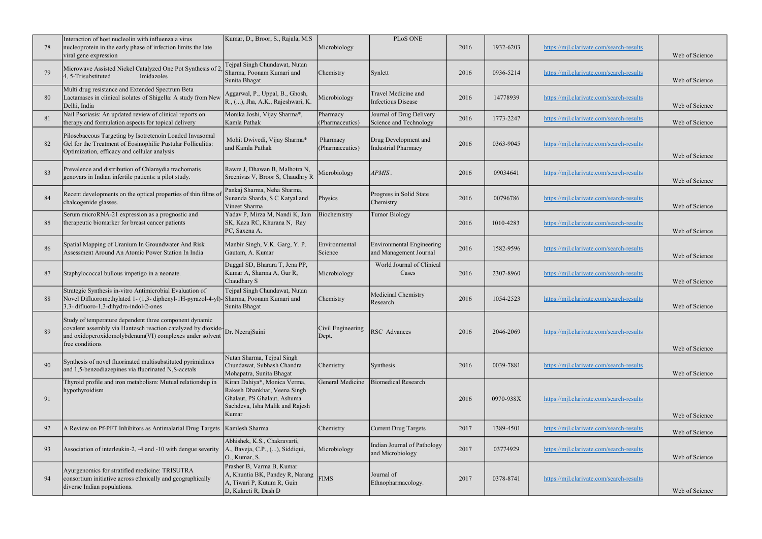| 78 | Interaction of host nucleolin with influenza a virus nucleoprotein in the early phase of infection limits the late viral gene expression | Kumar, D., Broor, S., Rajala, M.S | Microbiology | PLoS ONE | 2016 | 1932-6203 | https://mjl.clarivate.com/search-results | Web of Science |
|---|---|---|---|---|---|---|---|---|
| 79 | Microwave Assisted Nickel Catalyzed One Pot Synthesis of 2, 4, 5-Trisubstituted Imidazoles | Tejpal Singh Chundawat, Nutan Sharma, Poonam Kumari and Sunita Bhagat | Chemistry | Synlett | 2016 | 0936-5214 | https://mjl.clarivate.com/search-results | Web of Science |
| 80 | Multi drug resistance and Extended Spectrum Beta Lactamases in clinical isolates of Shigella: A study from New Delhi, India | Aggarwal, P., Uppal, B., Ghosh, R., (...), Jha, A.K., Rajeshwari, K. | Microbiology | Travel Medicine and Infectious Disease | 2016 | 14778939 | https://mjl.clarivate.com/search-results | Web of Science |
| 81 | Nail Psoriasis: An updated review of clinical reports on therapy and formulation aspects for topical delivery | Monika Joshi, Vijay Sharma*, Kamla Pathak | Pharmacy (Pharmaceutics) | Journal of Drug Delivery Science and Technology | 2016 | 1773-2247 | https://mjl.clarivate.com/search-results | Web of Science |
| 82 | Pilosebaceous Targeting by Isotretenoin Loaded Invasomal Gel for the Treatment of Eosinophilic Pustular Folliculitis: Optimization, efficacy and cellular analysis | Mohit Dwivedi, Vijay Sharma* and Kamla Pathak | Pharmacy (Pharmaceutics) | Drug Development and Industrial Pharmacy | 2016 | 0363-9045 | https://mjl.clarivate.com/search-results | Web of Science |
| 83 | Prevalence and distribution of Chlamydia trachomatis genovars in Indian infertile patients: a pilot study. | Rawre J, Dhawan B, Malhotra N, Sreenivas V, Broor S, Chaudhry R | Microbiology | *APMIS*. | 2016 | 09034641 | https://mjl.clarivate.com/search-results | Web of Science |
| 84 | Recent developments on the optical properties of thin films of chalcogenide glasses. | Pankaj Sharma, Neha Sharma, Sunanda Sharda, S C Katyal and Vineet Sharma | Physics | Progress in Solid State Chemistry | 2016 | 00796786 | https://mjl.clarivate.com/search-results | Web of Science |
| 85 | Serum microRNA-21 expression as a prognostic and therapeutic biomarker for breast cancer patients | Yadav P, Mirza M, Nandi K, Jain SK, Kaza RC, Khurana N, Ray PC, Saxena A. | Biochemistry | Tumor Biology | 2016 | 1010-4283 | https://mjl.clarivate.com/search-results | Web of Science |
| 86 | Spatial Mapping of Uranium In Groundwater And Risk Assessment Around An Atomic Power Station In India | Manbir Singh, V.K. Garg, Y. P. Gautam, A. Kumar | Environmental Science | Environmental Engineering and Management Journal | 2016 | 1582-9596 | https://mjl.clarivate.com/search-results | Web of Science |
| 87 | Staphylococcal bullous impetigo in a neonate. | Duggal SD, Bharara T, Jena PP, Kumar A, Sharma A, Gur R, Chaudhary S | Microbiology | World Journal of Clinical Cases | 2016 | 2307-8960 | https://mjl.clarivate.com/search-results | Web of Science |
| 88 | Strategic Synthesis in-vitro Antimicrobial Evaluation of Novel Difluoromethylated 1- (1,3- diphenyl-1H-pyrazol-4-yl)-3,3- difluoro-1,3-dihydro-indol-2-ones | Tejpal Singh Chundawat, Nutan Sharma, Poonam Kumari and Sunita Bhagat | Chemistry | Medicinal Chemistry Research | 2016 | 1054-2523 | https://mjl.clarivate.com/search-results | Web of Science |
| 89 | Study of temperature dependent three component dynamic covalent assembly via Hantzsch reaction catalyzed by dioxido-and oxidoperoxidomolybdenum(VI) complexes under solvent free conditions | Dr. NeerajSaini | Civil Engineering Dept. | RSC Advances | 2016 | 2046-2069 | https://mjl.clarivate.com/search-results | Web of Science |
| 90 | Synthesis of novel fluorinated multisubstituted pyrimidines and 1,5-benzodiazepines via fluorinated N,S-acetals | Nutan Sharma, Tejpal Singh Chundawat, Subhash Chandra Mohapatra, Sunita Bhagat | Chemistry | Synthesis | 2016 | 0039-7881 | https://mjl.clarivate.com/search-results | Web of Science |
| 91 | Thyroid profile and iron metabolism: Mutual relationship in hypothyroidism | Kiran Dahiya*, Monica Verma, Rakesh Dhankhar, Veena Singh Ghalaut, PS Ghalaut, Ashuma Sachdeva, Isha Malik and Rajesh Kumar | General Medicine | Biomedical Research | 2016 | 0970-938X | https://mjl.clarivate.com/search-results | Web of Science |
| 92 | A Review on Pf-PFT Inhibitors as Antimalarial Drug Targets | Kamlesh Sharma | Chemistry | Current Drug Targets | 2017 | 1389-4501 | https://mjl.clarivate.com/search-results | Web of Science |
| 93 | Association of interleukin-2, -4 and -10 with dengue severity | Abhishek, K.S., Chakravarti, A., Baveja, C.P., (...), Siddiqui, O., Kumar, S. | Microbiology | Indian Journal of Pathology and Microbiology | 2017 | 03774929 | https://mjl.clarivate.com/search-results | Web of Science |
| 94 | Ayurgenomics for stratified medicine: TRISUTRA consortium initiative across ethnically and geographically diverse Indian populations. | Prasher B, Varma B, Kumar A, Khuntia BK, Pandey R, Narang A, Tiwari P, Kutum R, Guin D, Kukreti R, Dash D | FIMS | Journal of Ethnopharmacology. | 2017 | 0378-8741 | https://mjl.clarivate.com/search-results | Web of Science |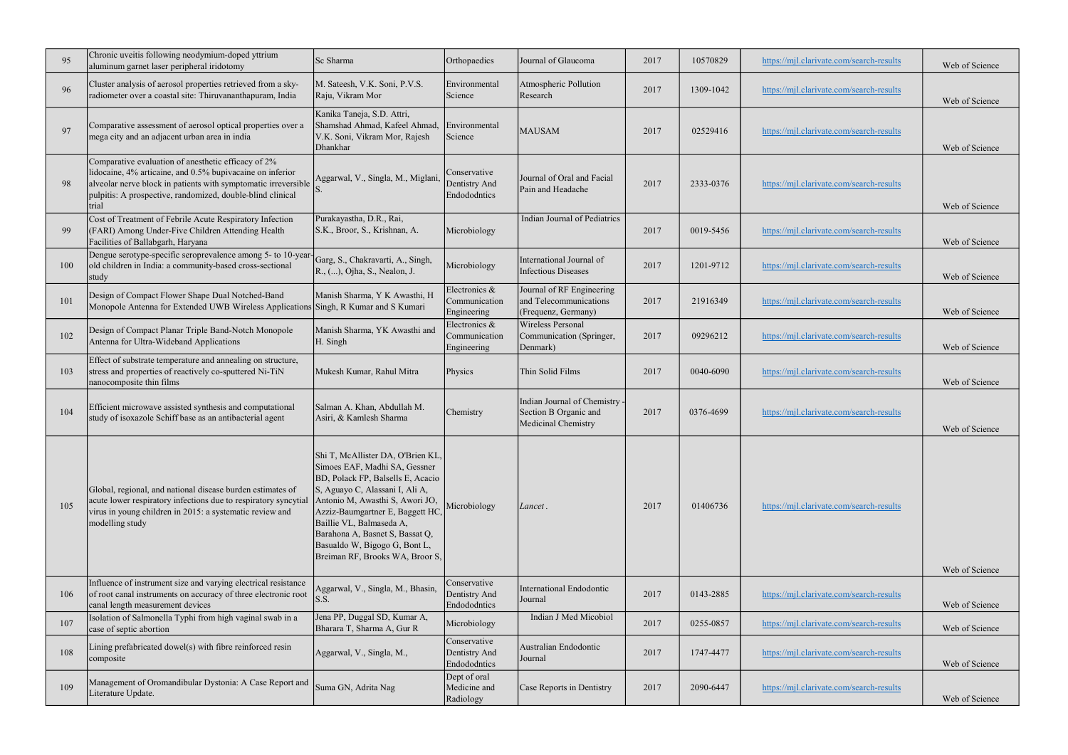| 95 | Chronic uveitis following neodymium-doped yttrium aluminum garnet laser peripheral iridotomy | Sc Sharma | Orthopaedics | Journal of Glaucoma | 2017 | 10570829 | https://mjl.clarivate.com/search-results | Web of Science |
|---|---|---|---|---|---|---|---|---|
| 96 | Cluster analysis of aerosol properties retrieved from a sky-radiometer over a coastal site: Thiruvananthapuram, India | M. Sateesh, V.K. Soni, P.V.S. Raju, Vikram Mor | Environmental Science | Atmospheric Pollution Research | 2017 | 1309-1042 | https://mjl.clarivate.com/search-results | Web of Science |
| 97 | Comparative assessment of aerosol optical properties over a mega city and an adjacent urban area in india | Kanika Taneja, S.D. Attri, Shamshad Ahmad, Kafeel Ahmad, V.K. Soni, Vikram Mor, Rajesh Dhankhar | Environmental Science | MAUSAM | 2017 | 02529416 | https://mjl.clarivate.com/search-results | Web of Science |
| 98 | Comparative evaluation of anesthetic efficacy of 2% lidocaine, 4% articaine, and 0.5% bupivacaine on inferior alveolar nerve block in patients with symptomatic irreversible pulpitis: A prospective, randomized, double-blind clinical trial | Aggarwal, V., Singla, M., Miglani, S. | Conservative Dentistry And Endododntics | Journal of Oral and Facial Pain and Headache | 2017 | 2333-0376 | https://mjl.clarivate.com/search-results | Web of Science |
| 99 | Cost of Treatment of Febrile Acute Respiratory Infection (FARI) Among Under-Five Children Attending Health Facilities of Ballabgarh, Haryana | Purakayastha, D.R., Rai, S.K., Broor, S., Krishnan, A. | Microbiology | Indian Journal of Pediatrics | 2017 | 0019-5456 | https://mjl.clarivate.com/search-results | Web of Science |
| 100 | Dengue serotype-specific seroprevalence among 5- to 10-year-old children in India: a community-based cross-sectional study | Garg, S., Chakravarti, A., Singh, R., (...), Ojha, S., Nealon, J. | Microbiology | International Journal of Infectious Diseases | 2017 | 1201-9712 | https://mjl.clarivate.com/search-results | Web of Science |
| 101 | Design of Compact Flower Shape Dual Notched-Band Monopole Antenna for Extended UWB Wireless Applications | Manish Sharma, Y K Awasthi, H Singh, R Kumar and S Kumari | Electronics & Communication Engineering | Journal of RF Engineering and Telecommunications (Frequenz, Germany) | 2017 | 21916349 | https://mjl.clarivate.com/search-results | Web of Science |
| 102 | Design of Compact Planar Triple Band-Notch Monopole Antenna for Ultra-Wideband Applications | Manish Sharma, YK Awasthi and H. Singh | Electronics & Communication Engineering | Wireless Personal Communication (Springer, Denmark) | 2017 | 09296212 | https://mjl.clarivate.com/search-results | Web of Science |
| 103 | Effect of substrate temperature and annealing on structure, stress and properties of reactively co-sputtered Ni-TiN nanocomposite thin films | Mukesh Kumar, Rahul Mitra | Physics | Thin Solid Films | 2017 | 0040-6090 | https://mjl.clarivate.com/search-results | Web of Science |
| 104 | Efficient microwave assisted synthesis and computational study of isoxazole Schiff base as an antibacterial agent | Salman A. Khan, Abdullah M. Asiri, & Kamlesh Sharma | Chemistry | Indian Journal of Chemistry - Section B Organic and Medicinal Chemistry | 2017 | 0376-4699 | https://mjl.clarivate.com/search-results | Web of Science |
| 105 | Global, regional, and national disease burden estimates of acute lower respiratory infections due to respiratory syncytial virus in young children in 2015: a systematic review and modelling study | Shi T, McAllister DA, O'Brien KL, Simoes EAF, Madhi SA, Gessner BD, Polack FP, Balsells E, Acacio S, Aguayo C, Alassani I, Ali A, Antonio M, Awasthi S, Awori JO, Azziz-Baumgartner E, Baggett HC, Baillie VL, Balmaseda A, Barahona A, Basnet S, Bassat Q, Basualdo W, Bigogo G, Bont L, Breiman RF, Brooks WA, Broor S, | Microbiology | *Lancet*. | 2017 | 01406736 | https://mjl.clarivate.com/search-results | Web of Science |
| 106 | Influence of instrument size and varying electrical resistance of root canal instruments on accuracy of three electronic root canal length measurement devices | Aggarwal, V., Singla, M., Bhasin, S.S. | Conservative Dentistry And Endododntics | International Endodontic Journal | 2017 | 0143-2885 | https://mjl.clarivate.com/search-results | Web of Science |
| 107 | Isolation of Salmonella Typhi from high vaginal swab in a case of septic abortion | Jena PP, Duggal SD, Kumar A, Bharara T, Sharma A, Gur R | Microbiology | Indian J Med Micobiol | 2017 | 0255-0857 | https://mjl.clarivate.com/search-results | Web of Science |
| 108 | Lining prefabricated dowel(s) with fibre reinforced resin composite | Aggarwal, V., Singla, M., | Conservative Dentistry And Endododntics | Australian Endodontic Journal | 2017 | 1747-4477 | https://mjl.clarivate.com/search-results | Web of Science |
| 109 | Management of Oromandibular Dystonia: A Case Report and Literature Update. | Suma GN, Adrita Nag | Dept of oral Medicine and Radiology | Case Reports in Dentistry | 2017 | 2090-6447 | https://mjl.clarivate.com/search-results | Web of Science |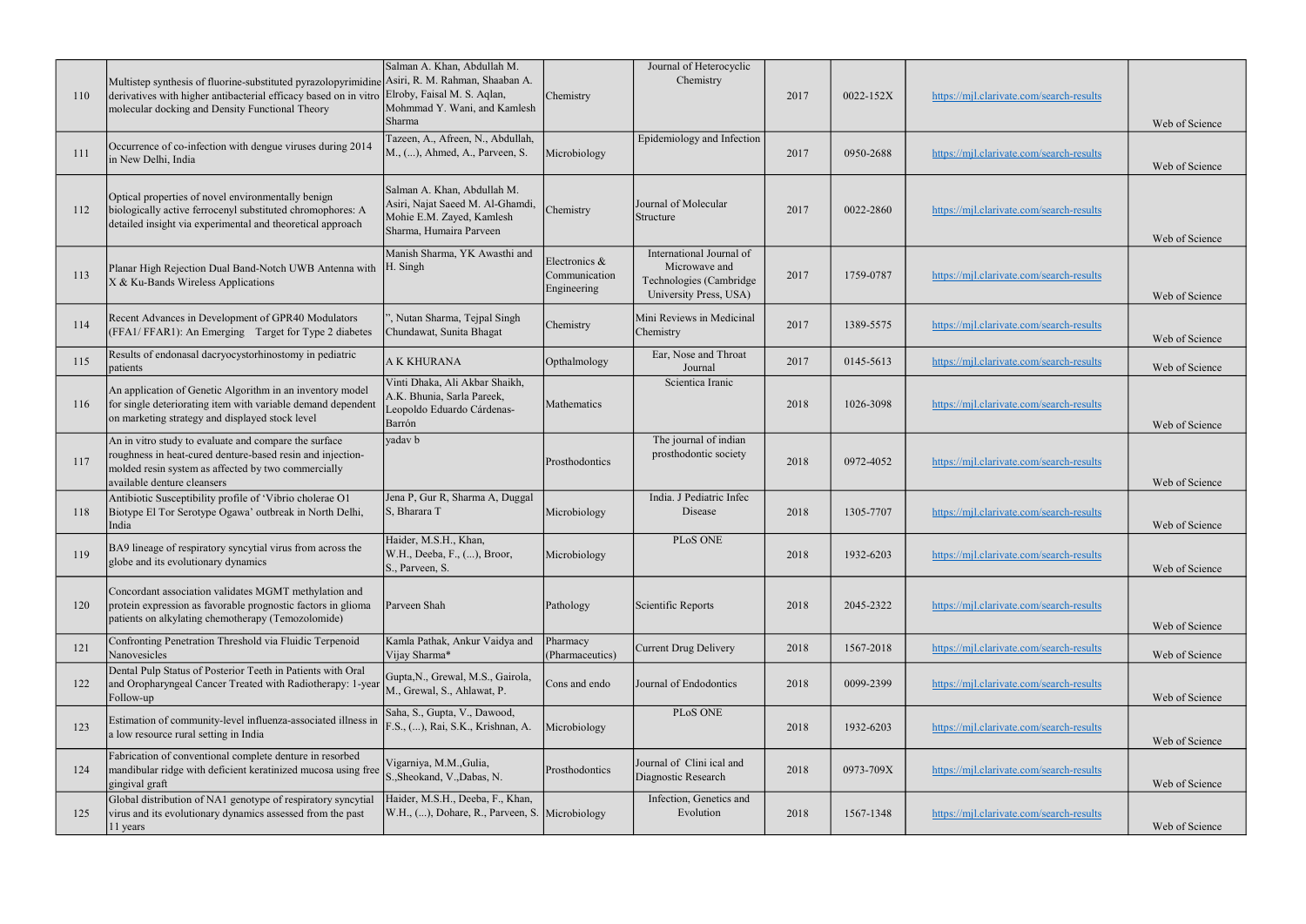| 110 | Multistep synthesis of fluorine-substituted pyrazolopyrimidine derivatives with higher antibacterial efficacy based on in vitro molecular docking and Density Functional Theory | Salman A. Khan, Abdullah M. Asiri, R. M. Rahman, Shaaban A. Elroby, Faisal M. S. Aqlan, Mohmmad Y. Wani, and Kamlesh Sharma | Chemistry | Journal of Heterocyclic Chemistry | 2017 | 0022-152X | https://mjl.clarivate.com/search-results | Web of Science |
|---|---|---|---|---|---|---|---|---|
| 111 | Occurrence of co-infection with dengue viruses during 2014 in New Delhi, India | Tazeen, A., Afreen, N., Abdullah, M., (...), Ahmed, A., Parveen, S. | Microbiology | Epidemiology and Infection | 2017 | 0950-2688 | https://mjl.clarivate.com/search-results | Web of Science |
| 112 | Optical properties of novel environmentally benign biologically active ferrocenyl substituted chromophores: A detailed insight via experimental and theoretical approach | Salman A. Khan, Abdullah M. Asiri, Najat Saeed M. Al-Ghamdi, Mohie E.M. Zayed, Kamlesh Sharma, Humaira Parveen | Chemistry | Journal of Molecular Structure | 2017 | 0022-2860 | https://mjl.clarivate.com/search-results | Web of Science |
| 113 | Planar High Rejection Dual Band-Notch UWB Antenna with X & Ku-Bands Wireless Applications | Manish Sharma, YK Awasthi and H. Singh | Electronics & Communication Engineering | International Journal of Microwave and Technologies (Cambridge University Press, USA) | 2017 | 1759-0787 | https://mjl.clarivate.com/search-results | Web of Science |
| 114 | Recent Advances in Development of GPR40 Modulators (FFA1/ FFAR1): An Emerging Target for Type 2 diabetes | ", Nutan Sharma, Tejpal Singh Chundawat, Sunita Bhagat | Chemistry | Mini Reviews in Medicinal Chemistry | 2017 | 1389-5575 | https://mjl.clarivate.com/search-results | Web of Science |
| 115 | Results of endonasal dacryocystorhinostomy in pediatric patients | A K KHURANA | Opthalmology | Ear, Nose and Throat Journal | 2017 | 0145-5613 | https://mjl.clarivate.com/search-results | Web of Science |
| 116 | An application of Genetic Algorithm in an inventory model for single deteriorating item with variable demand dependent on marketing strategy and displayed stock level | Vinti Dhaka, Ali Akbar Shaikh, A.K. Bhunia, Sarla Pareek, Leopoldo Eduardo Cárdenas-Barrón | Mathematics | Scientica Iranic | 2018 | 1026-3098 | https://mjl.clarivate.com/search-results | Web of Science |
| 117 | An in vitro study to evaluate and compare the surface roughness in heat-cured denture-based resin and injection-molded resin system as affected by two commercially available denture cleansers | yadav b | Prosthodontics | The journal of indian prosthodontic society | 2018 | 0972-4052 | https://mjl.clarivate.com/search-results | Web of Science |
| 118 | Antibiotic Susceptibility profile of 'Vibrio cholerae O1 Biotype El Tor Serotype Ogawa' outbreak in North Delhi, India | Jena P, Gur R, Sharma A, Duggal S, Bharara T | Microbiology | India. J Pediatric Infec Disease | 2018 | 1305-7707 | https://mjl.clarivate.com/search-results | Web of Science |
| 119 | BA9 lineage of respiratory syncytial virus from across the globe and its evolutionary dynamics | Haider, M.S.H., Khan, W.H., Deeba, F., (...), Broor, S., Parveen, S. | Microbiology | PLoS ONE | 2018 | 1932-6203 | https://mjl.clarivate.com/search-results | Web of Science |
| 120 | Concordant association validates MGMT methylation and protein expression as favorable prognostic factors in glioma patients on alkylating chemotherapy (Temozolomide) | Parveen Shah | Pathology | Scientific Reports | 2018 | 2045-2322 | https://mjl.clarivate.com/search-results | Web of Science |
| 121 | Confronting Penetration Threshold via Fluidic Terpenoid Nanovesicles | Kamla Pathak, Ankur Vaidya and Vijay Sharma* | Pharmacy (Pharmaceutics) | Current Drug Delivery | 2018 | 1567-2018 | https://mjl.clarivate.com/search-results | Web of Science |
| 122 | Dental Pulp Status of Posterior Teeth in Patients with Oral and Oropharyngeal Cancer Treated with Radiotherapy: 1-year Follow-up | Gupta,N., Grewal, M.S., Gairola, M., Grewal, S., Ahlawat, P. | Cons and endo | Journal of Endodontics | 2018 | 0099-2399 | https://mjl.clarivate.com/search-results | Web of Science |
| 123 | Estimation of community-level influenza-associated illness in a low resource rural setting in India | Saha, S., Gupta, V., Dawood, F.S., (...), Rai, S.K., Krishnan, A. | Microbiology | PLoS ONE | 2018 | 1932-6203 | https://mjl.clarivate.com/search-results | Web of Science |
| 124 | Fabrication of conventional complete denture in resorbed mandibular ridge with deficient keratinized mucosa using free gingival graft | Vigarniya, M.M.,Gulia, S.,Sheokand, V.,Dabas, N. | Prosthodontics | Journal of Clini ical and Diagnostic Research | 2018 | 0973-709X | https://mjl.clarivate.com/search-results | Web of Science |
| 125 | Global distribution of NA1 genotype of respiratory syncytial virus and its evolutionary dynamics assessed from the past 11 years | Haider, M.S.H., Deeba, F., Khan, W.H., (...), Dohare, R., Parveen, S. | Microbiology | Infection, Genetics and Evolution | 2018 | 1567-1348 | https://mjl.clarivate.com/search-results | Web of Science |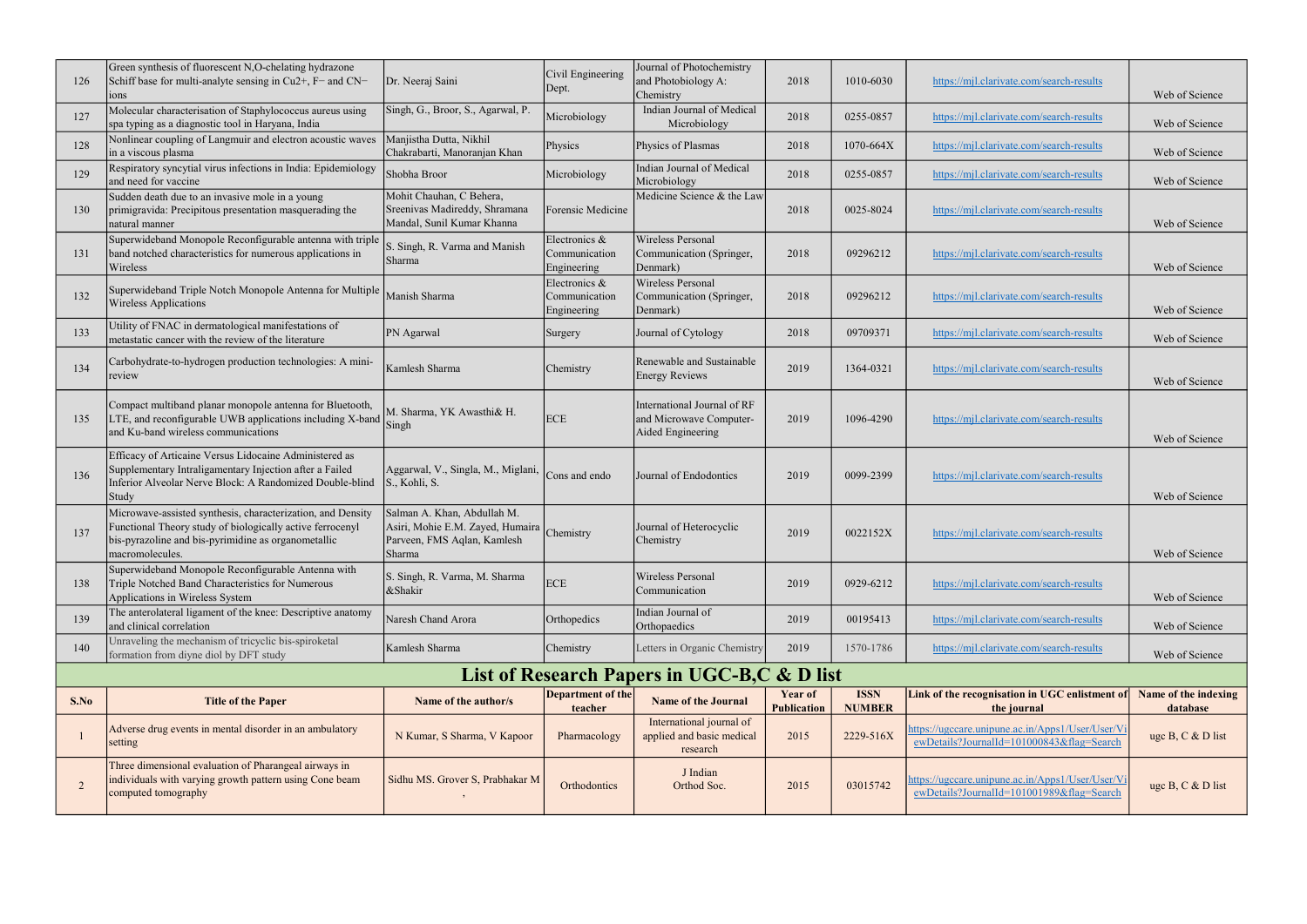| | | | | | | | | |
|---|---|---|---|---|---|---|---|---|
| 126 | Green synthesis of fluorescent N,O-chelating hydrazone Schiff base for multi-analyte sensing in $Cu^{2+}$, $F^-$ and $CN^-$ ions | Dr. Neeraj Saini | Civil Engineering Dept. | Journal of Photochemistry and Photobiology A: Chemistry | 2018 | 1010-6030 | https://mjl.clarivate.com/search-results | Web of Science |
| 127 | Molecular characterisation of Staphylococcus aureus using spa typing as a diagnostic tool in Haryana, India | Singh, G., Broor, S., Agarwal, P. | Microbiology | Indian Journal of Medical Microbiology | 2018 | 0255-0857 | https://mjl.clarivate.com/search-results | Web of Science |
| 128 | Nonlinear coupling of Langmuir and electron acoustic waves in a viscous plasma | Manjistha Dutta, Nikhil Chakrabarti, Manoranjan Khan | Physics | Physics of Plasmas | 2018 | 1070-664X | https://mjl.clarivate.com/search-results | Web of Science |
| 129 | Respiratory syncytial virus infections in India: Epidemiology and need for vaccine | Shobha Broor | Microbiology | Indian Journal of Medical Microbiology | 2018 | 0255-0857 | https://mjl.clarivate.com/search-results | Web of Science |
| 130 | Sudden death due to an invasive mole in a young primigravida: Precipitous presentation masquerading the natural manner | Mohit Chauhan, C Behera, Sreenivas Madireddy, Shramana Mandal, Sunil Kumar Khanna | Forensic Medicine | Medicine Science & the Law | 2018 | 0025-8024 | https://mjl.clarivate.com/search-results | Web of Science |
| 131 | Superwideband Monopole Reconfigurable antenna with triple band notched characteristics for numerous applications in Wireless | S. Singh, R. Varma and Manish Sharma | Electronics & Communication Engineering | Wireless Personal Communication (Springer, Denmark) | 2018 | 09296212 | https://mjl.clarivate.com/search-results | Web of Science |
| 132 | Superwideband Triple Notch Monopole Antenna for Multiple Wireless Applications | Manish Sharma | Electronics & Communication Engineering | Wireless Personal Communication (Springer, Denmark) | 2018 | 09296212 | https://mjl.clarivate.com/search-results | Web of Science |
| 133 | Utility of FNAC in dermatological manifestations of metastatic cancer with the review of the literature | PN Agarwal | Surgery | Journal of Cytology | 2018 | 09709371 | https://mjl.clarivate.com/search-results | Web of Science |
| 134 | Carbohydrate-to-hydrogen production technologies: A mini-review | Kamlesh Sharma | Chemistry | Renewable and Sustainable Energy Reviews | 2019 | 1364-0321 | https://mjl.clarivate.com/search-results | Web of Science |
| 135 | Compact multiband planar monopole antenna for Bluetooth, LTE, and reconfigurable UWB applications including X-band and Ku-band wireless communications | M. Sharma, YK Awasthi& H. Singh | ECE | International Journal of RF and Microwave Computer-Aided Engineering | 2019 | 1096-4290 | https://mjl.clarivate.com/search-results | Web of Science |
| 136 | Efficacy of Articaine Versus Lidocaine Administered as Supplementary Intraligamentary Injection after a Failed Inferior Alveolar Nerve Block: A Randomized Double-blind Study | Aggarwal, V., Singla, M., Miglani, S., Kohli, S. | Cons and endo | Journal of Endodontics | 2019 | 0099-2399 | https://mjl.clarivate.com/search-results | Web of Science |
| 137 | Microwave-assisted synthesis, characterization, and Density Functional Theory study of biologically active ferrocenyl bis-pyrazoline and bis-pyrimidine as organometallic macromolecules. | Salman A. Khan, Abdullah M. Asiri, Mohie E.M. Zayed, Humaira Parveen, FMS Aqlan, Kamlesh Sharma | Chemistry | Journal of Heterocyclic Chemistry | 2019 | 0022152X | https://mjl.clarivate.com/search-results | Web of Science |
| 138 | Superwideband Monopole Reconfigurable Antenna with Triple Notched Band Characteristics for Numerous Applications in Wireless System | S. Singh, R. Varma, M. Sharma &Shakir | ECE | Wireless Personal Communication | 2019 | 0929-6212 | https://mjl.clarivate.com/search-results | Web of Science |
| 139 | The anterolateral ligament of the knee: Descriptive anatomy and clinical correlation | Naresh Chand Arora | Orthopedics | Indian Journal of Orthopaedics | 2019 | 00195413 | https://mjl.clarivate.com/search-results | Web of Science |
| 140 | Unraveling the mechanism of tricyclic bis-spiroketal formation from diyne diol by DFT study | Kamlesh Sharma | Chemistry | Letters in Organic Chemistry | 2019 | 1570-1786 | https://mjl.clarivate.com/search-results | Web of Science |

## List of Research Papers in UGC-B,C & D list

| S.No | Title of the Paper | Name of the author/s | Department of the teacher | Name of the Journal | Year of Publication | ISSN NUMBER | Link of the recognisation in UGC enlistment of the journal | Name of the indexing database |
|---|---|---|---|---|---|---|---|---|
| 1 | Adverse drug events in mental disorder in an ambulatory setting | N Kumar, S Sharma, V Kapoor | Pharmacology | International journal of applied and basic medical research | 2015 | 2229-516X | https://ugccare.unipune.ac.in/Apps1/User/User/ViewDetails?JournalId=101000843&flag=Search | ugc B, C & D list |
| 2 | Three dimensional evaluation of Pharangeal airways in individuals with varying growth pattern using Cone beam computed tomography | Sidhu MS. Grover S, Prabhakar M , | Orthodontics | J Indian Orthod Soc. | 2015 | 03015742 | https://ugccare.unipune.ac.in/Apps1/User/User/ViewDetails?JournalId=101001989&flag=Search | ugc B, C & D list |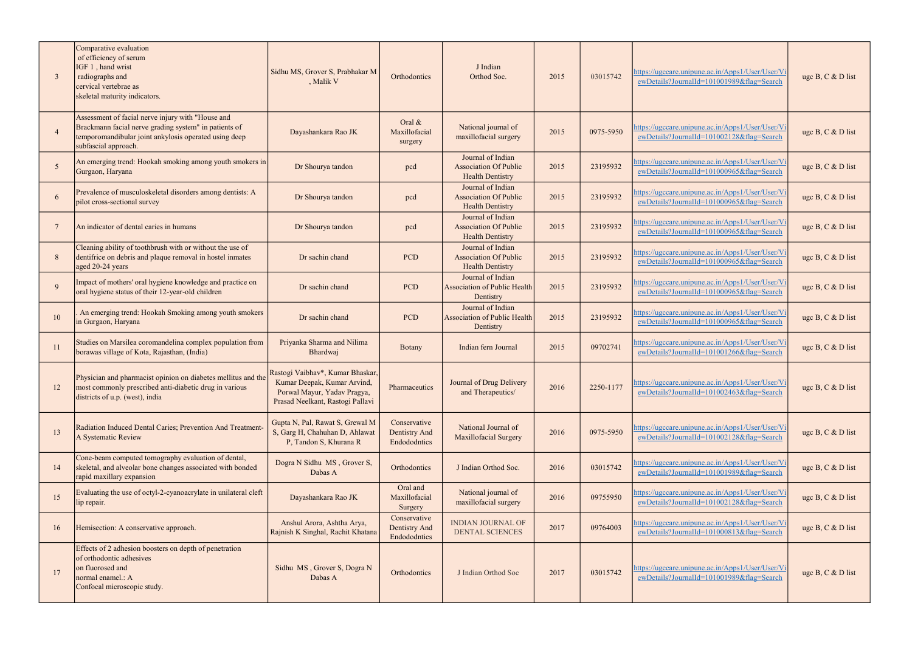| 3 | Comparative evaluation of efficiency of serum IGF 1 , hand wrist radiographs and cervical vertebrae as skeletal maturity indicators. | Sidhu MS, Grover S, Prabhakar M , Malik V | Orthodontics | J Indian Orthod Soc. | 2015 | 03015742 | https://ugccare.unipune.ac.in/Apps1/User/User/ViewDetails?JournalId=101001989&flag=Search | ugc B, C & D list |
|---|---|---|---|---|---|---|---|---|
| 4 | Assessment of facial nerve injury with "House and Brackmann facial nerve grading system" in patients of temporomandibular joint ankylosis operated using deep subfascial approach. | Dayashankara Rao JK | Oral & Maxillofacial surgery | National journal of maxillofacial surgery | 2015 | 0975-5950 | https://ugccare.unipune.ac.in/Apps1/User/User/ViewDetails?JournalId=101002128&flag=Search | ugc B, C & D list |
| 5 | An emerging trend: Hookah smoking among youth smokers in Gurgaon, Haryana | Dr Shourya tandon | pcd | Journal of Indian Association Of Public Health Dentistry | 2015 | 23195932 | https://ugccare.unipune.ac.in/Apps1/User/User/ViewDetails?JournalId=101000965&flag=Search | ugc B, C & D list |
| 6 | Prevalence of musculoskeletal disorders among dentists: A pilot cross-sectional survey | Dr Shourya tandon | pcd | Journal of Indian Association Of Public Health Dentistry | 2015 | 23195932 | https://ugccare.unipune.ac.in/Apps1/User/User/ViewDetails?JournalId=101000965&flag=Search | ugc B, C & D list |
| 7 | An indicator of dental caries in humans | Dr Shourya tandon | pcd | Journal of Indian Association Of Public Health Dentistry | 2015 | 23195932 | https://ugccare.unipune.ac.in/Apps1/User/User/ViewDetails?JournalId=101000965&flag=Search | ugc B, C & D list |
| 8 | Cleaning ability of toothbrush with or without the use of dentifrice on debris and plaque removal in hostel inmates aged 20-24 years | Dr sachin chand | PCD | Journal of Indian Association Of Public Health Dentistry | 2015 | 23195932 | https://ugccare.unipune.ac.in/Apps1/User/User/ViewDetails?JournalId=101000965&flag=Search | ugc B, C & D list |
| 9 | Impact of mothers' oral hygiene knowledge and practice on oral hygiene status of their 12-year-old children | Dr sachin chand | PCD | Journal of Indian Association of Public Health Dentistry | 2015 | 23195932 | https://ugccare.unipune.ac.in/Apps1/User/User/ViewDetails?JournalId=101000965&flag=Search | ugc B, C & D list |
| 10 | . An emerging trend: Hookah Smoking among youth smokers in Gurgaon, Haryana | Dr sachin chand | PCD | Journal of Indian Association of Public Health Dentistry | 2015 | 23195932 | https://ugccare.unipune.ac.in/Apps1/User/User/ViewDetails?JournalId=101000965&flag=Search | ugc B, C & D list |
| 11 | Studies on Marsilea coromandelina complex population from borawas village of Kota, Rajasthan, (India) | Priyanka Sharma and Nilima Bhardwaj | Botany | Indian fern Journal | 2015 | 09702741 | https://ugccare.unipune.ac.in/Apps1/User/User/ViewDetails?JournalId=101001266&flag=Search | ugc B, C & D list |
| 12 | Physician and pharmacist opinion on diabetes mellitus and the most commonly prescribed anti-diabetic drug in various districts of u.p. (west), india | Rastogi Vaibhav*, Kumar Bhaskar, Kumar Deepak, Kumar Arvind, Porwal Mayur, Yadav Pragya, Prasad Neelkant, Rastogi Pallavi | Pharmaceutics | Journal of Drug Delivery and Therapeutics/ | 2016 | 2250-1177 | https://ugccare.unipune.ac.in/Apps1/User/User/ViewDetails?JournalId=101002463&flag=Search | ugc B, C & D list |
| 13 | Radiation Induced Dental Caries; Prevention And Treatment- A Systematic Review | Gupta N, Pal, Rawat S, Grewal M S, Garg H, Chahuhan D, Ahlawat P, Tandon S, Khurana R | Conservative Dentistry And Endododntics | National Journal of Maxillofacial Surgery | 2016 | 0975-5950 | https://ugccare.unipune.ac.in/Apps1/User/User/ViewDetails?JournalId=101002128&flag=Search | ugc B, C & D list |
| 14 | Cone-beam computed tomography evaluation of dental, skeletal, and alveolar bone changes associated with bonded rapid maxillary expansion | Dogra N Sidhu MS , Grover S, Dabas A | Orthodontics | J Indian Orthod Soc. | 2016 | 03015742 | https://ugccare.unipune.ac.in/Apps1/User/User/ViewDetails?JournalId=101001989&flag=Search | ugc B, C & D list |
| 15 | Evaluating the use of octyl-2-cyanoacrylate in unilateral cleft lip repair. | Dayashankara Rao JK | Oral and Maxillofacial Surgery | National journal of maxillofacial surgery | 2016 | 09755950 | https://ugccare.unipune.ac.in/Apps1/User/User/ViewDetails?JournalId=101002128&flag=Search | ugc B, C & D list |
| 16 | Hemisection: A conservative approach. | Anshul Arora, Ashtha Arya, Rajnish K Singhal, Rachit Khatana | Conservative Dentistry And Endododntics | INDIAN JOURNAL OF DENTAL SCIENCES | 2017 | 09764003 | https://ugccare.unipune.ac.in/Apps1/User/User/ViewDetails?JournalId=101000813&flag=Search | ugc B, C & D list |
| 17 | Effects of 2 adhesion boosters on depth of penetration of orthodontic adhesives on fluorosed and normal enamel.: A Confocal microscopic study. | Sidhu MS , Grover S, Dogra N Dabas A | Orthodontics | J Indian Orthod Soc | 2017 | 03015742 | https://ugccare.unipune.ac.in/Apps1/User/User/ViewDetails?JournalId=101001989&flag=Search | ugc B, C & D list |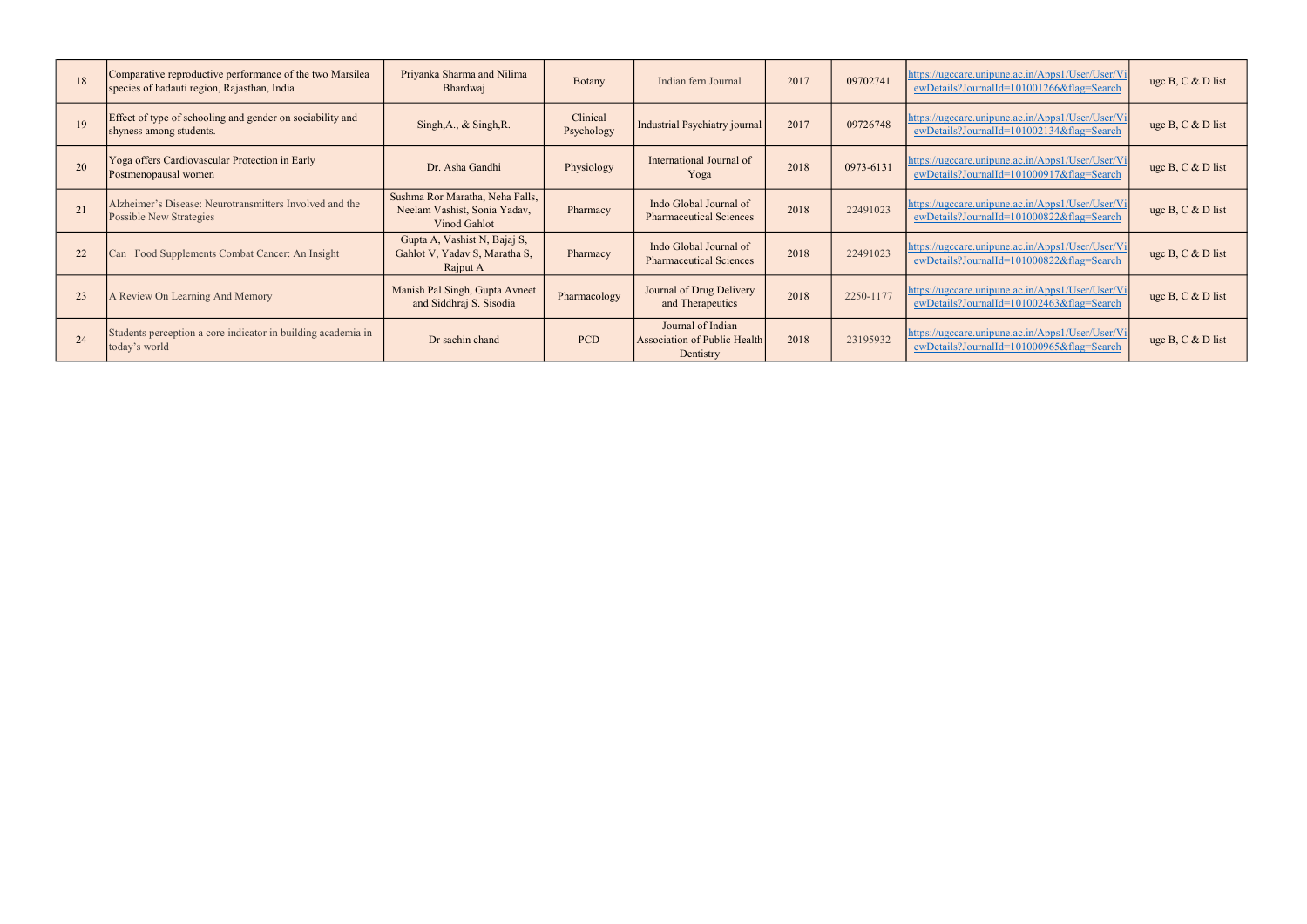| | | | | | | | | |
|---|---|---|---|---|---|---|---|---|
| 18 | Comparative reproductive performance of the two Marsilea species of hadauti region, Rajasthan, India | Priyanka Sharma and Nilima Bhardwaj | Botany | Indian fern Journal | 2017 | 09702741 | https://ugccare.unipune.ac.in/Apps1/User/User/ViewDetails?JournalId=101001266&flag=Search | ugc B, C & D list |
| 19 | Effect of type of schooling and gender on sociability and shyness among students. | Singh,A., & Singh,R. | Clinical Psychology | Industrial Psychiatry journal | 2017 | 09726748 | https://ugccare.unipune.ac.in/Apps1/User/User/ViewDetails?JournalId=101002134&flag=Search | ugc B, C & D list |
| 20 | Yoga offers Cardiovascular Protection in Early Postmenopausal women | Dr. Asha Gandhi | Physiology | International Journal of Yoga | 2018 | 0973-6131 | https://ugccare.unipune.ac.in/Apps1/User/User/ViewDetails?JournalId=101000917&flag=Search | ugc B, C & D list |
| 21 | Alzheimer's Disease: Neurotransmitters Involved and the Possible New Strategies | Sushma Ror Maratha, Neha Falls, Neelam Vashist, Sonia Yadav, Vinod Gahlot | Pharmacy | Indo Global Journal of Pharmaceutical Sciences | 2018 | 22491023 | https://ugccare.unipune.ac.in/Apps1/User/User/ViewDetails?JournalId=101000822&flag=Search | ugc B, C & D list |
| 22 | Can Food Supplements Combat Cancer: An Insight | Gupta A, Vashist N, Bajaj S, Gahlot V, Yadav S, Maratha S, Rajput A | Pharmacy | Indo Global Journal of Pharmaceutical Sciences | 2018 | 22491023 | https://ugccare.unipune.ac.in/Apps1/User/User/ViewDetails?JournalId=101000822&flag=Search | ugc B, C & D list |
| 23 | A Review On Learning And Memory | Manish Pal Singh, Gupta Avneet and Siddhraj S. Sisodia | Pharmacology | Journal of Drug Delivery and Therapeutics | 2018 | 2250-1177 | https://ugccare.unipune.ac.in/Apps1/User/User/ViewDetails?JournalId=101002463&flag=Search | ugc B, C & D list |
| 24 | Students perception a core indicator in building academia in today's world | Dr sachin chand | PCD | Journal of Indian Association of Public Health Dentistry | 2018 | 23195932 | https://ugccare.unipune.ac.in/Apps1/User/User/ViewDetails?JournalId=101000965&flag=Search | ugc B, C & D list |